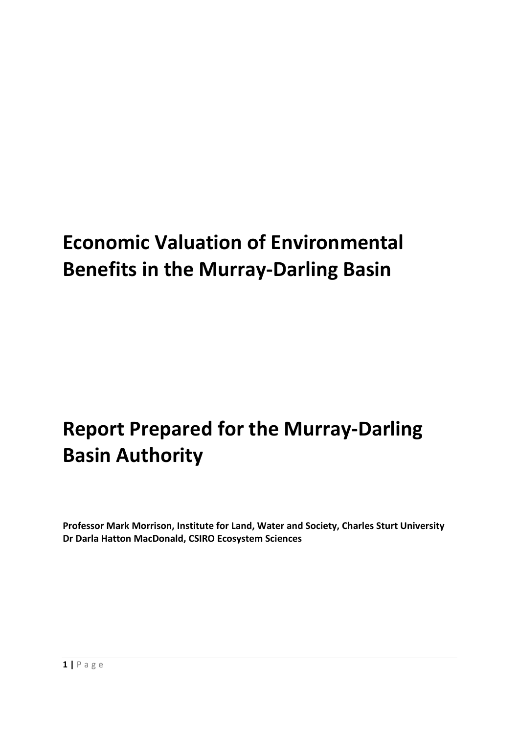# Economic Valuation of Environmental Benefits in the Murray-Darling Basin

# Report Prepared for the Murray-Darling Basin Authority

**Professor Mark Morrison, Institute for Land, Water and Society, Charles Sturt University**
**Dr Darla Hatton MacDonald, CSIRO Ecosystem Sciences**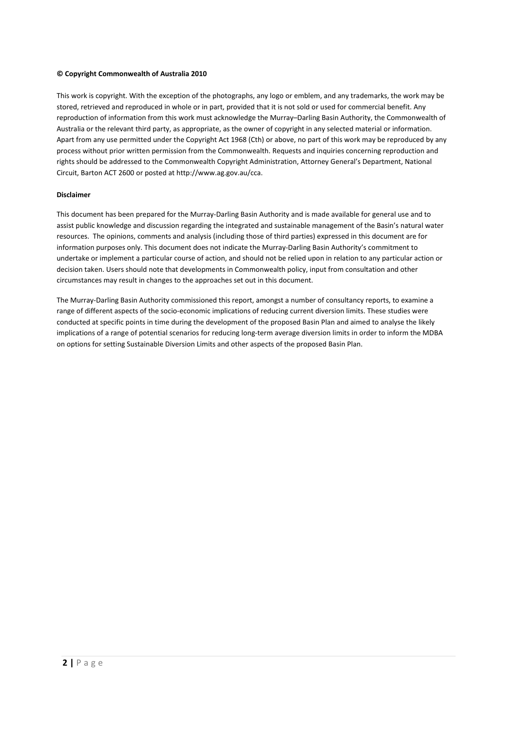**© Copyright Commonwealth of Australia 2010**

This work is copyright. With the exception of the photographs, any logo or emblem, and any trademarks, the work may be stored, retrieved and reproduced in whole or in part, provided that it is not sold or used for commercial benefit. Any reproduction of information from this work must acknowledge the Murray–Darling Basin Authority, the Commonwealth of Australia or the relevant third party, as appropriate, as the owner of copyright in any selected material or information. Apart from any use permitted under the Copyright Act 1968 (Cth) or above, no part of this work may be reproduced by any process without prior written permission from the Commonwealth. Requests and inquiries concerning reproduction and rights should be addressed to the Commonwealth Copyright Administration, Attorney General's Department, National Circuit, Barton ACT 2600 or posted at http://www.ag.gov.au/cca.

**Disclaimer**

This document has been prepared for the Murray-Darling Basin Authority and is made available for general use and to assist public knowledge and discussion regarding the integrated and sustainable management of the Basin's natural water resources. The opinions, comments and analysis (including those of third parties) expressed in this document are for information purposes only. This document does not indicate the Murray-Darling Basin Authority's commitment to undertake or implement a particular course of action, and should not be relied upon in relation to any particular action or decision taken. Users should note that developments in Commonwealth policy, input from consultation and other circumstances may result in changes to the approaches set out in this document.

The Murray-Darling Basin Authority commissioned this report, amongst a number of consultancy reports, to examine a range of different aspects of the socio-economic implications of reducing current diversion limits. These studies were conducted at specific points in time during the development of the proposed Basin Plan and aimed to analyse the likely implications of a range of potential scenarios for reducing long-term average diversion limits in order to inform the MDBA on options for setting Sustainable Diversion Limits and other aspects of the proposed Basin Plan.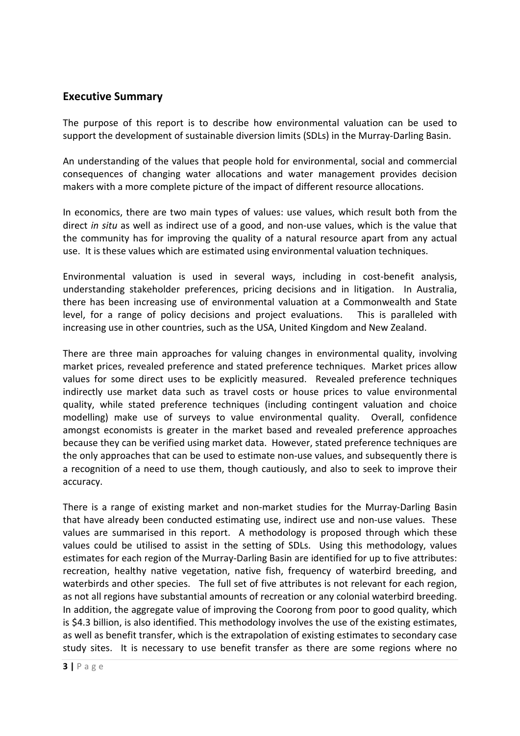## Executive Summary

The purpose of this report is to describe how environmental valuation can be used to support the development of sustainable diversion limits (SDLs) in the Murray-Darling Basin.

An understanding of the values that people hold for environmental, social and commercial consequences of changing water allocations and water management provides decision makers with a more complete picture of the impact of different resource allocations.

In economics, there are two main types of values: use values, which result both from the direct *in situ* as well as indirect use of a good, and non-use values, which is the value that the community has for improving the quality of a natural resource apart from any actual use. It is these values which are estimated using environmental valuation techniques.

Environmental valuation is used in several ways, including in cost-benefit analysis, understanding stakeholder preferences, pricing decisions and in litigation. In Australia, there has been increasing use of environmental valuation at a Commonwealth and State level, for a range of policy decisions and project evaluations. This is paralleled with increasing use in other countries, such as the USA, United Kingdom and New Zealand.

There are three main approaches for valuing changes in environmental quality, involving market prices, revealed preference and stated preference techniques. Market prices allow values for some direct uses to be explicitly measured. Revealed preference techniques indirectly use market data such as travel costs or house prices to value environmental quality, while stated preference techniques (including contingent valuation and choice modelling) make use of surveys to value environmental quality. Overall, confidence amongst economists is greater in the market based and revealed preference approaches because they can be verified using market data. However, stated preference techniques are the only approaches that can be used to estimate non-use values, and subsequently there is a recognition of a need to use them, though cautiously, and also to seek to improve their accuracy.

There is a range of existing market and non-market studies for the Murray-Darling Basin that have already been conducted estimating use, indirect use and non-use values. These values are summarised in this report. A methodology is proposed through which these values could be utilised to assist in the setting of SDLs. Using this methodology, values estimates for each region of the Murray-Darling Basin are identified for up to five attributes: recreation, healthy native vegetation, native fish, frequency of waterbird breeding, and waterbirds and other species. The full set of five attributes is not relevant for each region, as not all regions have substantial amounts of recreation or any colonial waterbird breeding. In addition, the aggregate value of improving the Coorong from poor to good quality, which is \$4.3 billion, is also identified. This methodology involves the use of the existing estimates, as well as benefit transfer, which is the extrapolation of existing estimates to secondary case study sites. It is necessary to use benefit transfer as there are some regions where no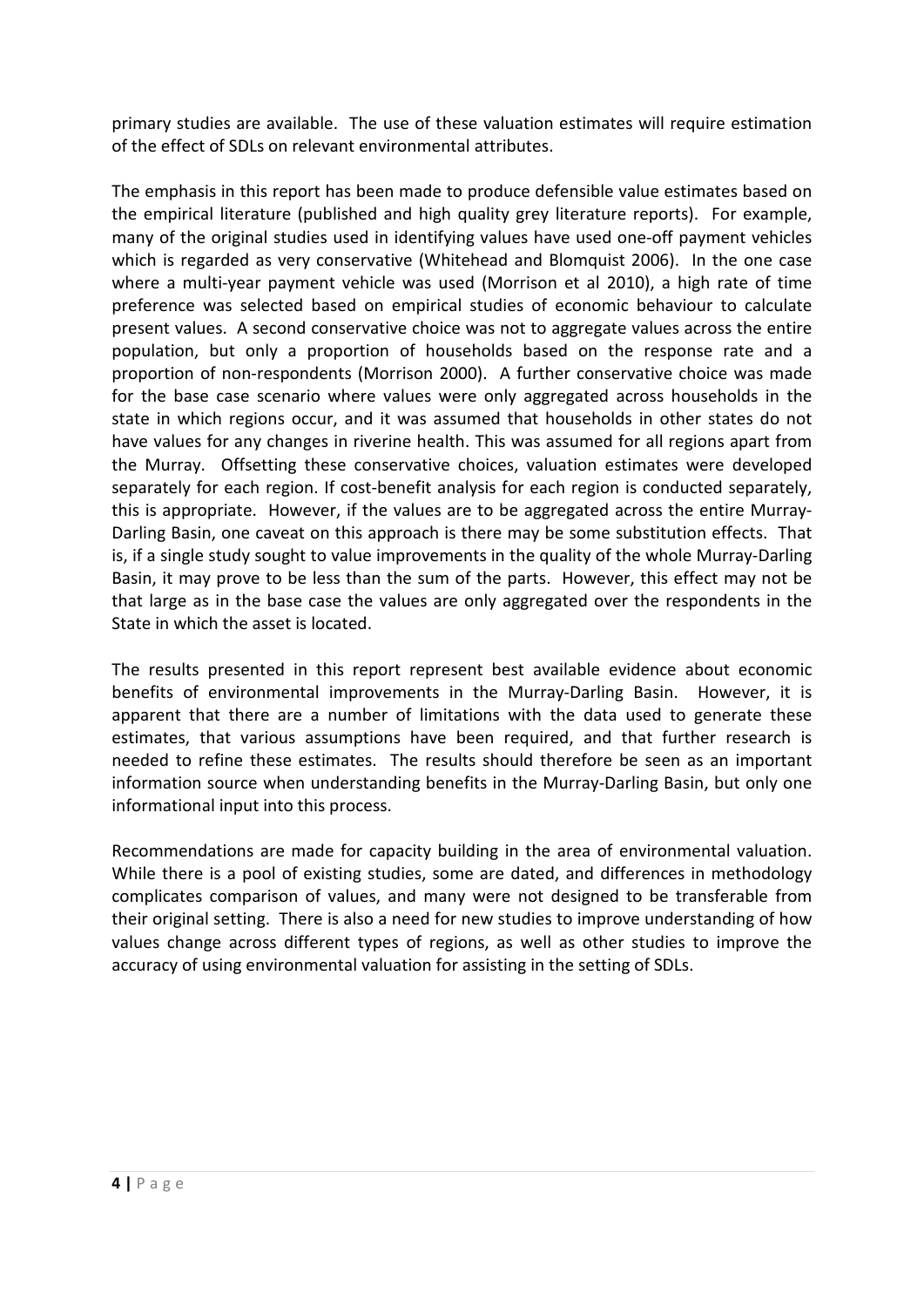primary studies are available. The use of these valuation estimates will require estimation of the effect of SDLs on relevant environmental attributes.

The emphasis in this report has been made to produce defensible value estimates based on the empirical literature (published and high quality grey literature reports). For example, many of the original studies used in identifying values have used one-off payment vehicles which is regarded as very conservative (Whitehead and Blomquist 2006). In the one case where a multi-year payment vehicle was used (Morrison et al 2010), a high rate of time preference was selected based on empirical studies of economic behaviour to calculate present values. A second conservative choice was not to aggregate values across the entire population, but only a proportion of households based on the response rate and a proportion of non-respondents (Morrison 2000). A further conservative choice was made for the base case scenario where values were only aggregated across households in the state in which regions occur, and it was assumed that households in other states do not have values for any changes in riverine health. This was assumed for all regions apart from the Murray. Offsetting these conservative choices, valuation estimates were developed separately for each region. If cost-benefit analysis for each region is conducted separately, this is appropriate. However, if the values are to be aggregated across the entire Murray-Darling Basin, one caveat on this approach is there may be some substitution effects. That is, if a single study sought to value improvements in the quality of the whole Murray-Darling Basin, it may prove to be less than the sum of the parts. However, this effect may not be that large as in the base case the values are only aggregated over the respondents in the State in which the asset is located.

The results presented in this report represent best available evidence about economic benefits of environmental improvements in the Murray-Darling Basin. However, it is apparent that there are a number of limitations with the data used to generate these estimates, that various assumptions have been required, and that further research is needed to refine these estimates. The results should therefore be seen as an important information source when understanding benefits in the Murray-Darling Basin, but only one informational input into this process.

Recommendations are made for capacity building in the area of environmental valuation. While there is a pool of existing studies, some are dated, and differences in methodology complicates comparison of values, and many were not designed to be transferable from their original setting. There is also a need for new studies to improve understanding of how values change across different types of regions, as well as other studies to improve the accuracy of using environmental valuation for assisting in the setting of SDLs.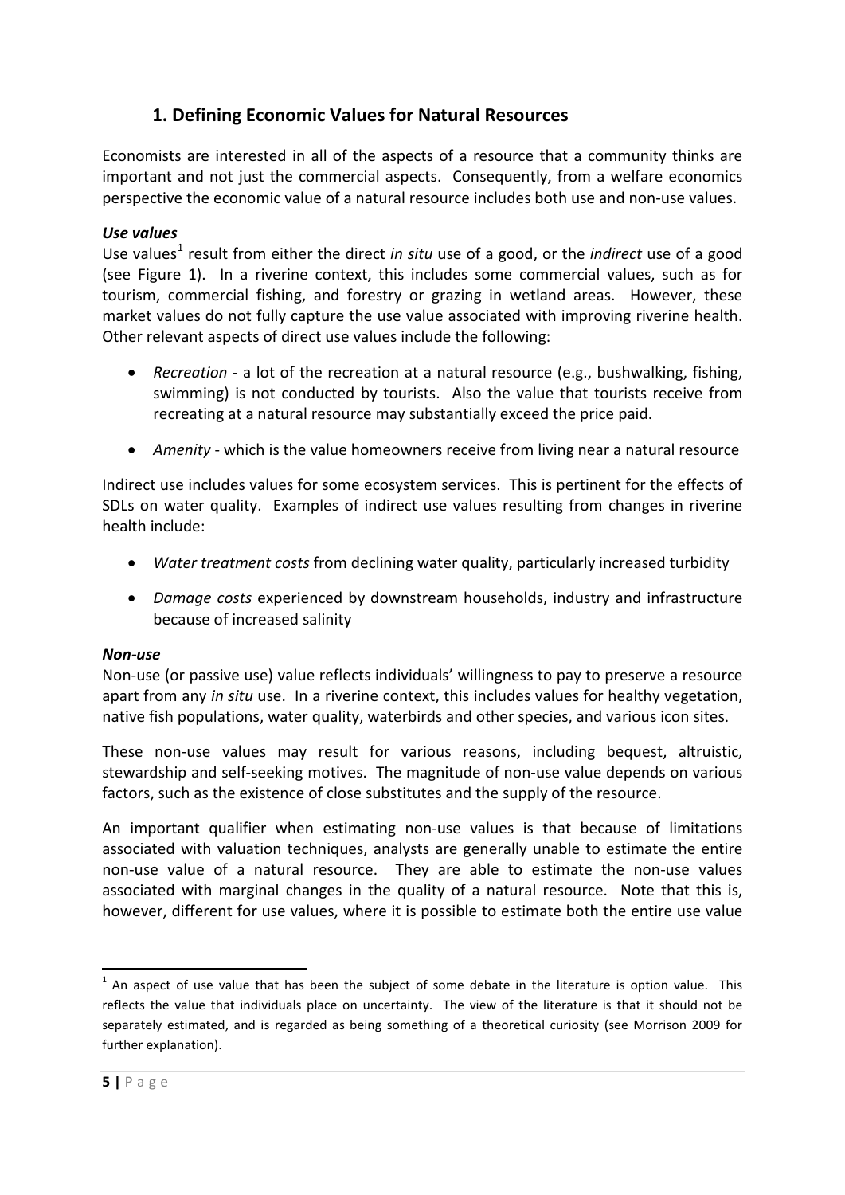## 1. Defining Economic Values for Natural Resources

Economists are interested in all of the aspects of a resource that a community thinks are important and not just the commercial aspects. Consequently, from a welfare economics perspective the economic value of a natural resource includes both use and non-use values.

***Use values***

Use values[1] result from either the direct *in situ* use of a good, or the *indirect* use of a good (see Figure 1). In a riverine context, this includes some commercial values, such as for tourism, commercial fishing, and forestry or grazing in wetland areas. However, these market values do not fully capture the use value associated with improving riverine health. Other relevant aspects of direct use values include the following:

- *Recreation* - a lot of the recreation at a natural resource (e.g., bushwalking, fishing, swimming) is not conducted by tourists. Also the value that tourists receive from recreating at a natural resource may substantially exceed the price paid.
- *Amenity* - which is the value homeowners receive from living near a natural resource

Indirect use includes values for some ecosystem services. This is pertinent for the effects of SDLs on water quality. Examples of indirect use values resulting from changes in riverine health include:

- *Water treatment costs* from declining water quality, particularly increased turbidity
- *Damage costs* experienced by downstream households, industry and infrastructure because of increased salinity

***Non-use***

Non-use (or passive use) value reflects individuals' willingness to pay to preserve a resource apart from any *in situ* use. In a riverine context, this includes values for healthy vegetation, native fish populations, water quality, waterbirds and other species, and various icon sites.

These non-use values may result for various reasons, including bequest, altruistic, stewardship and self-seeking motives. The magnitude of non-use value depends on various factors, such as the existence of close substitutes and the supply of the resource.

An important qualifier when estimating non-use values is that because of limitations associated with valuation techniques, analysts are generally unable to estimate the entire non-use value of a natural resource. They are able to estimate the non-use values associated with marginal changes in the quality of a natural resource. Note that this is, however, different for use values, where it is possible to estimate both the entire use value

[1] An aspect of use value that has been the subject of some debate in the literature is option value. This reflects the value that individuals place on uncertainty. The view of the literature is that it should not be separately estimated, and is regarded as being something of a theoretical curiosity (see Morrison 2009 for further explanation).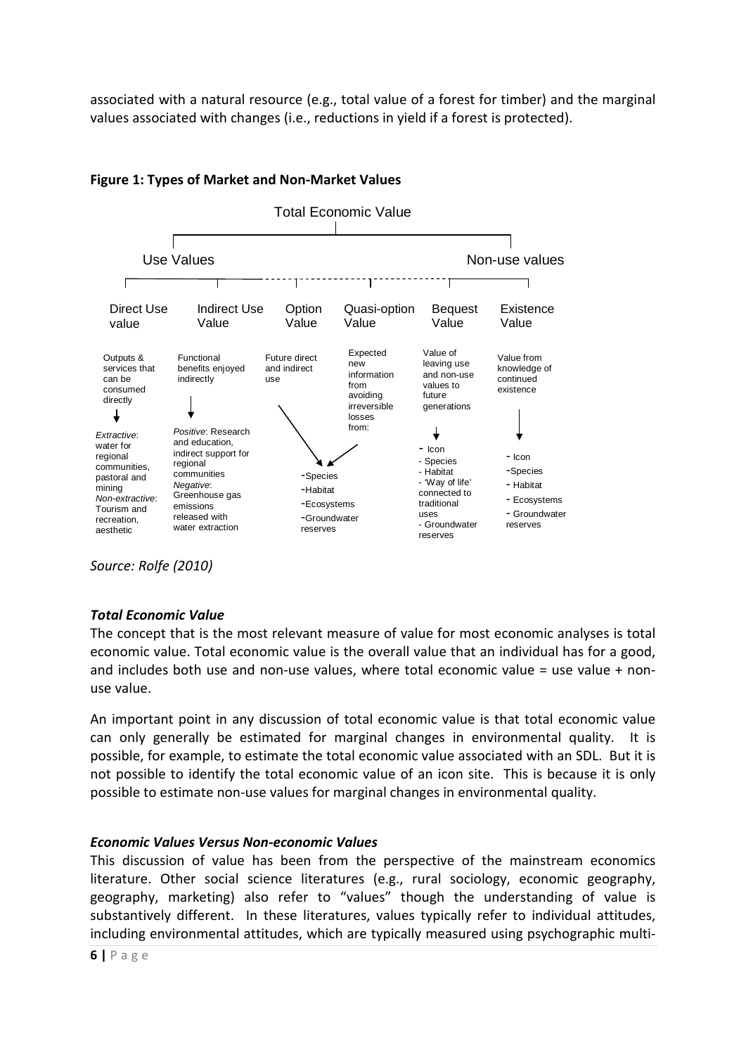associated with a natural resource (e.g., total value of a forest for timber) and the marginal values associated with changes (i.e., reductions in yield if a forest is protected).

**Figure 1: Types of Market and Non-Market Values**

Total Economic Value

| Use Values | | | | Non-use values | |
|---|---|---|---|---|---|
| Direct Use value | Indirect Use Value | Option Value | Quasi-option Value | Bequest Value | Existence Value |
| Outputs & services that can be consumed directly | Functional benefits enjoyed indirectly | Future direct and indirect use | Expected new information from avoiding irreversible losses from: | Value of leaving use and non-use values to future generations | Value from knowledge of continued existence |
| *Extractive*: water for regional communities, pastoral and mining *Non-extractive*: Tourism and recreation, aesthetic | *Positive*: Research and education, indirect support for regional communities *Negative*: Greenhouse gas emissions released with water extraction | -Species -Habitat -Ecosystems -Groundwater reserves | | - Icon - Species - Habitat - 'Way of life' connected to traditional uses - Groundwater reserves | - Icon -Species - Habitat - Ecosystems - Groundwater reserves |

*Source: Rolfe (2010)*

### *Total Economic Value*

The concept that is the most relevant measure of value for most economic analyses is total economic value. Total economic value is the overall value that an individual has for a good, and includes both use and non-use values, where total economic value = use value + non-use value.

An important point in any discussion of total economic value is that total economic value can only generally be estimated for marginal changes in environmental quality. It is possible, for example, to estimate the total economic value associated with an SDL. But it is not possible to identify the total economic value of an icon site. This is because it is only possible to estimate non-use values for marginal changes in environmental quality.

### *Economic Values Versus Non-economic Values*

This discussion of value has been from the perspective of the mainstream economics literature. Other social science literatures (e.g., rural sociology, economic geography, geography, marketing) also refer to "values" though the understanding of value is substantively different. In these literatures, values typically refer to individual attitudes, including environmental attitudes, which are typically measured using psychographic multi-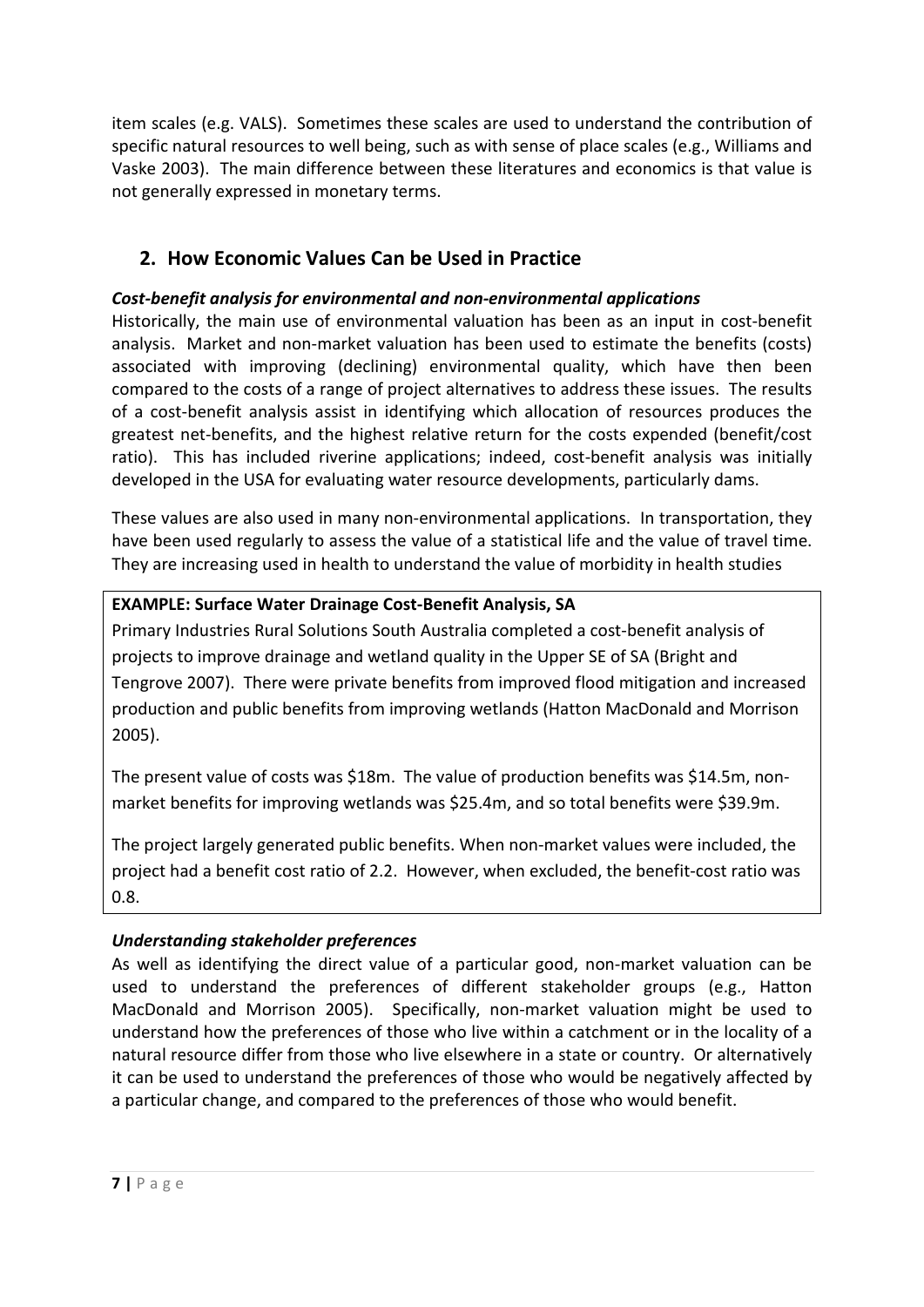item scales (e.g. VALS). Sometimes these scales are used to understand the contribution of specific natural resources to well being, such as with sense of place scales (e.g., Williams and Vaske 2003). The main difference between these literatures and economics is that value is not generally expressed in monetary terms.

## 2. How Economic Values Can be Used in Practice

***Cost-benefit analysis for environmental and non-environmental applications***

Historically, the main use of environmental valuation has been as an input in cost-benefit analysis. Market and non-market valuation has been used to estimate the benefits (costs) associated with improving (declining) environmental quality, which have then been compared to the costs of a range of project alternatives to address these issues. The results of a cost-benefit analysis assist in identifying which allocation of resources produces the greatest net-benefits, and the highest relative return for the costs expended (benefit/cost ratio). This has included riverine applications; indeed, cost-benefit analysis was initially developed in the USA for evaluating water resource developments, particularly dams.

These values are also used in many non-environmental applications. In transportation, they have been used regularly to assess the value of a statistical life and the value of travel time. They are increasing used in health to understand the value of morbidity in health studies

**EXAMPLE: Surface Water Drainage Cost-Benefit Analysis, SA**

Primary Industries Rural Solutions South Australia completed a cost-benefit analysis of projects to improve drainage and wetland quality in the Upper SE of SA (Bright and Tengrove 2007). There were private benefits from improved flood mitigation and increased production and public benefits from improving wetlands (Hatton MacDonald and Morrison 2005).

The present value of costs was $18m. The value of production benefits was $14.5m, non-market benefits for improving wetlands was $25.4m, and so total benefits were $39.9m.

The project largely generated public benefits. When non-market values were included, the project had a benefit cost ratio of 2.2. However, when excluded, the benefit-cost ratio was 0.8.

***Understanding stakeholder preferences***

As well as identifying the direct value of a particular good, non-market valuation can be used to understand the preferences of different stakeholder groups (e.g., Hatton MacDonald and Morrison 2005). Specifically, non-market valuation might be used to understand how the preferences of those who live within a catchment or in the locality of a natural resource differ from those who live elsewhere in a state or country. Or alternatively it can be used to understand the preferences of those who would be negatively affected by a particular change, and compared to the preferences of those who would benefit.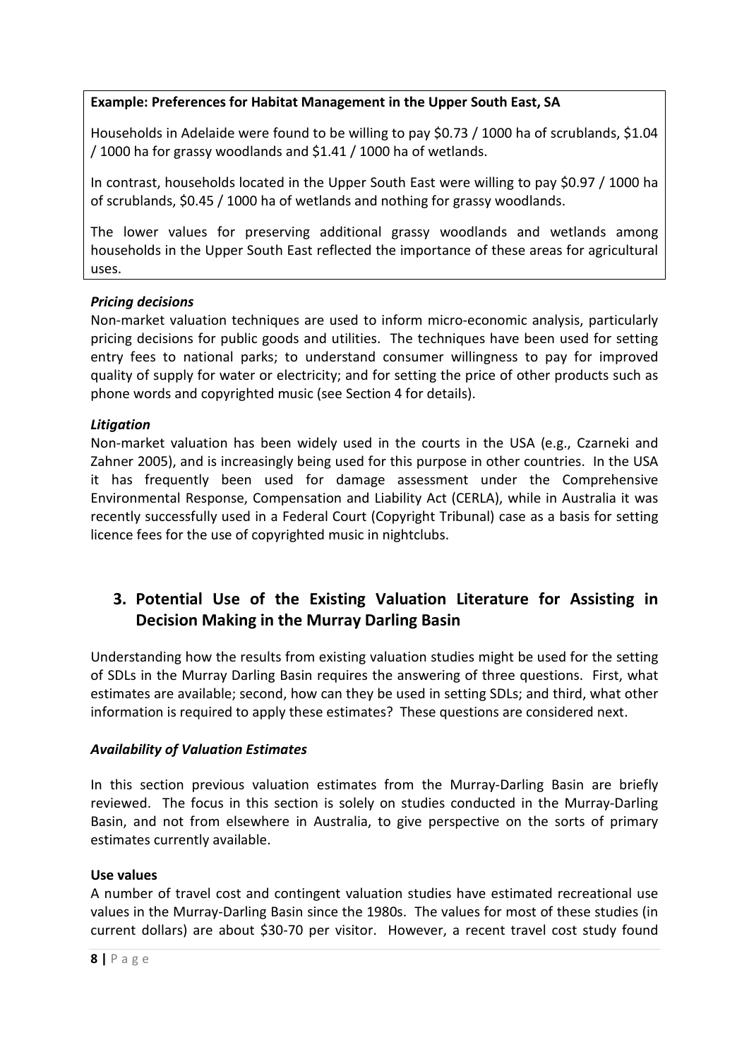**Example: Preferences for Habitat Management in the Upper South East, SA**

Households in Adelaide were found to be willing to pay $0.73 / 1000 ha of scrublands, $1.04 / 1000 ha for grassy woodlands and $1.41 / 1000 ha of wetlands.

In contrast, households located in the Upper South East were willing to pay $0.97 / 1000 ha of scrublands, $0.45 / 1000 ha of wetlands and nothing for grassy woodlands.

The lower values for preserving additional grassy woodlands and wetlands among households in the Upper South East reflected the importance of these areas for agricultural uses.

***Pricing decisions***

Non-market valuation techniques are used to inform micro-economic analysis, particularly pricing decisions for public goods and utilities. The techniques have been used for setting entry fees to national parks; to understand consumer willingness to pay for improved quality of supply for water or electricity; and for setting the price of other products such as phone words and copyrighted music (see Section 4 for details).

***Litigation***

Non-market valuation has been widely used in the courts in the USA (e.g., Czarneki and Zahner 2005), and is increasingly being used for this purpose in other countries. In the USA it has frequently been used for damage assessment under the Comprehensive Environmental Response, Compensation and Liability Act (CERLA), while in Australia it was recently successfully used in a Federal Court (Copyright Tribunal) case as a basis for setting licence fees for the use of copyrighted music in nightclubs.

## 3. Potential Use of the Existing Valuation Literature for Assisting in Decision Making in the Murray Darling Basin

Understanding how the results from existing valuation studies might be used for the setting of SDLs in the Murray Darling Basin requires the answering of three questions. First, what estimates are available; second, how can they be used in setting SDLs; and third, what other information is required to apply these estimates? These questions are considered next.

### *Availability of Valuation Estimates*

In this section previous valuation estimates from the Murray-Darling Basin are briefly reviewed. The focus in this section is solely on studies conducted in the Murray-Darling Basin, and not from elsewhere in Australia, to give perspective on the sorts of primary estimates currently available.

**Use values**

A number of travel cost and contingent valuation studies have estimated recreational use values in the Murray-Darling Basin since the 1980s. The values for most of these studies (in current dollars) are about $30-70 per visitor. However, a recent travel cost study found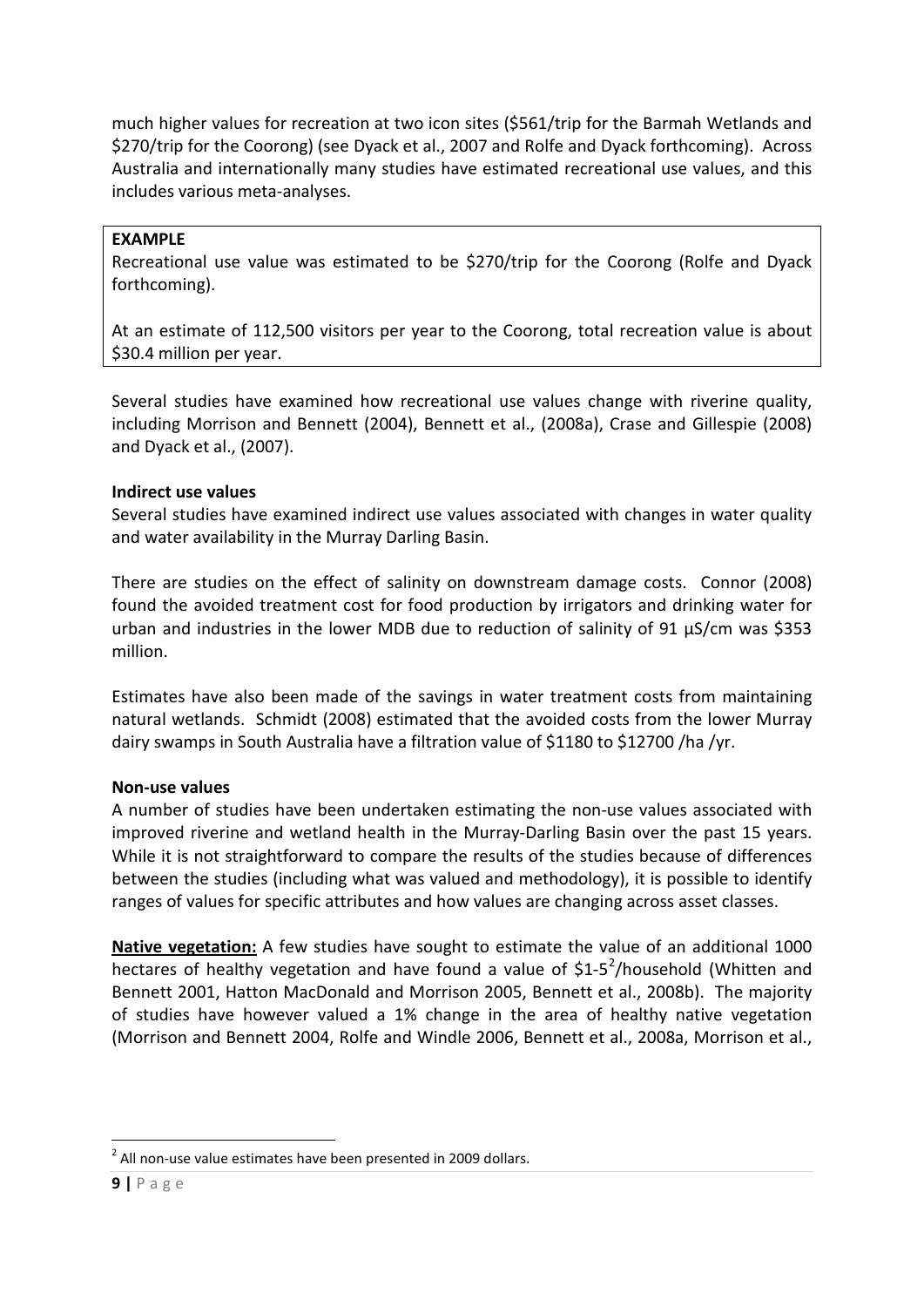much higher values for recreation at two icon sites ($561/trip for the Barmah Wetlands and $270/trip for the Coorong) (see Dyack et al., 2007 and Rolfe and Dyack forthcoming). Across Australia and internationally many studies have estimated recreational use values, and this includes various meta-analyses.

> **EXAMPLE**
>
> Recreational use value was estimated to be $270/trip for the Coorong (Rolfe and Dyack forthcoming).
>
> At an estimate of 112,500 visitors per year to the Coorong, total recreation value is about $30.4 million per year.

Several studies have examined how recreational use values change with riverine quality, including Morrison and Bennett (2004), Bennett et al., (2008a), Crase and Gillespie (2008) and Dyack et al., (2007).

**Indirect use values**

Several studies have examined indirect use values associated with changes in water quality and water availability in the Murray Darling Basin.

There are studies on the effect of salinity on downstream damage costs. Connor (2008) found the avoided treatment cost for food production by irrigators and drinking water for urban and industries in the lower MDB due to reduction of salinity of 91 µS/cm was $353 million.

Estimates have also been made of the savings in water treatment costs from maintaining natural wetlands. Schmidt (2008) estimated that the avoided costs from the lower Murray dairy swamps in South Australia have a filtration value of $1180 to $12700 /ha /yr.

**Non-use values**

A number of studies have been undertaken estimating the non-use values associated with improved riverine and wetland health in the Murray-Darling Basin over the past 15 years. While it is not straightforward to compare the results of the studies because of differences between the studies (including what was valued and methodology), it is possible to identify ranges of values for specific attributes and how values are changing across asset classes.

**Native vegetation:** A few studies have sought to estimate the value of an additional 1000 hectares of healthy vegetation and have found a value of $1-5[2]/household (Whitten and Bennett 2001, Hatton MacDonald and Morrison 2005, Bennett et al., 2008b). The majority of studies have however valued a 1% change in the area of healthy native vegetation (Morrison and Bennett 2004, Rolfe and Windle 2006, Bennett et al., 2008a, Morrison et al.,

[2] All non-use value estimates have been presented in 2009 dollars.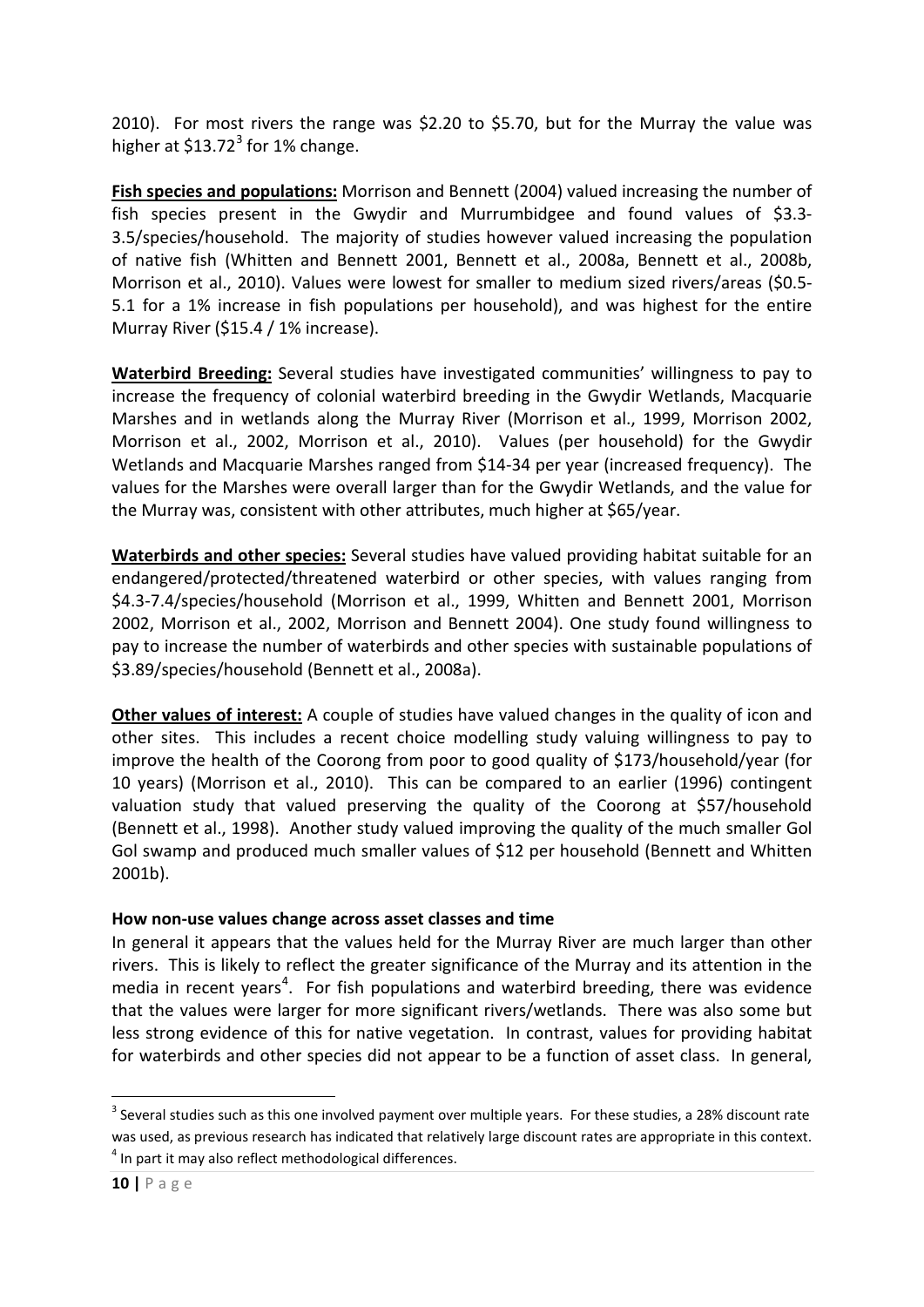2010). For most rivers the range was $2.20 to $5.70, but for the Murray the value was higher at $13.72[3] for 1% change.

**Fish species and populations:** Morrison and Bennett (2004) valued increasing the number of fish species present in the Gwydir and Murrumbidgee and found values of $3.3-3.5/species/household. The majority of studies however valued increasing the population of native fish (Whitten and Bennett 2001, Bennett et al., 2008a, Bennett et al., 2008b, Morrison et al., 2010). Values were lowest for smaller to medium sized rivers/areas ($0.5-5.1 for a 1% increase in fish populations per household), and was highest for the entire Murray River ($15.4 / 1% increase).

**Waterbird Breeding:** Several studies have investigated communities' willingness to pay to increase the frequency of colonial waterbird breeding in the Gwydir Wetlands, Macquarie Marshes and in wetlands along the Murray River (Morrison et al., 1999, Morrison 2002, Morrison et al., 2002, Morrison et al., 2010). Values (per household) for the Gwydir Wetlands and Macquarie Marshes ranged from $14-34 per year (increased frequency). The values for the Marshes were overall larger than for the Gwydir Wetlands, and the value for the Murray was, consistent with other attributes, much higher at $65/year.

**Waterbirds and other species:** Several studies have valued providing habitat suitable for an endangered/protected/threatened waterbird or other species, with values ranging from $4.3-7.4/species/household (Morrison et al., 1999, Whitten and Bennett 2001, Morrison 2002, Morrison et al., 2002, Morrison and Bennett 2004). One study found willingness to pay to increase the number of waterbirds and other species with sustainable populations of $3.89/species/household (Bennett et al., 2008a).

**Other values of interest:** A couple of studies have valued changes in the quality of icon and other sites. This includes a recent choice modelling study valuing willingness to pay to improve the health of the Coorong from poor to good quality of $173/household/year (for 10 years) (Morrison et al., 2010). This can be compared to an earlier (1996) contingent valuation study that valued preserving the quality of the Coorong at $57/household (Bennett et al., 1998). Another study valued improving the quality of the much smaller Gol Gol swamp and produced much smaller values of $12 per household (Bennett and Whitten 2001b).

**How non-use values change across asset classes and time**

In general it appears that the values held for the Murray River are much larger than other rivers. This is likely to reflect the greater significance of the Murray and its attention in the media in recent years[4]. For fish populations and waterbird breeding, there was evidence that the values were larger for more significant rivers/wetlands. There was also some but less strong evidence of this for native vegetation. In contrast, values for providing habitat for waterbirds and other species did not appear to be a function of asset class. In general,

[3] Several studies such as this one involved payment over multiple years. For these studies, a 28% discount rate was used, as previous research has indicated that relatively large discount rates are appropriate in this context.

[4] In part it may also reflect methodological differences.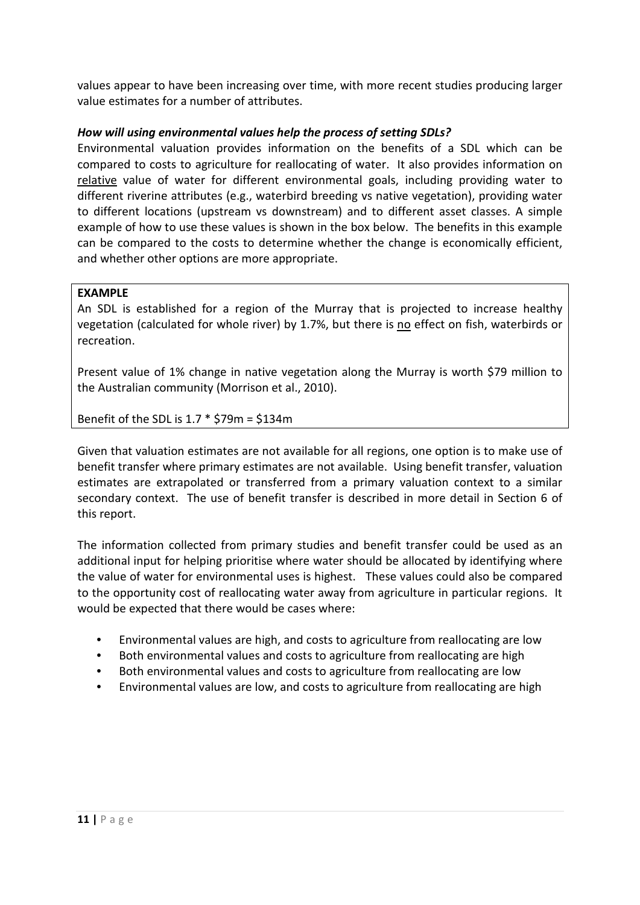values appear to have been increasing over time, with more recent studies producing larger value estimates for a number of attributes.

***How will using environmental values help the process of setting SDLs?***

Environmental valuation provides information on the benefits of a SDL which can be compared to costs to agriculture for reallocating of water. It also provides information on relative value of water for different environmental goals, including providing water to different riverine attributes (e.g., waterbird breeding vs native vegetation), providing water to different locations (upstream vs downstream) and to different asset classes. A simple example of how to use these values is shown in the box below. The benefits in this example can be compared to the costs to determine whether the change is economically efficient, and whether other options are more appropriate.

**EXAMPLE**

An SDL is established for a region of the Murray that is projected to increase healthy vegetation (calculated for whole river) by 1.7%, but there is no effect on fish, waterbirds or recreation.

Present value of 1% change in native vegetation along the Murray is worth $79 million to the Australian community (Morrison et al., 2010).

Benefit of the SDL is 1.7 * $79m = $134m

Given that valuation estimates are not available for all regions, one option is to make use of benefit transfer where primary estimates are not available. Using benefit transfer, valuation estimates are extrapolated or transferred from a primary valuation context to a similar secondary context. The use of benefit transfer is described in more detail in Section 6 of this report.

The information collected from primary studies and benefit transfer could be used as an additional input for helping prioritise where water should be allocated by identifying where the value of water for environmental uses is highest. These values could also be compared to the opportunity cost of reallocating water away from agriculture in particular regions. It would be expected that there would be cases where:

- Environmental values are high, and costs to agriculture from reallocating are low
- Both environmental values and costs to agriculture from reallocating are high
- Both environmental values and costs to agriculture from reallocating are low
- Environmental values are low, and costs to agriculture from reallocating are high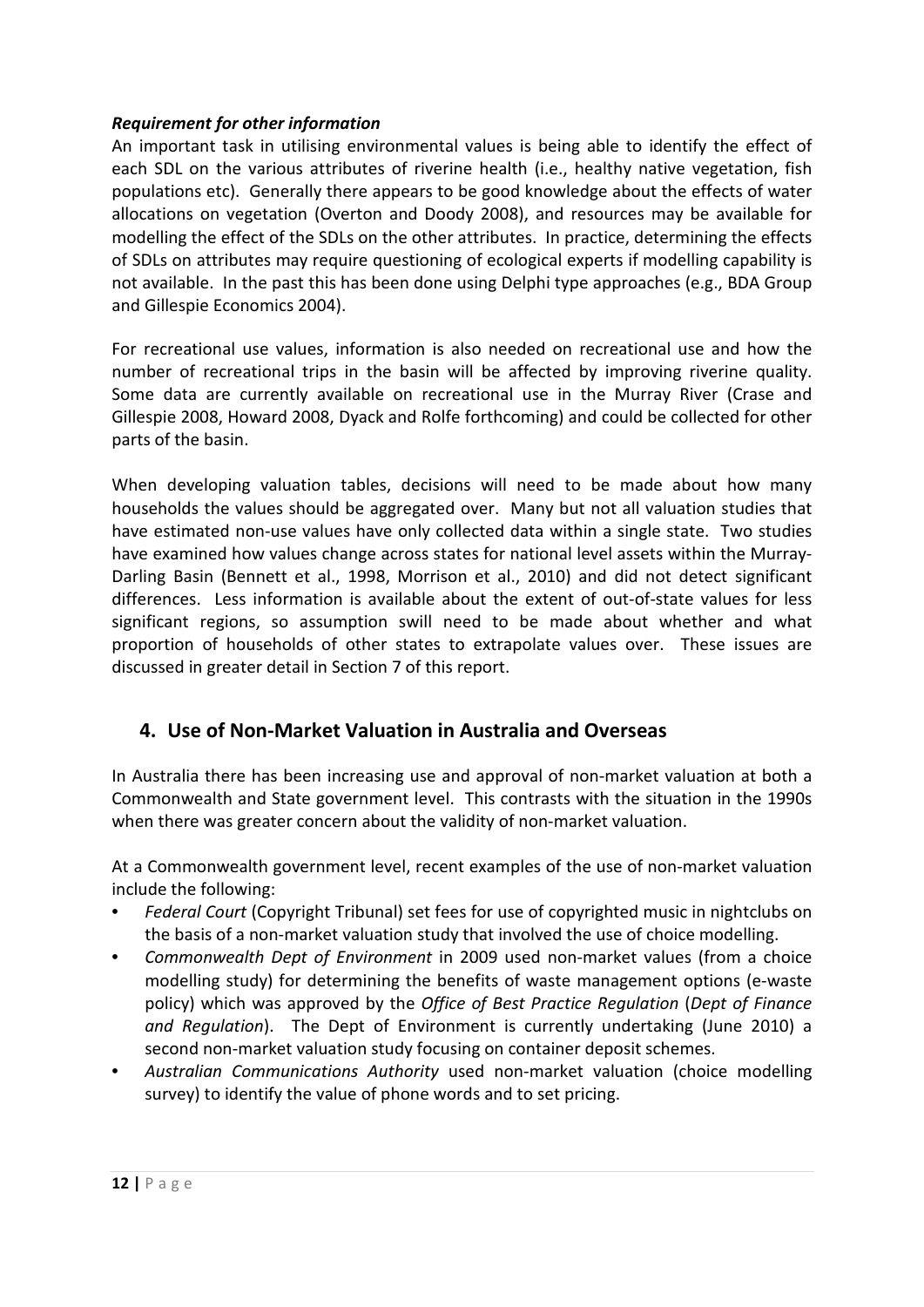***Requirement for other information***

An important task in utilising environmental values is being able to identify the effect of each SDL on the various attributes of riverine health (i.e., healthy native vegetation, fish populations etc). Generally there appears to be good knowledge about the effects of water allocations on vegetation (Overton and Doody 2008), and resources may be available for modelling the effect of the SDLs on the other attributes. In practice, determining the effects of SDLs on attributes may require questioning of ecological experts if modelling capability is not available. In the past this has been done using Delphi type approaches (e.g., BDA Group and Gillespie Economics 2004).

For recreational use values, information is also needed on recreational use and how the number of recreational trips in the basin will be affected by improving riverine quality. Some data are currently available on recreational use in the Murray River (Crase and Gillespie 2008, Howard 2008, Dyack and Rolfe forthcoming) and could be collected for other parts of the basin.

When developing valuation tables, decisions will need to be made about how many households the values should be aggregated over. Many but not all valuation studies that have estimated non-use values have only collected data within a single state. Two studies have examined how values change across states for national level assets within the Murray-Darling Basin (Bennett et al., 1998, Morrison et al., 2010) and did not detect significant differences. Less information is available about the extent of out-of-state values for less significant regions, so assumption swill need to be made about whether and what proportion of households of other states to extrapolate values over. These issues are discussed in greater detail in Section 7 of this report.

## 4. Use of Non-Market Valuation in Australia and Overseas

In Australia there has been increasing use and approval of non-market valuation at both a Commonwealth and State government level. This contrasts with the situation in the 1990s when there was greater concern about the validity of non-market valuation.

At a Commonwealth government level, recent examples of the use of non-market valuation include the following:

- *Federal Court* (Copyright Tribunal) set fees for use of copyrighted music in nightclubs on the basis of a non-market valuation study that involved the use of choice modelling.
- *Commonwealth Dept of Environment* in 2009 used non-market values (from a choice modelling study) for determining the benefits of waste management options (e-waste policy) which was approved by the *Office of Best Practice Regulation* (*Dept of Finance and Regulation*). The Dept of Environment is currently undertaking (June 2010) a second non-market valuation study focusing on container deposit schemes.
- *Australian Communications Authority* used non-market valuation (choice modelling survey) to identify the value of phone words and to set pricing.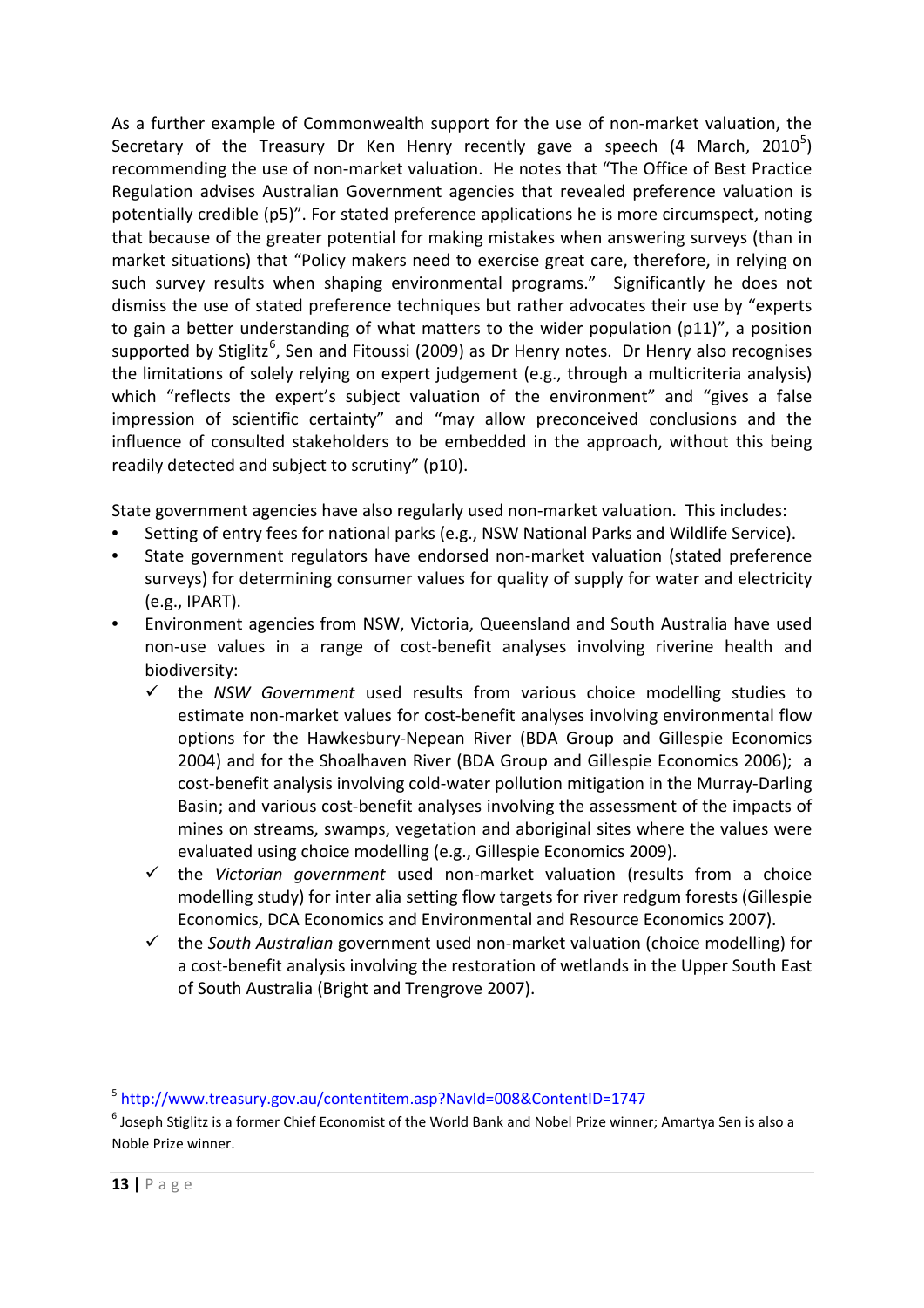As a further example of Commonwealth support for the use of non-market valuation, the Secretary of the Treasury Dr Ken Henry recently gave a speech (4 March, 2010[5]) recommending the use of non-market valuation. He notes that "The Office of Best Practice Regulation advises Australian Government agencies that revealed preference valuation is potentially credible (p5)". For stated preference applications he is more circumspect, noting that because of the greater potential for making mistakes when answering surveys (than in market situations) that "Policy makers need to exercise great care, therefore, in relying on such survey results when shaping environmental programs." Significantly he does not dismiss the use of stated preference techniques but rather advocates their use by "experts to gain a better understanding of what matters to the wider population (p11)", a position supported by Stiglitz[6], Sen and Fitoussi (2009) as Dr Henry notes. Dr Henry also recognises the limitations of solely relying on expert judgement (e.g., through a multicriteria analysis) which "reflects the expert's subject valuation of the environment" and "gives a false impression of scientific certainty" and "may allow preconceived conclusions and the influence of consulted stakeholders to be embedded in the approach, without this being readily detected and subject to scrutiny" (p10).

State government agencies have also regularly used non-market valuation. This includes:

- Setting of entry fees for national parks (e.g., NSW National Parks and Wildlife Service).
- State government regulators have endorsed non-market valuation (stated preference surveys) for determining consumer values for quality of supply for water and electricity (e.g., IPART).
- Environment agencies from NSW, Victoria, Queensland and South Australia have used non-use values in a range of cost-benefit analyses involving riverine health and biodiversity:
  - ✓ the *NSW Government* used results from various choice modelling studies to estimate non-market values for cost-benefit analyses involving environmental flow options for the Hawkesbury-Nepean River (BDA Group and Gillespie Economics 2004) and for the Shoalhaven River (BDA Group and Gillespie Economics 2006); a cost-benefit analysis involving cold-water pollution mitigation in the Murray-Darling Basin; and various cost-benefit analyses involving the assessment of the impacts of mines on streams, swamps, vegetation and aboriginal sites where the values were evaluated using choice modelling (e.g., Gillespie Economics 2009).
  - ✓ the *Victorian government* used non-market valuation (results from a choice modelling study) for inter alia setting flow targets for river redgum forests (Gillespie Economics, DCA Economics and Environmental and Resource Economics 2007).
  - ✓ the *South Australian* government used non-market valuation (choice modelling) for a cost-benefit analysis involving the restoration of wetlands in the Upper South East of South Australia (Bright and Trengrove 2007).

[5] http://www.treasury.gov.au/contentitem.asp?NavId=008&ContentID=1747

[6] Joseph Stiglitz is a former Chief Economist of the World Bank and Nobel Prize winner; Amartya Sen is also a Noble Prize winner.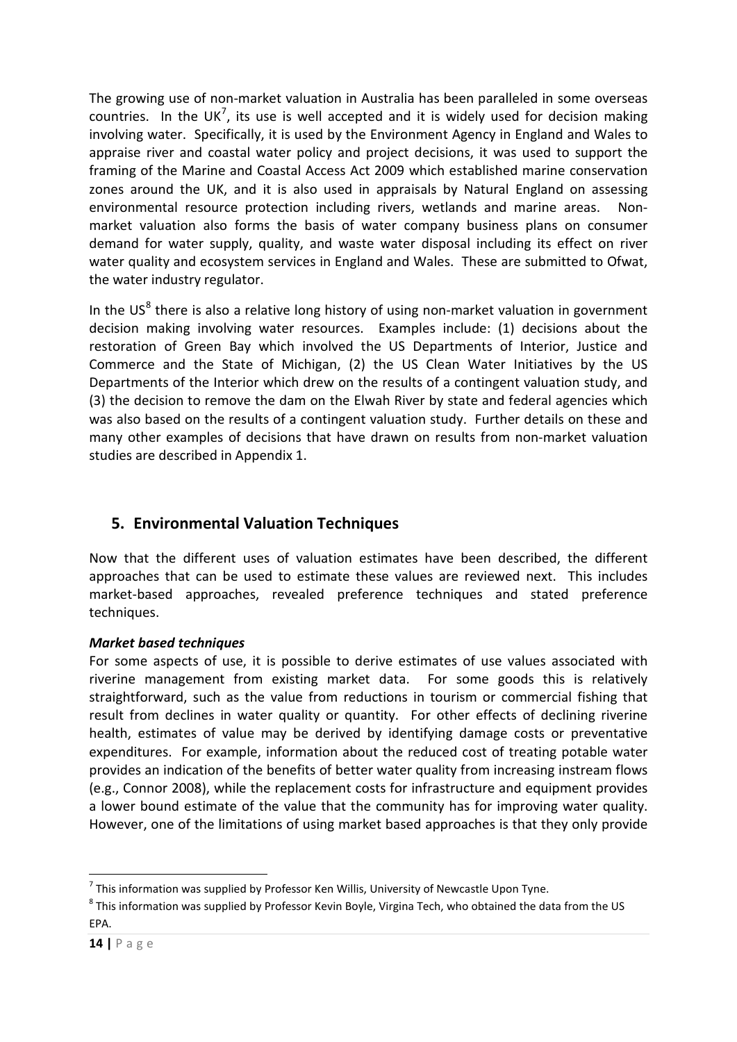The growing use of non-market valuation in Australia has been paralleled in some overseas countries. In the UK[7], its use is well accepted and it is widely used for decision making involving water. Specifically, it is used by the Environment Agency in England and Wales to appraise river and coastal water policy and project decisions, it was used to support the framing of the Marine and Coastal Access Act 2009 which established marine conservation zones around the UK, and it is also used in appraisals by Natural England on assessing environmental resource protection including rivers, wetlands and marine areas. Non-market valuation also forms the basis of water company business plans on consumer demand for water supply, quality, and waste water disposal including its effect on river water quality and ecosystem services in England and Wales. These are submitted to Ofwat, the water industry regulator.

In the US[8] there is also a relative long history of using non-market valuation in government decision making involving water resources. Examples include: (1) decisions about the restoration of Green Bay which involved the US Departments of Interior, Justice and Commerce and the State of Michigan, (2) the US Clean Water Initiatives by the US Departments of the Interior which drew on the results of a contingent valuation study, and (3) the decision to remove the dam on the Elwah River by state and federal agencies which was also based on the results of a contingent valuation study. Further details on these and many other examples of decisions that have drawn on results from non-market valuation studies are described in Appendix 1.

## 5. Environmental Valuation Techniques

Now that the different uses of valuation estimates have been described, the different approaches that can be used to estimate these values are reviewed next. This includes market-based approaches, revealed preference techniques and stated preference techniques.

***Market based techniques***

For some aspects of use, it is possible to derive estimates of use values associated with riverine management from existing market data. For some goods this is relatively straightforward, such as the value from reductions in tourism or commercial fishing that result from declines in water quality or quantity. For other effects of declining riverine health, estimates of value may be derived by identifying damage costs or preventative expenditures. For example, information about the reduced cost of treating potable water provides an indication of the benefits of better water quality from increasing instream flows (e.g., Connor 2008), while the replacement costs for infrastructure and equipment provides a lower bound estimate of the value that the community has for improving water quality. However, one of the limitations of using market based approaches is that they only provide

[7] This information was supplied by Professor Ken Willis, University of Newcastle Upon Tyne.

[8] This information was supplied by Professor Kevin Boyle, Virgina Tech, who obtained the data from the US EPA.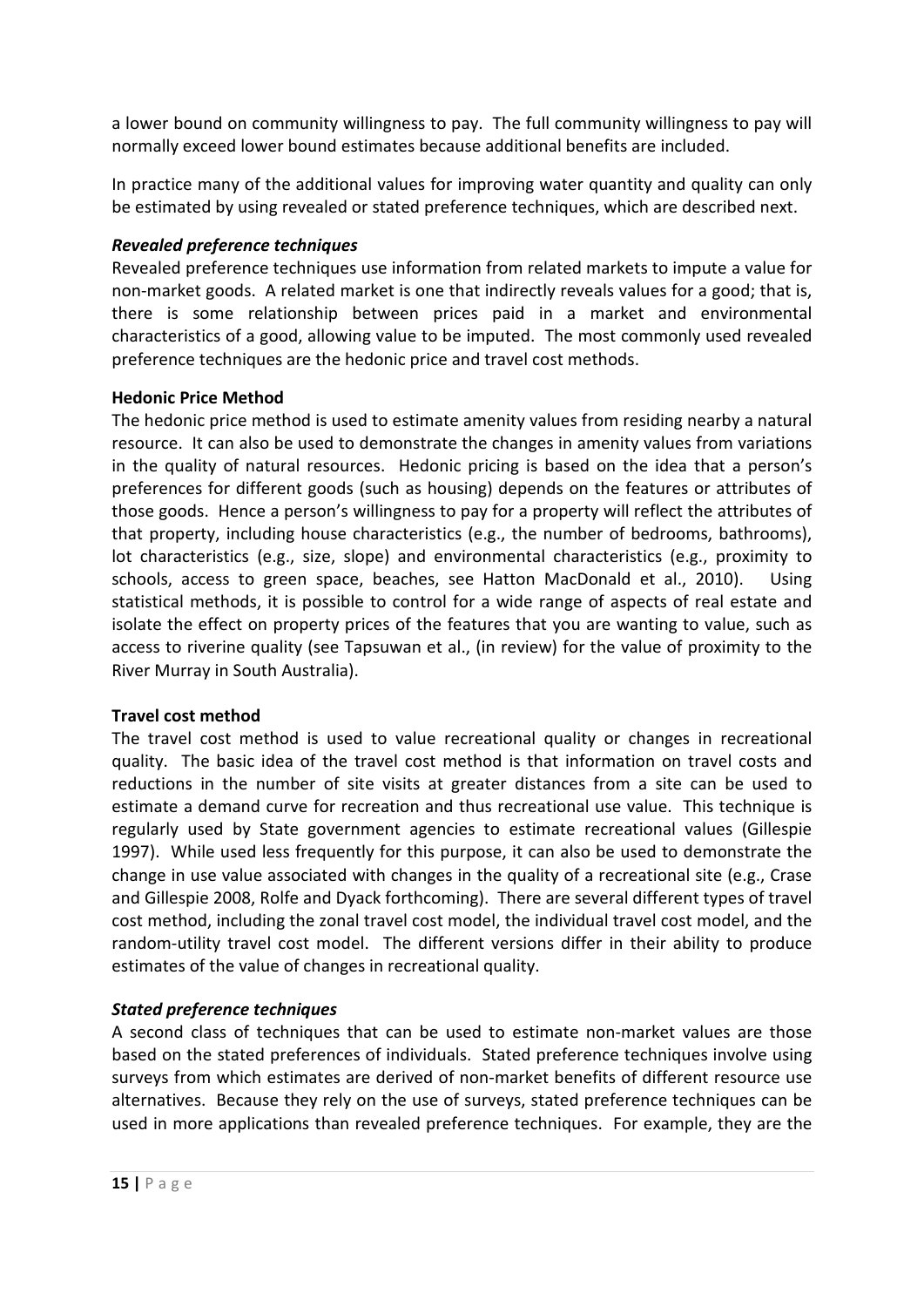a lower bound on community willingness to pay. The full community willingness to pay will normally exceed lower bound estimates because additional benefits are included.

In practice many of the additional values for improving water quantity and quality can only be estimated by using revealed or stated preference techniques, which are described next.

### *Revealed preference techniques*

Revealed preference techniques use information from related markets to impute a value for non-market goods. A related market is one that indirectly reveals values for a good; that is, there is some relationship between prices paid in a market and environmental characteristics of a good, allowing value to be imputed. The most commonly used revealed preference techniques are the hedonic price and travel cost methods.

#### **Hedonic Price Method**

The hedonic price method is used to estimate amenity values from residing nearby a natural resource. It can also be used to demonstrate the changes in amenity values from variations in the quality of natural resources. Hedonic pricing is based on the idea that a person's preferences for different goods (such as housing) depends on the features or attributes of those goods. Hence a person's willingness to pay for a property will reflect the attributes of that property, including house characteristics (e.g., the number of bedrooms, bathrooms), lot characteristics (e.g., size, slope) and environmental characteristics (e.g., proximity to schools, access to green space, beaches, see Hatton MacDonald et al., 2010). Using statistical methods, it is possible to control for a wide range of aspects of real estate and isolate the effect on property prices of the features that you are wanting to value, such as access to riverine quality (see Tapsuwan et al., (in review) for the value of proximity to the River Murray in South Australia).

#### **Travel cost method**

The travel cost method is used to value recreational quality or changes in recreational quality. The basic idea of the travel cost method is that information on travel costs and reductions in the number of site visits at greater distances from a site can be used to estimate a demand curve for recreation and thus recreational use value. This technique is regularly used by State government agencies to estimate recreational values (Gillespie 1997). While used less frequently for this purpose, it can also be used to demonstrate the change in use value associated with changes in the quality of a recreational site (e.g., Crase and Gillespie 2008, Rolfe and Dyack forthcoming). There are several different types of travel cost method, including the zonal travel cost model, the individual travel cost model, and the random-utility travel cost model. The different versions differ in their ability to produce estimates of the value of changes in recreational quality.

### *Stated preference techniques*

A second class of techniques that can be used to estimate non-market values are those based on the stated preferences of individuals. Stated preference techniques involve using surveys from which estimates are derived of non-market benefits of different resource use alternatives. Because they rely on the use of surveys, stated preference techniques can be used in more applications than revealed preference techniques. For example, they are the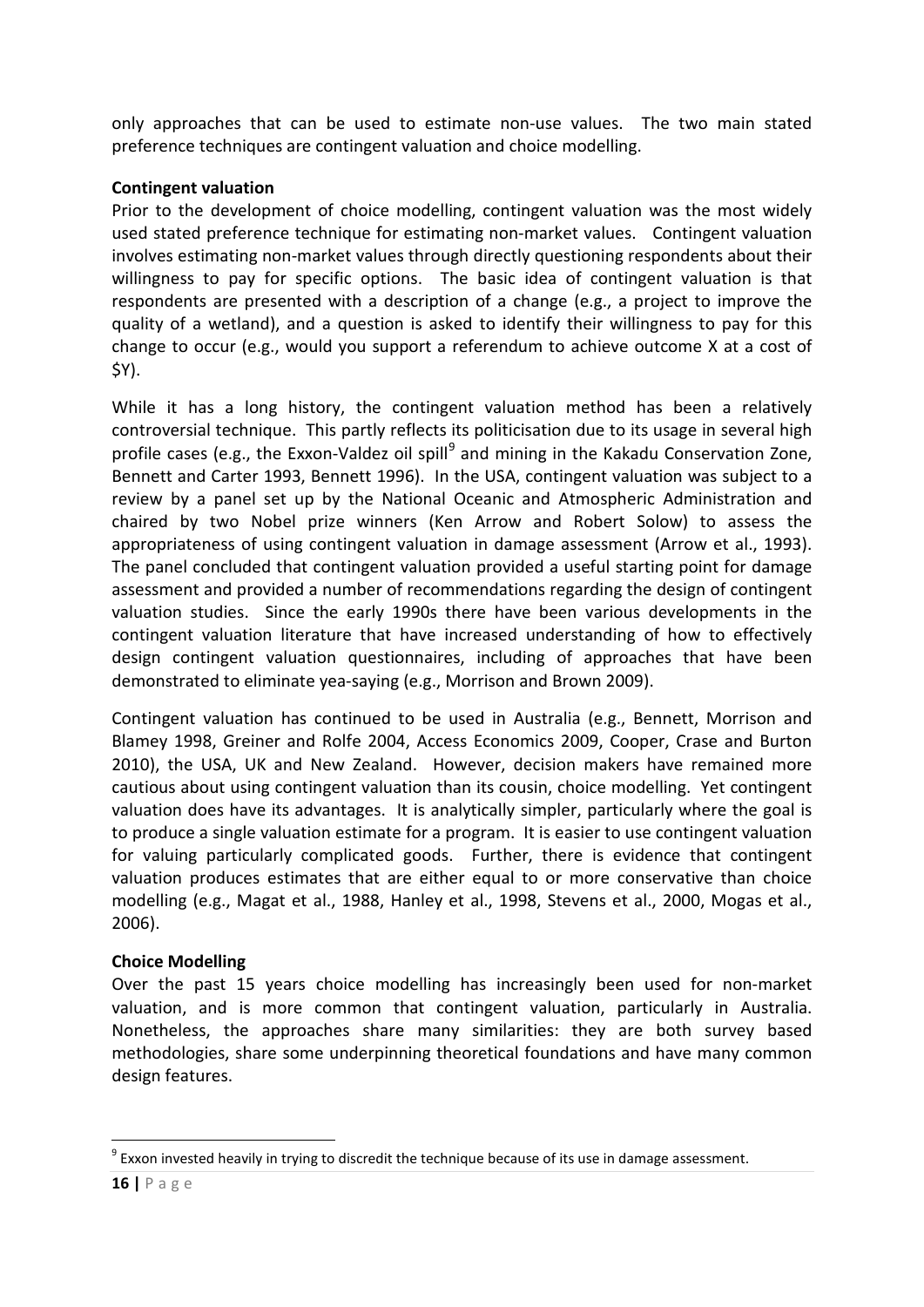only approaches that can be used to estimate non-use values. The two main stated preference techniques are contingent valuation and choice modelling.

**Contingent valuation**

Prior to the development of choice modelling, contingent valuation was the most widely used stated preference technique for estimating non-market values. Contingent valuation involves estimating non-market values through directly questioning respondents about their willingness to pay for specific options. The basic idea of contingent valuation is that respondents are presented with a description of a change (e.g., a project to improve the quality of a wetland), and a question is asked to identify their willingness to pay for this change to occur (e.g., would you support a referendum to achieve outcome X at a cost of $Y).

While it has a long history, the contingent valuation method has been a relatively controversial technique. This partly reflects its politicisation due to its usage in several high profile cases (e.g., the Exxon-Valdez oil spill[9] and mining in the Kakadu Conservation Zone, Bennett and Carter 1993, Bennett 1996). In the USA, contingent valuation was subject to a review by a panel set up by the National Oceanic and Atmospheric Administration and chaired by two Nobel prize winners (Ken Arrow and Robert Solow) to assess the appropriateness of using contingent valuation in damage assessment (Arrow et al., 1993). The panel concluded that contingent valuation provided a useful starting point for damage assessment and provided a number of recommendations regarding the design of contingent valuation studies. Since the early 1990s there have been various developments in the contingent valuation literature that have increased understanding of how to effectively design contingent valuation questionnaires, including of approaches that have been demonstrated to eliminate yea-saying (e.g., Morrison and Brown 2009).

Contingent valuation has continued to be used in Australia (e.g., Bennett, Morrison and Blamey 1998, Greiner and Rolfe 2004, Access Economics 2009, Cooper, Crase and Burton 2010), the USA, UK and New Zealand. However, decision makers have remained more cautious about using contingent valuation than its cousin, choice modelling. Yet contingent valuation does have its advantages. It is analytically simpler, particularly where the goal is to produce a single valuation estimate for a program. It is easier to use contingent valuation for valuing particularly complicated goods. Further, there is evidence that contingent valuation produces estimates that are either equal to or more conservative than choice modelling (e.g., Magat et al., 1988, Hanley et al., 1998, Stevens et al., 2000, Mogas et al., 2006).

**Choice Modelling**

Over the past 15 years choice modelling has increasingly been used for non-market valuation, and is more common that contingent valuation, particularly in Australia. Nonetheless, the approaches share many similarities: they are both survey based methodologies, share some underpinning theoretical foundations and have many common design features.

---

[9] Exxon invested heavily in trying to discredit the technique because of its use in damage assessment.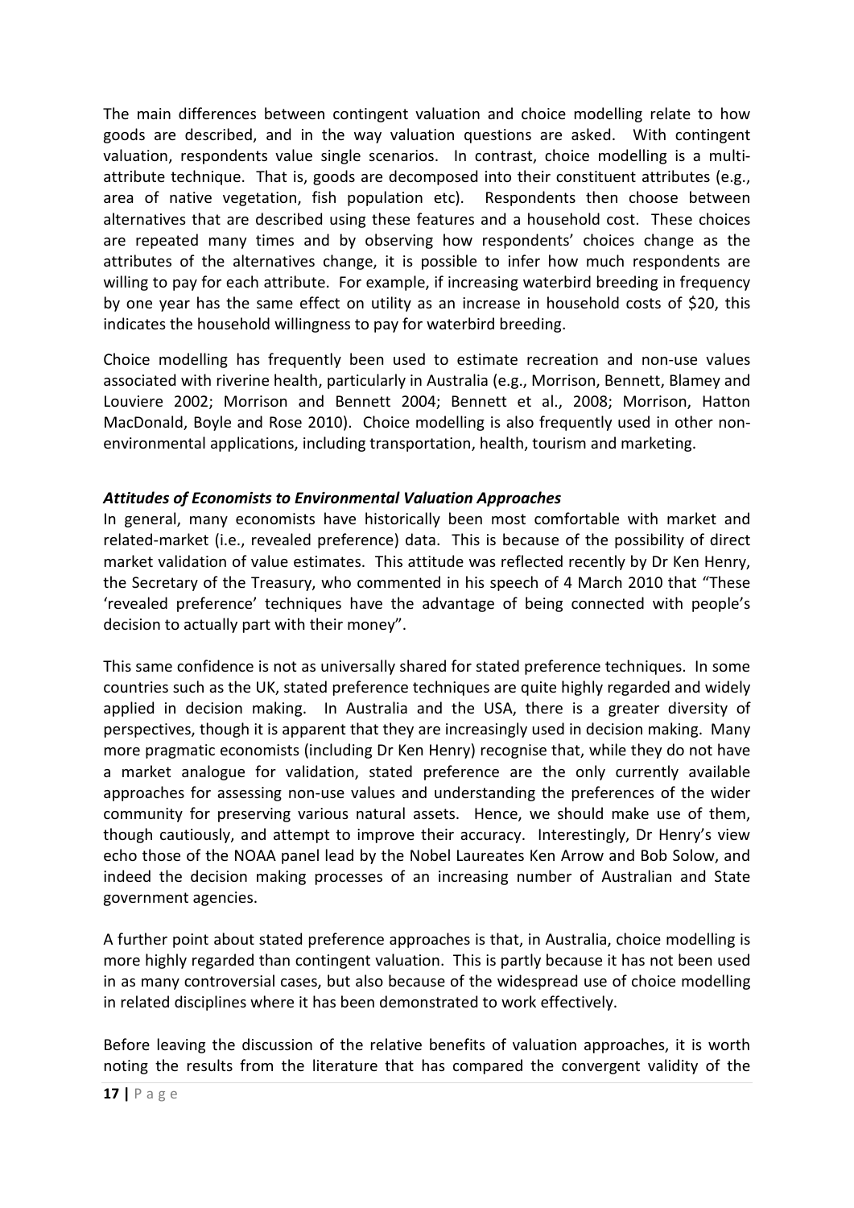The main differences between contingent valuation and choice modelling relate to how goods are described, and in the way valuation questions are asked. With contingent valuation, respondents value single scenarios. In contrast, choice modelling is a multi-attribute technique. That is, goods are decomposed into their constituent attributes (e.g., area of native vegetation, fish population etc). Respondents then choose between alternatives that are described using these features and a household cost. These choices are repeated many times and by observing how respondents' choices change as the attributes of the alternatives change, it is possible to infer how much respondents are willing to pay for each attribute. For example, if increasing waterbird breeding in frequency by one year has the same effect on utility as an increase in household costs of $20, this indicates the household willingness to pay for waterbird breeding.

Choice modelling has frequently been used to estimate recreation and non-use values associated with riverine health, particularly in Australia (e.g., Morrison, Bennett, Blamey and Louviere 2002; Morrison and Bennett 2004; Bennett et al., 2008; Morrison, Hatton MacDonald, Boyle and Rose 2010). Choice modelling is also frequently used in other non-environmental applications, including transportation, health, tourism and marketing.

***Attitudes of Economists to Environmental Valuation Approaches***

In general, many economists have historically been most comfortable with market and related-market (i.e., revealed preference) data. This is because of the possibility of direct market validation of value estimates. This attitude was reflected recently by Dr Ken Henry, the Secretary of the Treasury, who commented in his speech of 4 March 2010 that "These 'revealed preference' techniques have the advantage of being connected with people's decision to actually part with their money".

This same confidence is not as universally shared for stated preference techniques. In some countries such as the UK, stated preference techniques are quite highly regarded and widely applied in decision making. In Australia and the USA, there is a greater diversity of perspectives, though it is apparent that they are increasingly used in decision making. Many more pragmatic economists (including Dr Ken Henry) recognise that, while they do not have a market analogue for validation, stated preference are the only currently available approaches for assessing non-use values and understanding the preferences of the wider community for preserving various natural assets. Hence, we should make use of them, though cautiously, and attempt to improve their accuracy. Interestingly, Dr Henry's view echo those of the NOAA panel lead by the Nobel Laureates Ken Arrow and Bob Solow, and indeed the decision making processes of an increasing number of Australian and State government agencies.

A further point about stated preference approaches is that, in Australia, choice modelling is more highly regarded than contingent valuation. This is partly because it has not been used in as many controversial cases, but also because of the widespread use of choice modelling in related disciplines where it has been demonstrated to work effectively.

Before leaving the discussion of the relative benefits of valuation approaches, it is worth noting the results from the literature that has compared the convergent validity of the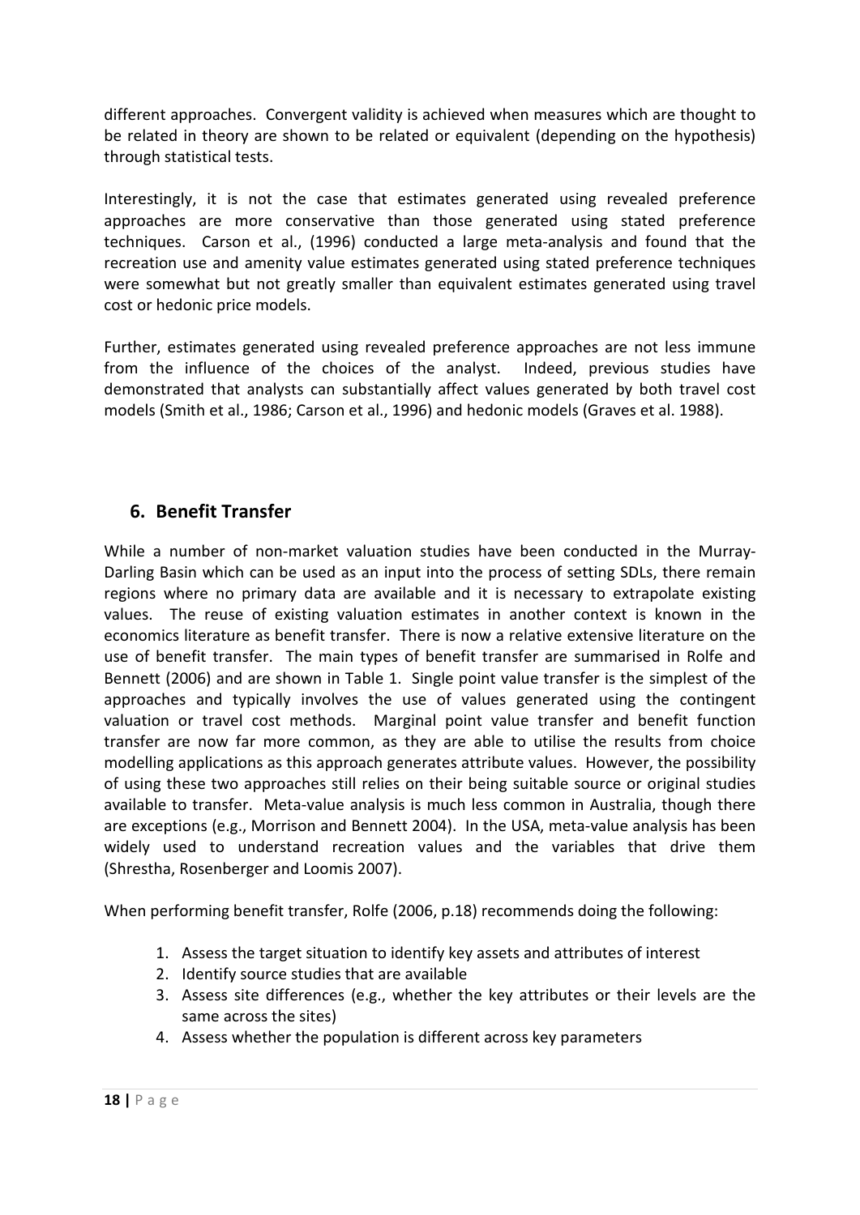different approaches. Convergent validity is achieved when measures which are thought to be related in theory are shown to be related or equivalent (depending on the hypothesis) through statistical tests.

Interestingly, it is not the case that estimates generated using revealed preference approaches are more conservative than those generated using stated preference techniques. Carson et al., (1996) conducted a large meta-analysis and found that the recreation use and amenity value estimates generated using stated preference techniques were somewhat but not greatly smaller than equivalent estimates generated using travel cost or hedonic price models.

Further, estimates generated using revealed preference approaches are not less immune from the influence of the choices of the analyst. Indeed, previous studies have demonstrated that analysts can substantially affect values generated by both travel cost models (Smith et al., 1986; Carson et al., 1996) and hedonic models (Graves et al. 1988).

## 6. Benefit Transfer

While a number of non-market valuation studies have been conducted in the Murray-Darling Basin which can be used as an input into the process of setting SDLs, there remain regions where no primary data are available and it is necessary to extrapolate existing values. The reuse of existing valuation estimates in another context is known in the economics literature as benefit transfer. There is now a relative extensive literature on the use of benefit transfer. The main types of benefit transfer are summarised in Rolfe and Bennett (2006) and are shown in Table 1. Single point value transfer is the simplest of the approaches and typically involves the use of values generated using the contingent valuation or travel cost methods. Marginal point value transfer and benefit function transfer are now far more common, as they are able to utilise the results from choice modelling applications as this approach generates attribute values. However, the possibility of using these two approaches still relies on their being suitable source or original studies available to transfer. Meta-value analysis is much less common in Australia, though there are exceptions (e.g., Morrison and Bennett 2004). In the USA, meta-value analysis has been widely used to understand recreation values and the variables that drive them (Shrestha, Rosenberger and Loomis 2007).

When performing benefit transfer, Rolfe (2006, p.18) recommends doing the following:

1. Assess the target situation to identify key assets and attributes of interest
2. Identify source studies that are available
3. Assess site differences (e.g., whether the key attributes or their levels are the same across the sites)
4. Assess whether the population is different across key parameters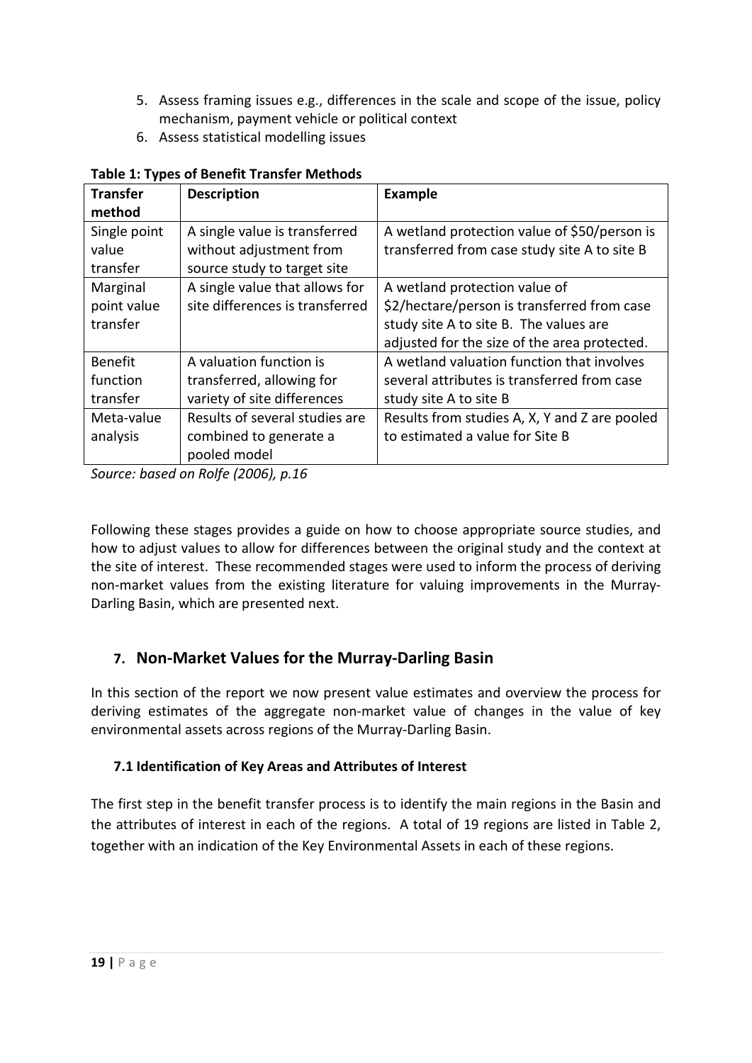5. Assess framing issues e.g., differences in the scale and scope of the issue, policy mechanism, payment vehicle or political context
6. Assess statistical modelling issues

**Table 1: Types of Benefit Transfer Methods**

| **Transfer method** | **Description** | **Example** |
|---|---|---|
| Single point value transfer | A single value is transferred without adjustment from source study to target site | A wetland protection value of $50/person is transferred from case study site A to site B |
| Marginal point value transfer | A single value that allows for site differences is transferred | A wetland protection value of $2/hectare/person is transferred from case study site A to site B. The values are adjusted for the size of the area protected. |
| Benefit function transfer | A valuation function is transferred, allowing for variety of site differences | A wetland valuation function that involves several attributes is transferred from case study site A to site B |
| Meta-value analysis | Results of several studies are combined to generate a pooled model | Results from studies A, X, Y and Z are pooled to estimated a value for Site B |

*Source: based on Rolfe (2006), p.16*

Following these stages provides a guide on how to choose appropriate source studies, and how to adjust values to allow for differences between the original study and the context at the site of interest. These recommended stages were used to inform the process of deriving non-market values from the existing literature for valuing improvements in the Murray-Darling Basin, which are presented next.

## 7. Non-Market Values for the Murray-Darling Basin

In this section of the report we now present value estimates and overview the process for deriving estimates of the aggregate non-market value of changes in the value of key environmental assets across regions of the Murray-Darling Basin.

### 7.1 Identification of Key Areas and Attributes of Interest

The first step in the benefit transfer process is to identify the main regions in the Basin and the attributes of interest in each of the regions. A total of 19 regions are listed in Table 2, together with an indication of the Key Environmental Assets in each of these regions.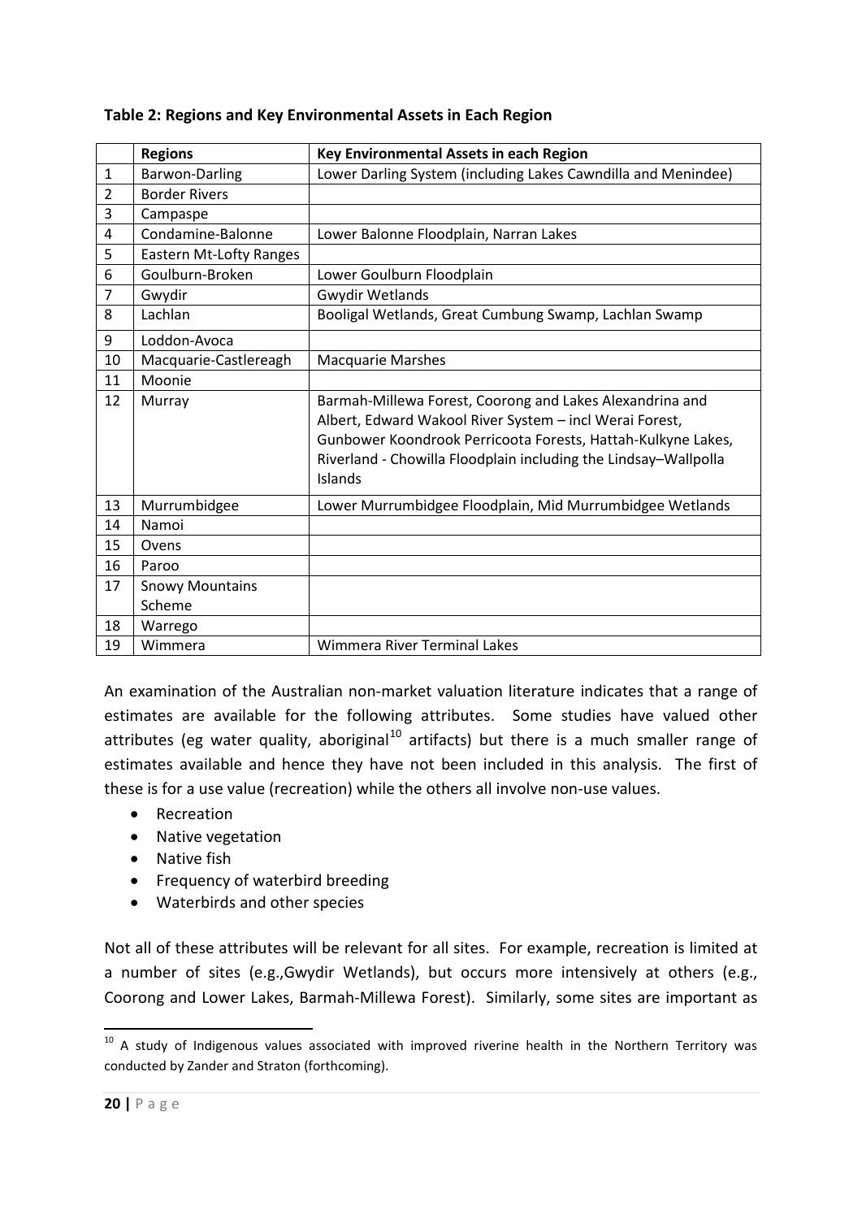**Table 2: Regions and Key Environmental Assets in Each Region**

| | Regions | Key Environmental Assets in each Region |
|---|---|---|
| 1 | Barwon-Darling | Lower Darling System (including Lakes Cawndilla and Menindee) |
| 2 | Border Rivers | |
| 3 | Campaspe | |
| 4 | Condamine-Balonne | Lower Balonne Floodplain, Narran Lakes |
| 5 | Eastern Mt-Lofty Ranges | |
| 6 | Goulburn-Broken | Lower Goulburn Floodplain |
| 7 | Gwydir | Gwydir Wetlands |
| 8 | Lachlan | Booligal Wetlands, Great Cumbung Swamp, Lachlan Swamp |
| 9 | Loddon-Avoca | |
| 10 | Macquarie-Castlereagh | Macquarie Marshes |
| 11 | Moonie | |
| 12 | Murray | Barmah-Millewa Forest, Coorong and Lakes Alexandrina and Albert, Edward Wakool River System – incl Werai Forest, Gunbower Koondrook Perricoota Forests, Hattah-Kulkyne Lakes, Riverland - Chowilla Floodplain including the Lindsay–Wallpolla Islands |
| 13 | Murrumbidgee | Lower Murrumbidgee Floodplain, Mid Murrumbidgee Wetlands |
| 14 | Namoi | |
| 15 | Ovens | |
| 16 | Paroo | |
| 17 | Snowy Mountains Scheme | |
| 18 | Warrego | |
| 19 | Wimmera | Wimmera River Terminal Lakes |

An examination of the Australian non-market valuation literature indicates that a range of estimates are available for the following attributes. Some studies have valued other attributes (eg water quality, aboriginal[10] artifacts) but there is a much smaller range of estimates available and hence they have not been included in this analysis. The first of these is for a use value (recreation) while the others all involve non-use values.

- Recreation
- Native vegetation
- Native fish
- Frequency of waterbird breeding
- Waterbirds and other species

Not all of these attributes will be relevant for all sites. For example, recreation is limited at a number of sites (e.g.,Gwydir Wetlands), but occurs more intensively at others (e.g., Coorong and Lower Lakes, Barmah-Millewa Forest). Similarly, some sites are important as

[10] A study of Indigenous values associated with improved riverine health in the Northern Territory was conducted by Zander and Straton (forthcoming).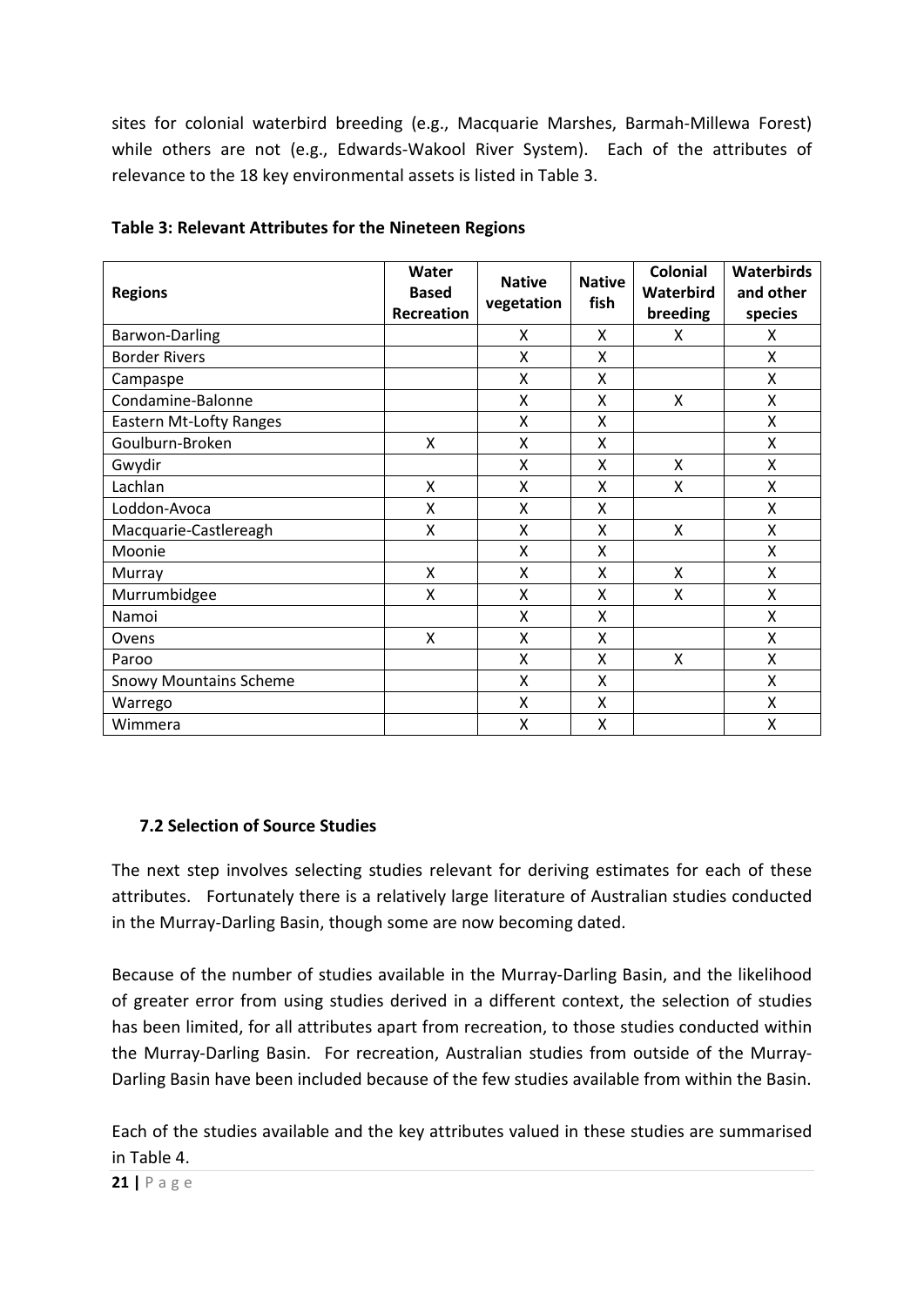sites for colonial waterbird breeding (e.g., Macquarie Marshes, Barmah-Millewa Forest) while others are not (e.g., Edwards-Wakool River System). Each of the attributes of relevance to the 18 key environmental assets is listed in Table 3.

**Table 3: Relevant Attributes for the Nineteen Regions**

| Regions | Water Based Recreation | Native vegetation | Native fish | Colonial Waterbird breeding | Waterbirds and other species |
|---|---|---|---|---|---|
| Barwon-Darling | | X | X | X | X |
| Border Rivers | | X | X | | X |
| Campaspe | | X | X | | X |
| Condamine-Balonne | | X | X | X | X |
| Eastern Mt-Lofty Ranges | | X | X | | X |
| Goulburn-Broken | X | X | X | | X |
| Gwydir | | X | X | X | X |
| Lachlan | X | X | X | X | X |
| Loddon-Avoca | X | X | X | | X |
| Macquarie-Castlereagh | X | X | X | X | X |
| Moonie | | X | X | | X |
| Murray | X | X | X | X | X |
| Murrumbidgee | X | X | X | X | X |
| Namoi | | X | X | | X |
| Ovens | X | X | X | | X |
| Paroo | | X | X | X | X |
| Snowy Mountains Scheme | | X | X | | X |
| Warrego | | X | X | | X |
| Wimmera | | X | X | | X |

### 7.2 Selection of Source Studies

The next step involves selecting studies relevant for deriving estimates for each of these attributes. Fortunately there is a relatively large literature of Australian studies conducted in the Murray-Darling Basin, though some are now becoming dated.

Because of the number of studies available in the Murray-Darling Basin, and the likelihood of greater error from using studies derived in a different context, the selection of studies has been limited, for all attributes apart from recreation, to those studies conducted within the Murray-Darling Basin. For recreation, Australian studies from outside of the Murray-Darling Basin have been included because of the few studies available from within the Basin.

Each of the studies available and the key attributes valued in these studies are summarised in Table 4.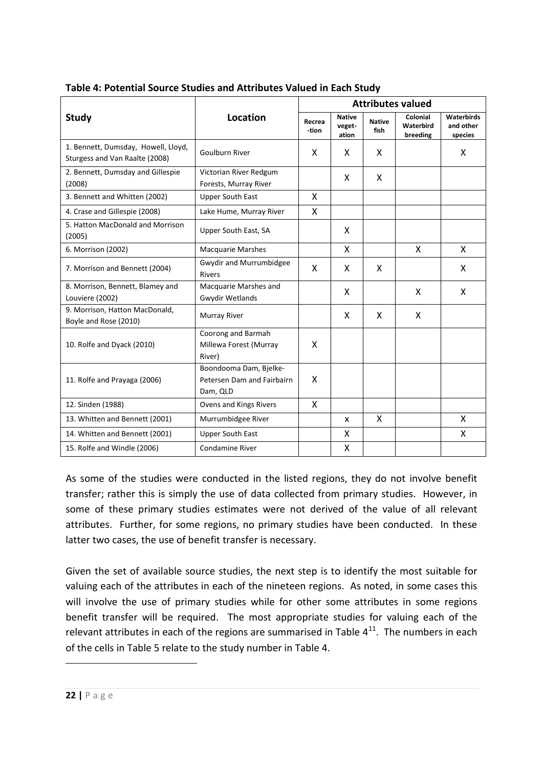**Table 4: Potential Source Studies and Attributes Valued in Each Study**

| Study | Location | Attributes valued | | | | |
|---|---|---|---|---|---|---|
| | | Recrea-tion | Native veget-ation | Native fish | Colonial Waterbird breeding | Waterbirds and other species |
| 1. Bennett, Dumsday, Howell, Lloyd, Sturgess and Van Raalte (2008) | Goulburn River | X | X | X | | X |
| 2. Bennett, Dumsday and Gillespie (2008) | Victorian River Redgum Forests, Murray River | | X | X | | |
| 3. Bennett and Whitten (2002) | Upper South East | X | | | | |
| 4. Crase and Gillespie (2008) | Lake Hume, Murray River | X | | | | |
| 5. Hatton MacDonald and Morrison (2005) | Upper South East, SA | | X | | | |
| 6. Morrison (2002) | Macquarie Marshes | | X | | X | X |
| 7. Morrison and Bennett (2004) | Gwydir and Murrumbidgee Rivers | X | X | X | | X |
| 8. Morrison, Bennett, Blamey and Louviere (2002) | Macquarie Marshes and Gwydir Wetlands | | X | | X | X |
| 9. Morrison, Hatton MacDonald, Boyle and Rose (2010) | Murray River | | X | X | X | |
| 10. Rolfe and Dyack (2010) | Coorong and Barmah Millewa Forest (Murray River) | X | | | | |
| 11. Rolfe and Prayaga (2006) | Boondooma Dam, Bjelke-Petersen Dam and Fairbairn Dam, QLD | X | | | | |
| 12. Sinden (1988) | Ovens and Kings Rivers | X | | | | |
| 13. Whitten and Bennett (2001) | Murrumbidgee River | | x | X | | X |
| 14. Whitten and Bennett (2001) | Upper South East | | X | | | X |
| 15. Rolfe and Windle (2006) | Condamine River | | X | | | |

As some of the studies were conducted in the listed regions, they do not involve benefit transfer; rather this is simply the use of data collected from primary studies. However, in some of these primary studies estimates were not derived of the value of all relevant attributes. Further, for some regions, no primary studies have been conducted. In these latter two cases, the use of benefit transfer is necessary.

Given the set of available source studies, the next step is to identify the most suitable for valuing each of the attributes in each of the nineteen regions. As noted, in some cases this will involve the use of primary studies while for other some attributes in some regions benefit transfer will be required. The most appropriate studies for valuing each of the relevant attributes in each of the regions are summarised in Table 4[11]. The numbers in each of the cells in Table 5 relate to the study number in Table 4.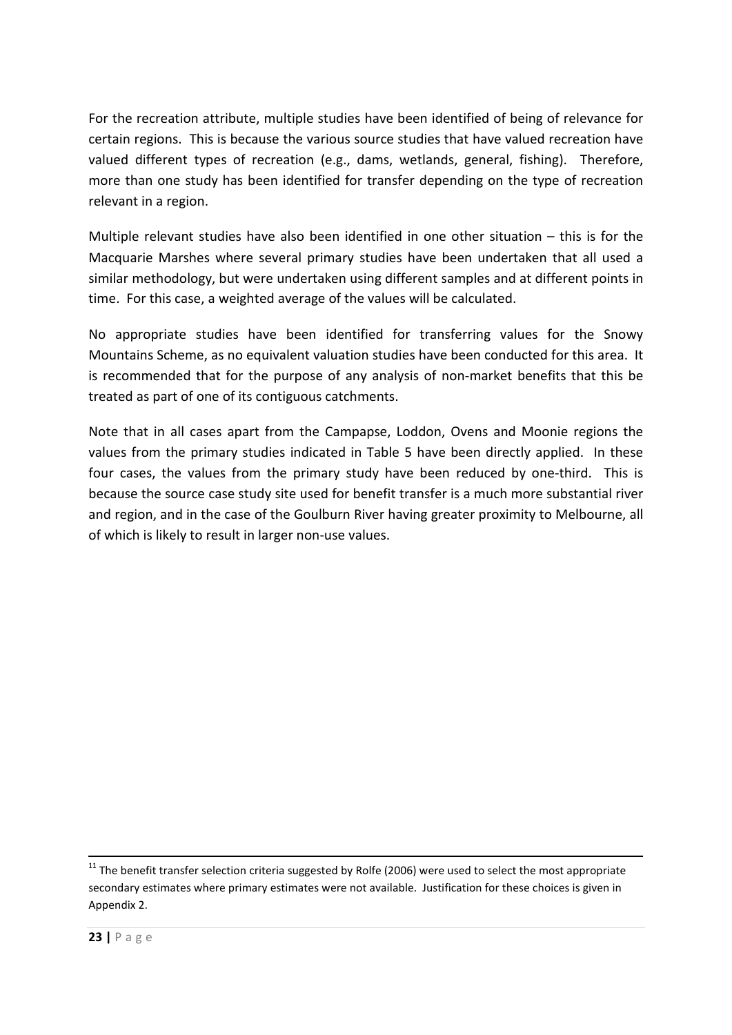For the recreation attribute, multiple studies have been identified of being of relevance for certain regions. This is because the various source studies that have valued recreation have valued different types of recreation (e.g., dams, wetlands, general, fishing). Therefore, more than one study has been identified for transfer depending on the type of recreation relevant in a region.

Multiple relevant studies have also been identified in one other situation – this is for the Macquarie Marshes where several primary studies have been undertaken that all used a similar methodology, but were undertaken using different samples and at different points in time. For this case, a weighted average of the values will be calculated.

No appropriate studies have been identified for transferring values for the Snowy Mountains Scheme, as no equivalent valuation studies have been conducted for this area. It is recommended that for the purpose of any analysis of non-market benefits that this be treated as part of one of its contiguous catchments.

Note that in all cases apart from the Campapse, Loddon, Ovens and Moonie regions the values from the primary studies indicated in Table 5 have been directly applied. In these four cases, the values from the primary study have been reduced by one-third. This is because the source case study site used for benefit transfer is a much more substantial river and region, and in the case of the Goulburn River having greater proximity to Melbourne, all of which is likely to result in larger non-use values.

---

[11] The benefit transfer selection criteria suggested by Rolfe (2006) were used to select the most appropriate secondary estimates where primary estimates were not available. Justification for these choices is given in Appendix 2.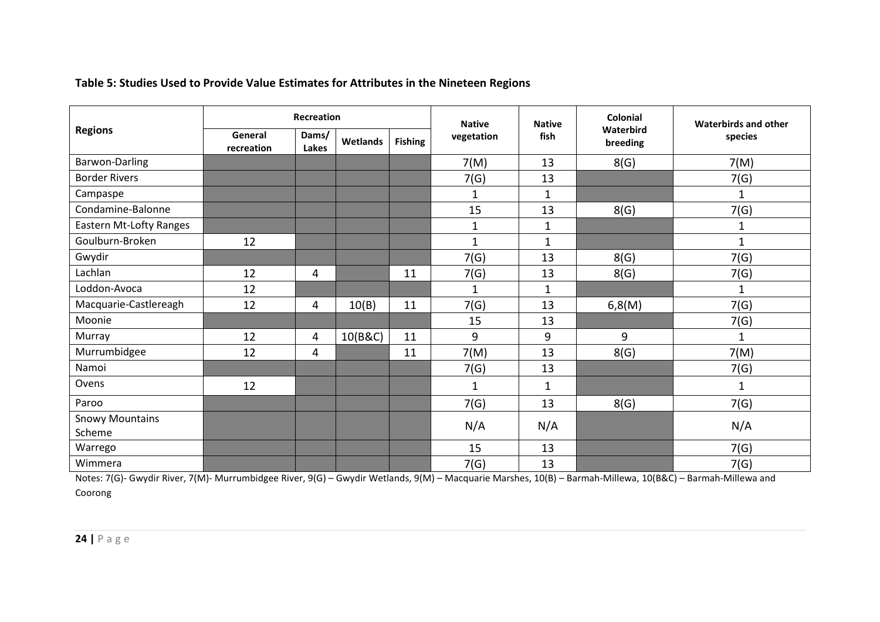**Table 5: Studies Used to Provide Value Estimates for Attributes in the Nineteen Regions**

| Regions | Recreation | | | | Native vegetation | Native fish | Colonial Waterbird breeding | Waterbirds and other species |
|---|---|---|---|---|---|---|---|---|
| | General recreation | Dams/ Lakes | Wetlands | Fishing | | | | |
| Barwon-Darling | | | | | 7(M) | 13 | 8(G) | 7(M) |
| Border Rivers | | | | | 7(G) | 13 | | 7(G) |
| Campaspe | | | | | 1 | 1 | | 1 |
| Condamine-Balonne | | | | | 15 | 13 | 8(G) | 7(G) |
| Eastern Mt-Lofty Ranges | | | | | 1 | 1 | | 1 |
| Goulburn-Broken | 12 | | | | 1 | 1 | | 1 |
| Gwydir | | | | | 7(G) | 13 | 8(G) | 7(G) |
| Lachlan | 12 | 4 | | 11 | 7(G) | 13 | 8(G) | 7(G) |
| Loddon-Avoca | 12 | | | | 1 | 1 | | 1 |
| Macquarie-Castlereagh | 12 | 4 | 10(B) | 11 | 7(G) | 13 | 6,8(M) | 7(G) |
| Moonie | | | | | 15 | 13 | | 7(G) |
| Murray | 12 | 4 | 10(B&C) | 11 | 9 | 9 | 9 | 1 |
| Murrumbidgee | 12 | 4 | | 11 | 7(M) | 13 | 8(G) | 7(M) |
| Namoi | | | | | 7(G) | 13 | | 7(G) |
| Ovens | 12 | | | | 1 | 1 | | 1 |
| Paroo | | | | | 7(G) | 13 | 8(G) | 7(G) |
| Snowy Mountains Scheme | | | | | N/A | N/A | | N/A |
| Warrego | | | | | 15 | 13 | | 7(G) |
| Wimmera | | | | | 7(G) | 13 | | 7(G) |

Notes: 7(G)- Gwydir River, 7(M)- Murrumbidgee River, 9(G) – Gwydir Wetlands, 9(M) – Macquarie Marshes, 10(B) – Barmah-Millewa, 10(B&C) – Barmah-Millewa and Coorong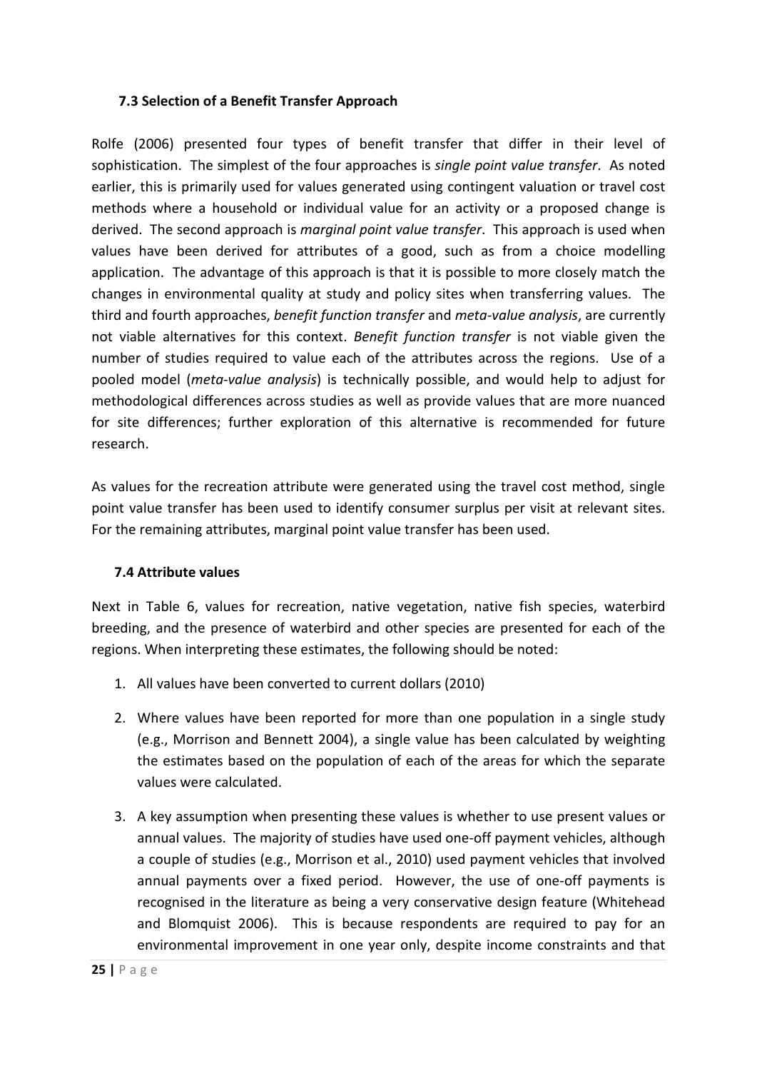### 7.3 Selection of a Benefit Transfer Approach

Rolfe (2006) presented four types of benefit transfer that differ in their level of sophistication. The simplest of the four approaches is *single point value transfer*. As noted earlier, this is primarily used for values generated using contingent valuation or travel cost methods where a household or individual value for an activity or a proposed change is derived. The second approach is *marginal point value transfer*. This approach is used when values have been derived for attributes of a good, such as from a choice modelling application. The advantage of this approach is that it is possible to more closely match the changes in environmental quality at study and policy sites when transferring values. The third and fourth approaches, *benefit function transfer* and *meta-value analysis*, are currently not viable alternatives for this context. *Benefit function transfer* is not viable given the number of studies required to value each of the attributes across the regions. Use of a pooled model (*meta-value analysis*) is technically possible, and would help to adjust for methodological differences across studies as well as provide values that are more nuanced for site differences; further exploration of this alternative is recommended for future research.

As values for the recreation attribute were generated using the travel cost method, single point value transfer has been used to identify consumer surplus per visit at relevant sites. For the remaining attributes, marginal point value transfer has been used.

### 7.4 Attribute values

Next in Table 6, values for recreation, native vegetation, native fish species, waterbird breeding, and the presence of waterbird and other species are presented for each of the regions. When interpreting these estimates, the following should be noted:

1. All values have been converted to current dollars (2010)
2. Where values have been reported for more than one population in a single study (e.g., Morrison and Bennett 2004), a single value has been calculated by weighting the estimates based on the population of each of the areas for which the separate values were calculated.
3. A key assumption when presenting these values is whether to use present values or annual values. The majority of studies have used one-off payment vehicles, although a couple of studies (e.g., Morrison et al., 2010) used payment vehicles that involved annual payments over a fixed period. However, the use of one-off payments is recognised in the literature as being a very conservative design feature (Whitehead and Blomquist 2006). This is because respondents are required to pay for an environmental improvement in one year only, despite income constraints and that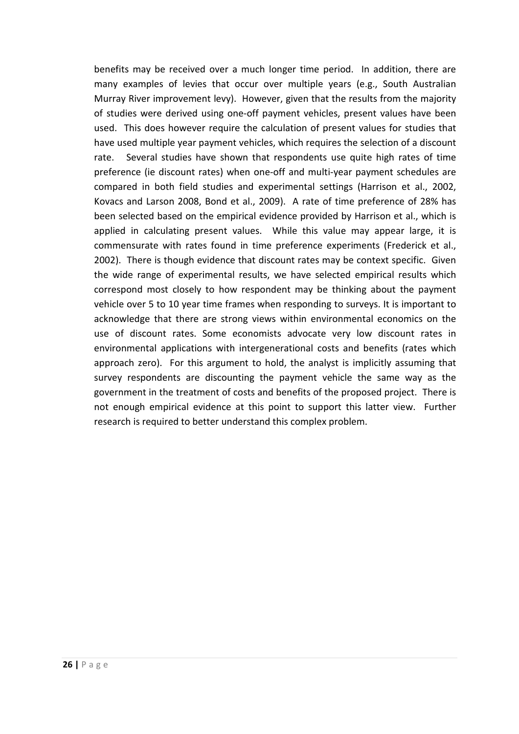benefits may be received over a much longer time period. In addition, there are many examples of levies that occur over multiple years (e.g., South Australian Murray River improvement levy). However, given that the results from the majority of studies were derived using one-off payment vehicles, present values have been used. This does however require the calculation of present values for studies that have used multiple year payment vehicles, which requires the selection of a discount rate. Several studies have shown that respondents use quite high rates of time preference (ie discount rates) when one-off and multi-year payment schedules are compared in both field studies and experimental settings (Harrison et al., 2002, Kovacs and Larson 2008, Bond et al., 2009). A rate of time preference of 28% has been selected based on the empirical evidence provided by Harrison et al., which is applied in calculating present values. While this value may appear large, it is commensurate with rates found in time preference experiments (Frederick et al., 2002). There is though evidence that discount rates may be context specific. Given the wide range of experimental results, we have selected empirical results which correspond most closely to how respondent may be thinking about the payment vehicle over 5 to 10 year time frames when responding to surveys. It is important to acknowledge that there are strong views within environmental economics on the use of discount rates. Some economists advocate very low discount rates in environmental applications with intergenerational costs and benefits (rates which approach zero). For this argument to hold, the analyst is implicitly assuming that survey respondents are discounting the payment vehicle the same way as the government in the treatment of costs and benefits of the proposed project. There is not enough empirical evidence at this point to support this latter view. Further research is required to better understand this complex problem.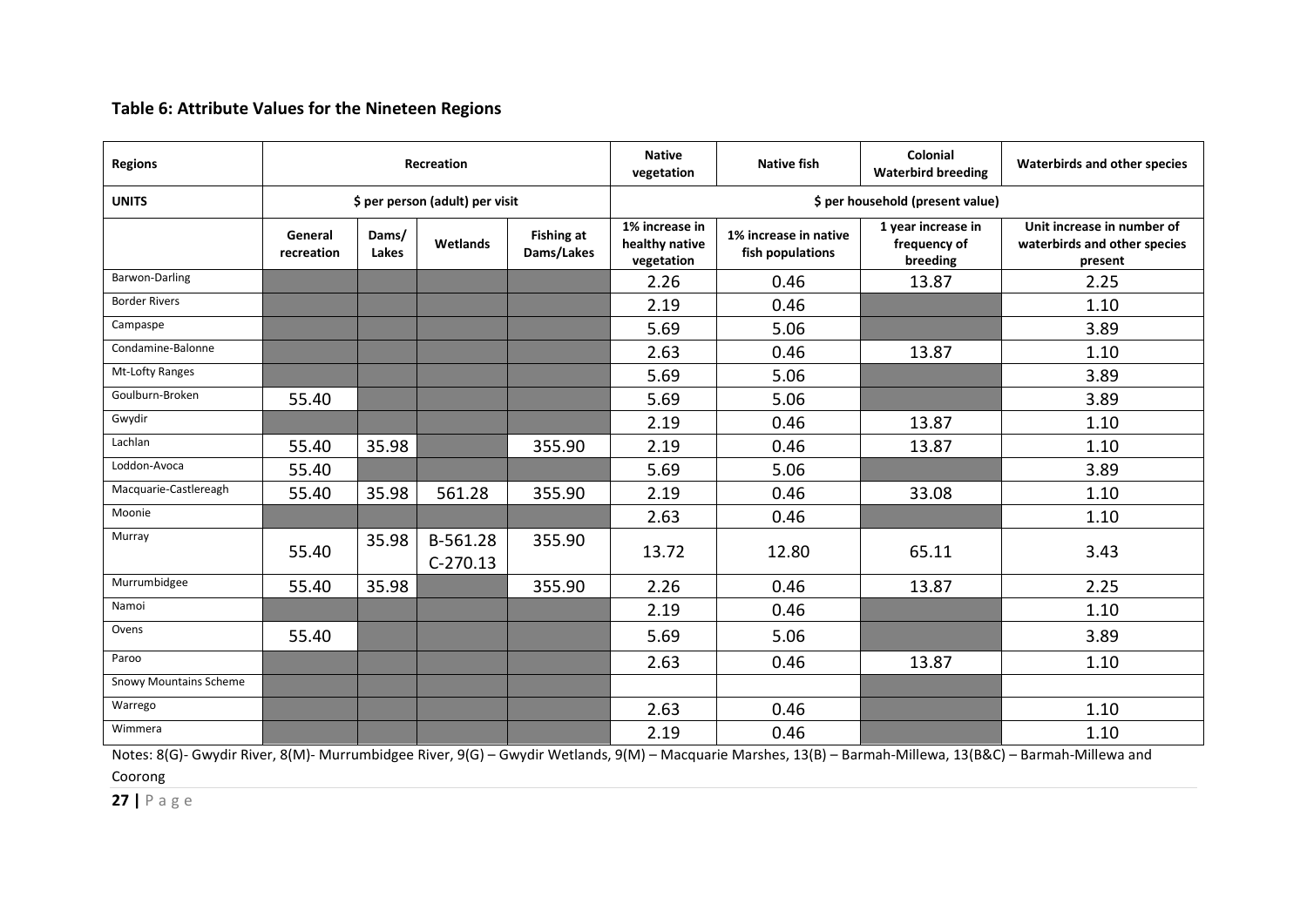**Table 6: Attribute Values for the Nineteen Regions**

| Regions | Recreation | | | | Native vegetation | Native fish | Colonial Waterbird breeding | Waterbirds and other species |
|---|---|---|---|---|---|---|---|---|
| UNITS | $ per person (adult) per visit | | | | $ per household (present value) | | | |
| | General recreation | Dams/ Lakes | Wetlands | Fishing at Dams/Lakes | 1% increase in healthy native vegetation | 1% increase in native fish populations | 1 year increase in frequency of breeding | Unit increase in number of waterbirds and other species present |
| Barwon-Darling | | | | | 2.26 | 0.46 | 13.87 | 2.25 |
| Border Rivers | | | | | 2.19 | 0.46 | | 1.10 |
| Campaspe | | | | | 5.69 | 5.06 | | 3.89 |
| Condamine-Balonne | | | | | 2.63 | 0.46 | 13.87 | 1.10 |
| Mt-Lofty Ranges | | | | | 5.69 | 5.06 | | 3.89 |
| Goulburn-Broken | 55.40 | | | | 5.69 | 5.06 | | 3.89 |
| Gwydir | | | | | 2.19 | 0.46 | 13.87 | 1.10 |
| Lachlan | 55.40 | 35.98 | | 355.90 | 2.19 | 0.46 | 13.87 | 1.10 |
| Loddon-Avoca | 55.40 | | | | 5.69 | 5.06 | | 3.89 |
| Macquarie-Castlereagh | 55.40 | 35.98 | 561.28 | 355.90 | 2.19 | 0.46 | 33.08 | 1.10 |
| Moonie | | | | | 2.63 | 0.46 | | 1.10 |
| Murray | 55.40 | 35.98 | B-561.28 C-270.13 | 355.90 | 13.72 | 12.80 | 65.11 | 3.43 |
| Murrumbidgee | 55.40 | 35.98 | | 355.90 | 2.26 | 0.46 | 13.87 | 2.25 |
| Namoi | | | | | 2.19 | 0.46 | | 1.10 |
| Ovens | 55.40 | | | | 5.69 | 5.06 | | 3.89 |
| Paroo | | | | | 2.63 | 0.46 | 13.87 | 1.10 |
| Snowy Mountains Scheme | | | | | | | | |
| Warrego | | | | | 2.63 | 0.46 | | 1.10 |
| Wimmera | | | | | 2.19 | 0.46 | | 1.10 |

Notes: 8(G)- Gwydir River, 8(M)- Murrumbidgee River, 9(G) – Gwydir Wetlands, 9(M) – Macquarie Marshes, 13(B) – Barmah-Millewa, 13(B&C) – Barmah-Millewa and Coorong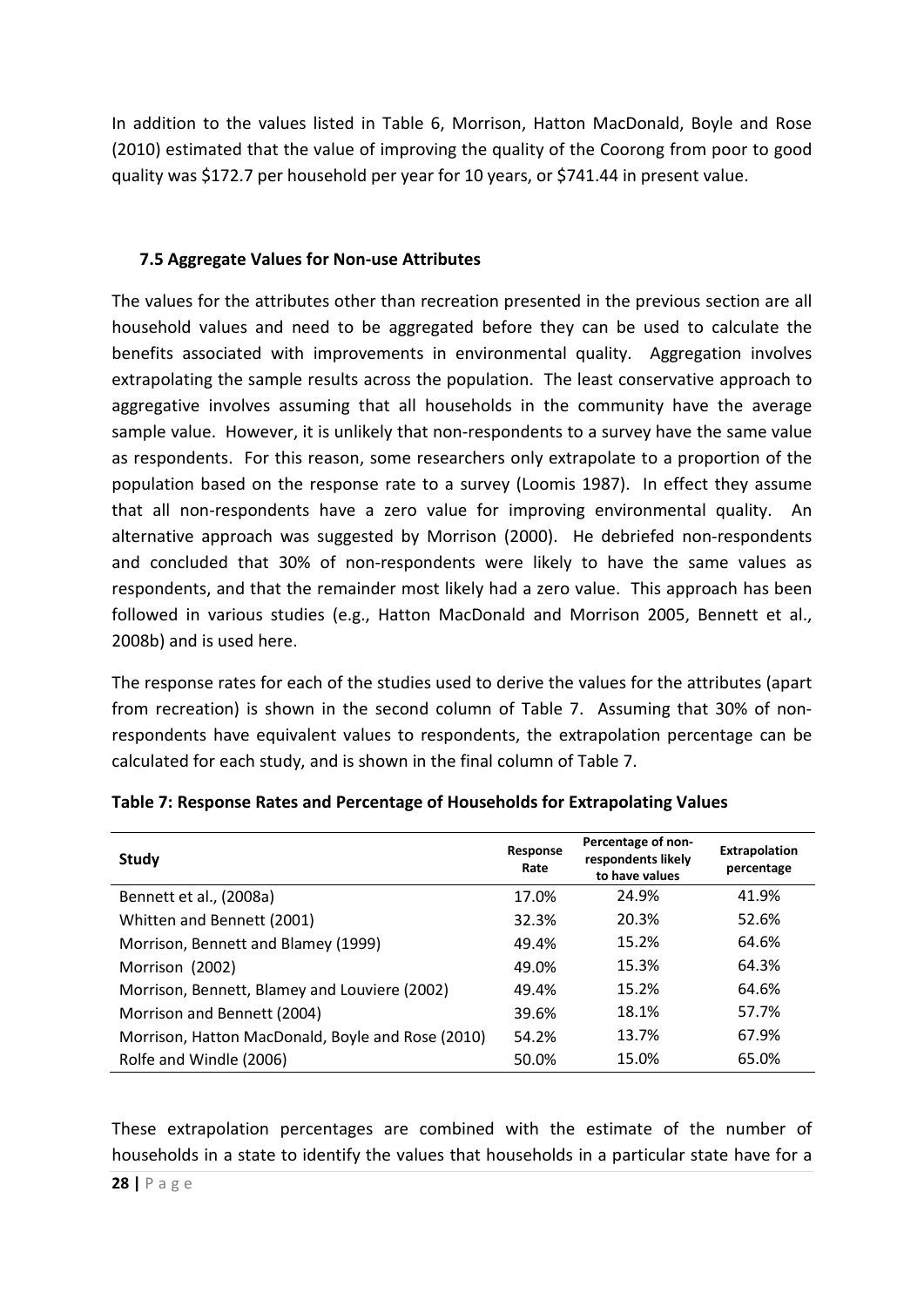In addition to the values listed in Table 6, Morrison, Hatton MacDonald, Boyle and Rose (2010) estimated that the value of improving the quality of the Coorong from poor to good quality was $172.7 per household per year for 10 years, or $741.44 in present value.

### 7.5 Aggregate Values for Non-use Attributes

The values for the attributes other than recreation presented in the previous section are all household values and need to be aggregated before they can be used to calculate the benefits associated with improvements in environmental quality. Aggregation involves extrapolating the sample results across the population. The least conservative approach to aggregative involves assuming that all households in the community have the average sample value. However, it is unlikely that non-respondents to a survey have the same value as respondents. For this reason, some researchers only extrapolate to a proportion of the population based on the response rate to a survey (Loomis 1987). In effect they assume that all non-respondents have a zero value for improving environmental quality. An alternative approach was suggested by Morrison (2000). He debriefed non-respondents and concluded that 30% of non-respondents were likely to have the same values as respondents, and that the remainder most likely had a zero value. This approach has been followed in various studies (e.g., Hatton MacDonald and Morrison 2005, Bennett et al., 2008b) and is used here.

The response rates for each of the studies used to derive the values for the attributes (apart from recreation) is shown in the second column of Table 7. Assuming that 30% of non-respondents have equivalent values to respondents, the extrapolation percentage can be calculated for each study, and is shown in the final column of Table 7.

**Table 7: Response Rates and Percentage of Households for Extrapolating Values**

| Study | Response Rate | Percentage of non-respondents likely to have values | Extrapolation percentage |
|---|---|---|---|
| Bennett et al., (2008a) | 17.0% | 24.9% | 41.9% |
| Whitten and Bennett (2001) | 32.3% | 20.3% | 52.6% |
| Morrison, Bennett and Blamey (1999) | 49.4% | 15.2% | 64.6% |
| Morrison (2002) | 49.0% | 15.3% | 64.3% |
| Morrison, Bennett, Blamey and Louviere (2002) | 49.4% | 15.2% | 64.6% |
| Morrison and Bennett (2004) | 39.6% | 18.1% | 57.7% |
| Morrison, Hatton MacDonald, Boyle and Rose (2010) | 54.2% | 13.7% | 67.9% |
| Rolfe and Windle (2006) | 50.0% | 15.0% | 65.0% |

These extrapolation percentages are combined with the estimate of the number of households in a state to identify the values that households in a particular state have for a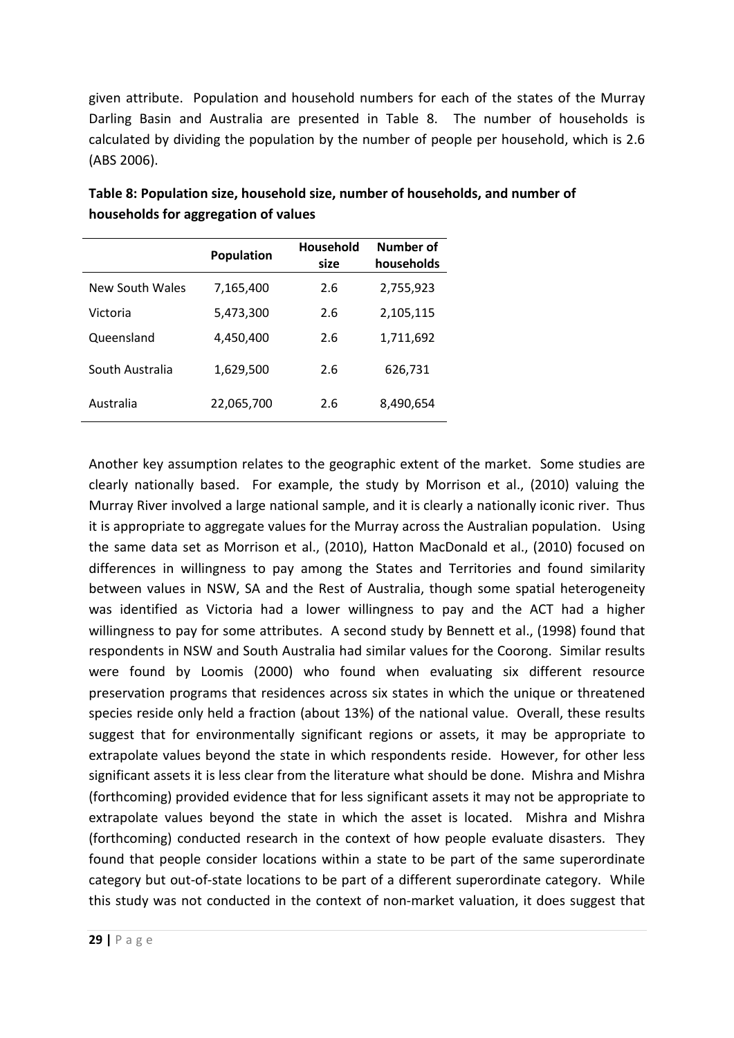given attribute. Population and household numbers for each of the states of the Murray Darling Basin and Australia are presented in Table 8. The number of households is calculated by dividing the population by the number of people per household, which is 2.6 (ABS 2006).

**Table 8: Population size, household size, number of households, and number of households for aggregation of values**

| | Population | Household size | Number of households |
|---|---|---|---|
| New South Wales | 7,165,400 | 2.6 | 2,755,923 |
| Victoria | 5,473,300 | 2.6 | 2,105,115 |
| Queensland | 4,450,400 | 2.6 | 1,711,692 |
| South Australia | 1,629,500 | 2.6 | 626,731 |
| Australia | 22,065,700 | 2.6 | 8,490,654 |

Another key assumption relates to the geographic extent of the market. Some studies are clearly nationally based. For example, the study by Morrison et al., (2010) valuing the Murray River involved a large national sample, and it is clearly a nationally iconic river. Thus it is appropriate to aggregate values for the Murray across the Australian population. Using the same data set as Morrison et al., (2010), Hatton MacDonald et al., (2010) focused on differences in willingness to pay among the States and Territories and found similarity between values in NSW, SA and the Rest of Australia, though some spatial heterogeneity was identified as Victoria had a lower willingness to pay and the ACT had a higher willingness to pay for some attributes. A second study by Bennett et al., (1998) found that respondents in NSW and South Australia had similar values for the Coorong. Similar results were found by Loomis (2000) who found when evaluating six different resource preservation programs that residences across six states in which the unique or threatened species reside only held a fraction (about 13%) of the national value. Overall, these results suggest that for environmentally significant regions or assets, it may be appropriate to extrapolate values beyond the state in which respondents reside. However, for other less significant assets it is less clear from the literature what should be done. Mishra and Mishra (forthcoming) provided evidence that for less significant assets it may not be appropriate to extrapolate values beyond the state in which the asset is located. Mishra and Mishra (forthcoming) conducted research in the context of how people evaluate disasters. They found that people consider locations within a state to be part of the same superordinate category but out-of-state locations to be part of a different superordinate category. While this study was not conducted in the context of non-market valuation, it does suggest that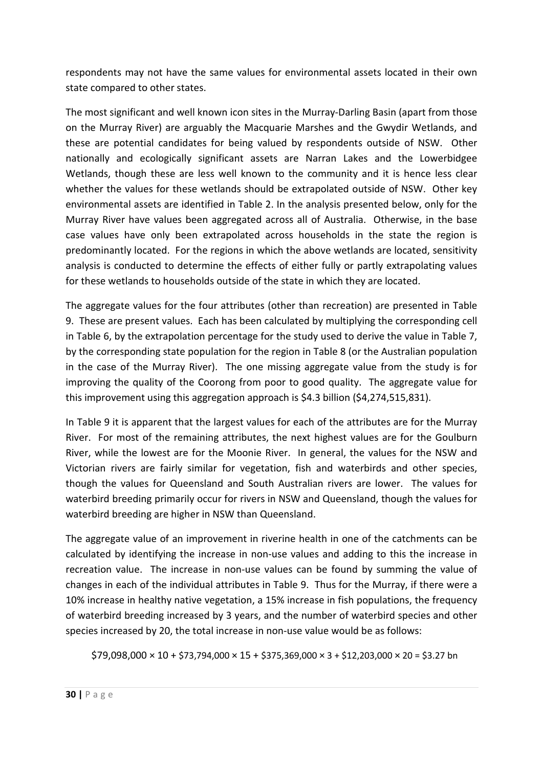respondents may not have the same values for environmental assets located in their own state compared to other states.

The most significant and well known icon sites in the Murray-Darling Basin (apart from those on the Murray River) are arguably the Macquarie Marshes and the Gwydir Wetlands, and these are potential candidates for being valued by respondents outside of NSW. Other nationally and ecologically significant assets are Narran Lakes and the Lowerbidgee Wetlands, though these are less well known to the community and it is hence less clear whether the values for these wetlands should be extrapolated outside of NSW. Other key environmental assets are identified in Table 2. In the analysis presented below, only for the Murray River have values been aggregated across all of Australia. Otherwise, in the base case values have only been extrapolated across households in the state the region is predominantly located. For the regions in which the above wetlands are located, sensitivity analysis is conducted to determine the effects of either fully or partly extrapolating values for these wetlands to households outside of the state in which they are located.

The aggregate values for the four attributes (other than recreation) are presented in Table 9. These are present values. Each has been calculated by multiplying the corresponding cell in Table 6, by the extrapolation percentage for the study used to derive the value in Table 7, by the corresponding state population for the region in Table 8 (or the Australian population in the case of the Murray River). The one missing aggregate value from the study is for improving the quality of the Coorong from poor to good quality. The aggregate value for this improvement using this aggregation approach is \$4.3 billion (\$4,274,515,831).

In Table 9 it is apparent that the largest values for each of the attributes are for the Murray River. For most of the remaining attributes, the next highest values are for the Goulburn River, while the lowest are for the Moonie River. In general, the values for the NSW and Victorian rivers are fairly similar for vegetation, fish and waterbirds and other species, though the values for Queensland and South Australian rivers are lower. The values for waterbird breeding primarily occur for rivers in NSW and Queensland, though the values for waterbird breeding are higher in NSW than Queensland.

The aggregate value of an improvement in riverine health in one of the catchments can be calculated by identifying the increase in non-use values and adding to this the increase in recreation value. The increase in non-use values can be found by summing the value of changes in each of the individual attributes in Table 9. Thus for the Murray, if there were a 10% increase in healthy native vegetation, a 15% increase in fish populations, the frequency of waterbird breeding increased by 3 years, and the number of waterbird species and other species increased by 20, the total increase in non-use value would be as follows:

$$\$79{,}098{,}000 \times 10 + \$73{,}794{,}000 \times 15 + \$375{,}369{,}000 \times 3 + \$12{,}203{,}000 \times 20 = \$3.27 \text{ bn}$$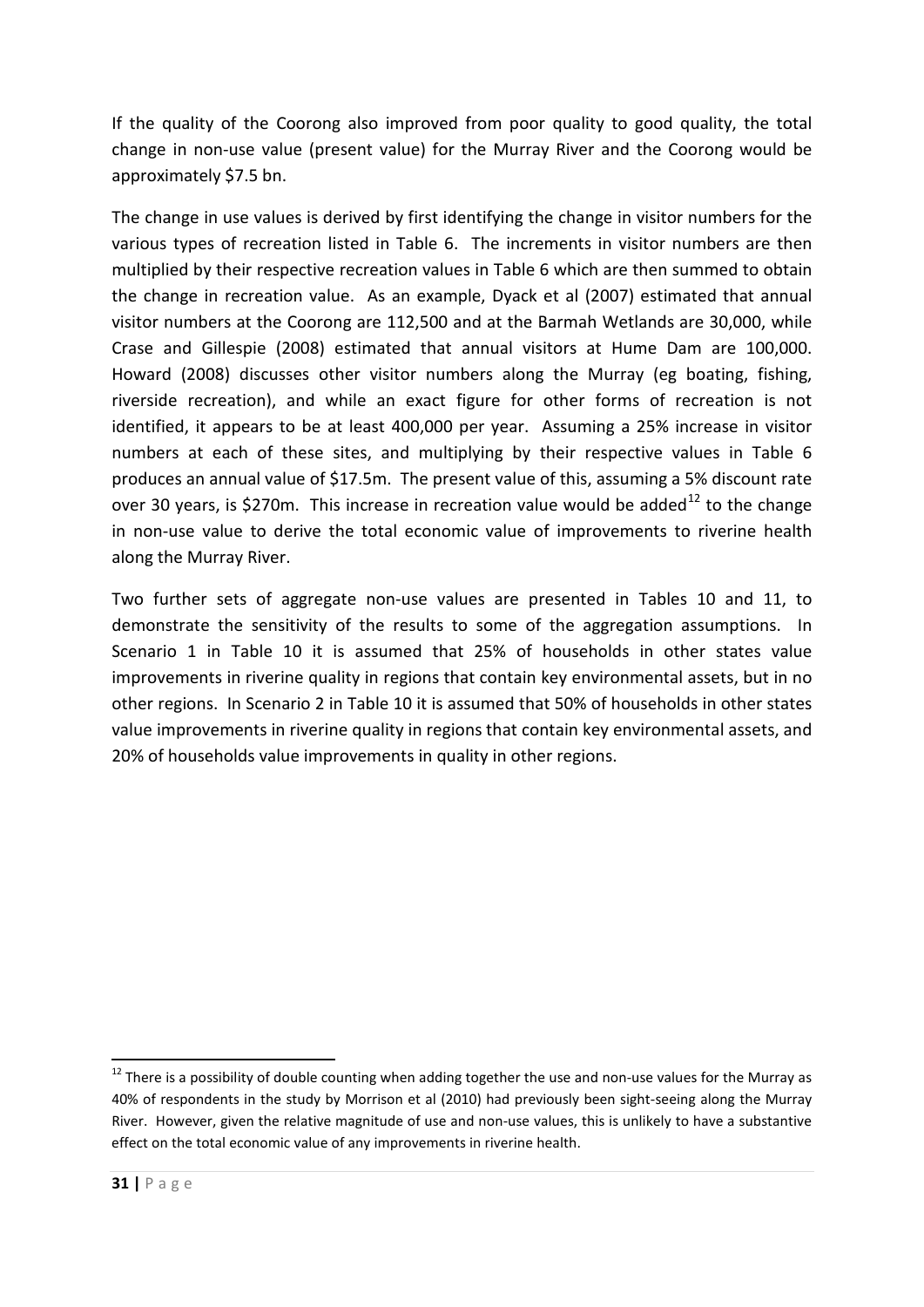If the quality of the Coorong also improved from poor quality to good quality, the total change in non-use value (present value) for the Murray River and the Coorong would be approximately $7.5 bn.

The change in use values is derived by first identifying the change in visitor numbers for the various types of recreation listed in Table 6. The increments in visitor numbers are then multiplied by their respective recreation values in Table 6 which are then summed to obtain the change in recreation value. As an example, Dyack et al (2007) estimated that annual visitor numbers at the Coorong are 112,500 and at the Barmah Wetlands are 30,000, while Crase and Gillespie (2008) estimated that annual visitors at Hume Dam are 100,000. Howard (2008) discusses other visitor numbers along the Murray (eg boating, fishing, riverside recreation), and while an exact figure for other forms of recreation is not identified, it appears to be at least 400,000 per year. Assuming a 25% increase in visitor numbers at each of these sites, and multiplying by their respective values in Table 6 produces an annual value of $17.5m. The present value of this, assuming a 5% discount rate over 30 years, is $270m. This increase in recreation value would be added[12] to the change in non-use value to derive the total economic value of improvements to riverine health along the Murray River.

Two further sets of aggregate non-use values are presented in Tables 10 and 11, to demonstrate the sensitivity of the results to some of the aggregation assumptions. In Scenario 1 in Table 10 it is assumed that 25% of households in other states value improvements in riverine quality in regions that contain key environmental assets, but in no other regions. In Scenario 2 in Table 10 it is assumed that 50% of households in other states value improvements in riverine quality in regions that contain key environmental assets, and 20% of households value improvements in quality in other regions.

[12] There is a possibility of double counting when adding together the use and non-use values for the Murray as 40% of respondents in the study by Morrison et al (2010) had previously been sight-seeing along the Murray River. However, given the relative magnitude of use and non-use values, this is unlikely to have a substantive effect on the total economic value of any improvements in riverine health.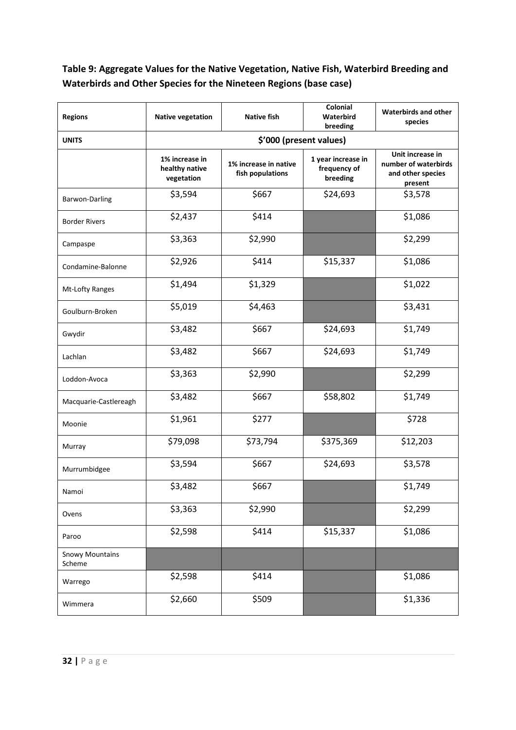**Table 9: Aggregate Values for the Native Vegetation, Native Fish, Waterbird Breeding and Waterbirds and Other Species for the Nineteen Regions (base case)**

| Regions | Native vegetation | Native fish | Colonial Waterbird breeding | Waterbirds and other species |
|---|---|---|---|---|
| UNITS | $'000 (present values) | | | |
| | 1% increase in healthy native vegetation | 1% increase in native fish populations | 1 year increase in frequency of breeding | Unit increase in number of waterbirds and other species present |
| Barwon-Darling | $3,594 | $667 | $24,693 | $3,578 |
| Border Rivers | $2,437 | $414 | | $1,086 |
| Campaspe | $3,363 | $2,990 | | $2,299 |
| Condamine-Balonne | $2,926 | $414 | $15,337 | $1,086 |
| Mt-Lofty Ranges | $1,494 | $1,329 | | $1,022 |
| Goulburn-Broken | $5,019 | $4,463 | | $3,431 |
| Gwydir | $3,482 | $667 | $24,693 | $1,749 |
| Lachlan | $3,482 | $667 | $24,693 | $1,749 |
| Loddon-Avoca | $3,363 | $2,990 | | $2,299 |
| Macquarie-Castlereagh | $3,482 | $667 | $58,802 | $1,749 |
| Moonie | $1,961 | $277 | | $728 |
| Murray | $79,098 | $73,794 | $375,369 | $12,203 |
| Murrumbidgee | $3,594 | $667 | $24,693 | $3,578 |
| Namoi | $3,482 | $667 | | $1,749 |
| Ovens | $3,363 | $2,990 | | $2,299 |
| Paroo | $2,598 | $414 | $15,337 | $1,086 |
| Snowy Mountains Scheme | | | | |
| Warrego | $2,598 | $414 | | $1,086 |
| Wimmera | $2,660 | $509 | | $1,336 |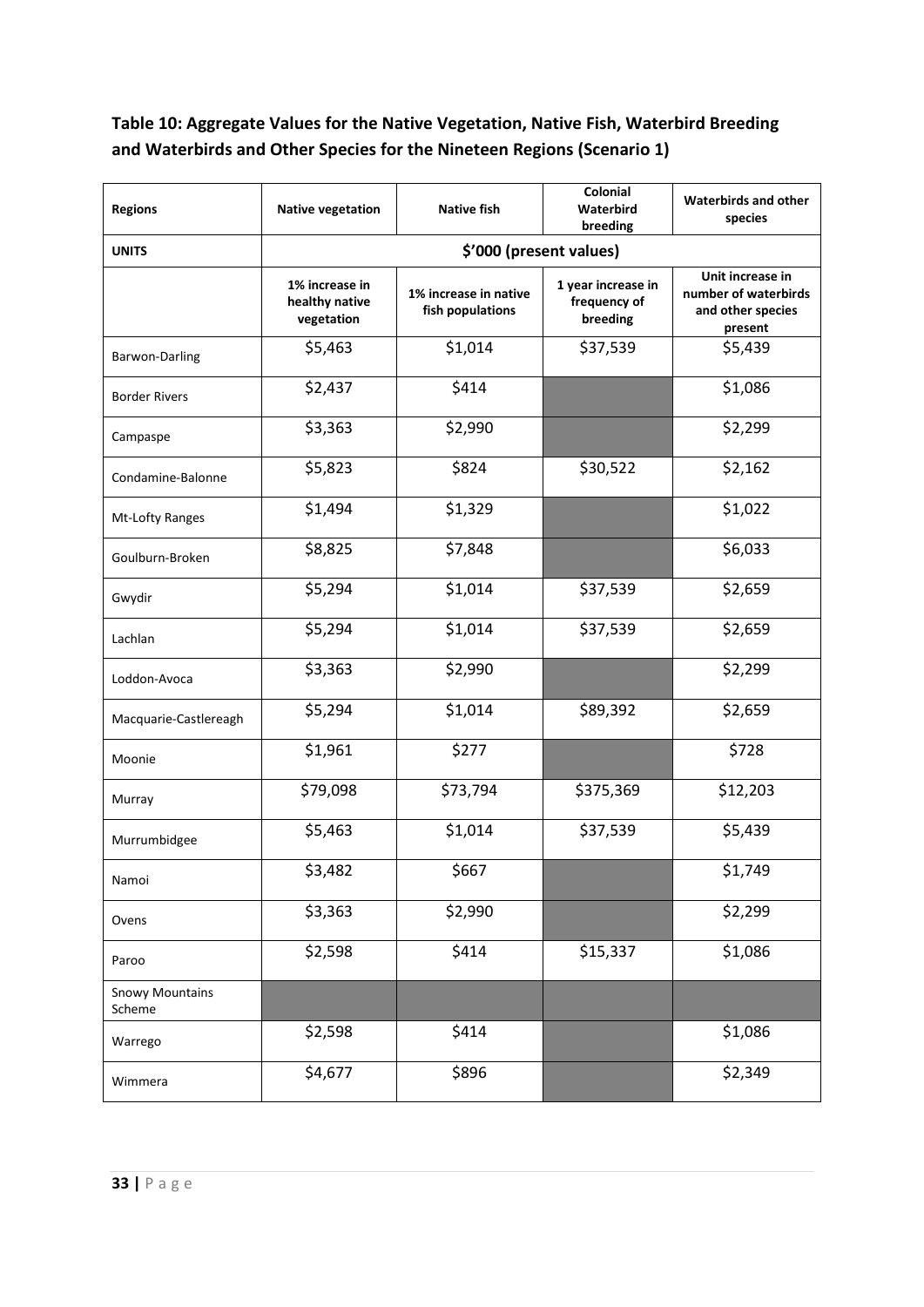**Table 10: Aggregate Values for the Native Vegetation, Native Fish, Waterbird Breeding and Waterbirds and Other Species for the Nineteen Regions (Scenario 1)**

| Regions | Native vegetation | Native fish | Colonial Waterbird breeding | Waterbirds and other species |
|---|---|---|---|---|
| **UNITS** | **$'000 (present values)** | | | |
| | **1% increase in healthy native vegetation** | **1% increase in native fish populations** | **1 year increase in frequency of breeding** | **Unit increase in number of waterbirds and other species present** |
| Barwon-Darling | $5,463 | $1,014 | $37,539 | $5,439 |
| Border Rivers | $2,437 | $414 | | $1,086 |
| Campaspe | $3,363 | $2,990 | | $2,299 |
| Condamine-Balonne | $5,823 | $824 | $30,522 | $2,162 |
| Mt-Lofty Ranges | $1,494 | $1,329 | | $1,022 |
| Goulburn-Broken | $8,825 | $7,848 | | $6,033 |
| Gwydir | $5,294 | $1,014 | $37,539 | $2,659 |
| Lachlan | $5,294 | $1,014 | $37,539 | $2,659 |
| Loddon-Avoca | $3,363 | $2,990 | | $2,299 |
| Macquarie-Castlereagh | $5,294 | $1,014 | $89,392 | $2,659 |
| Moonie | $1,961 | $277 | | $728 |
| Murray | $79,098 | $73,794 | $375,369 | $12,203 |
| Murrumbidgee | $5,463 | $1,014 | $37,539 | $5,439 |
| Namoi | $3,482 | $667 | | $1,749 |
| Ovens | $3,363 | $2,990 | | $2,299 |
| Paroo | $2,598 | $414 | $15,337 | $1,086 |
| Snowy Mountains Scheme | | | | |
| Warrego | $2,598 | $414 | | $1,086 |
| Wimmera | $4,677 | $896 | | $2,349 |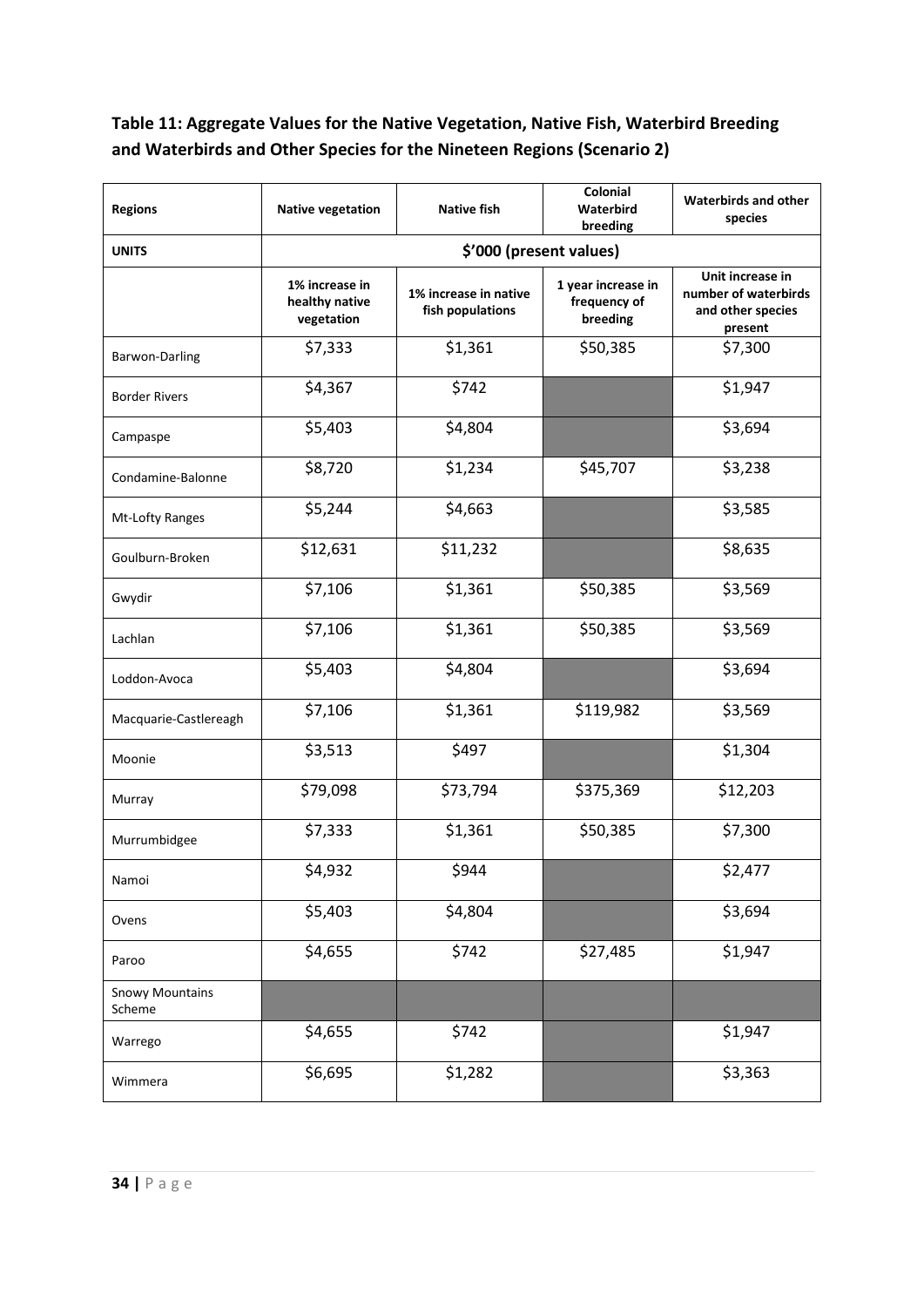**Table 11: Aggregate Values for the Native Vegetation, Native Fish, Waterbird Breeding and Waterbirds and Other Species for the Nineteen Regions (Scenario 2)**

| Regions | Native vegetation | Native fish | Colonial Waterbird breeding | Waterbirds and other species |
|---|---|---|---|---|
| UNITS | $'000 (present values) | | | |
| | 1% increase in healthy native vegetation | 1% increase in native fish populations | 1 year increase in frequency of breeding | Unit increase in number of waterbirds and other species present |
| Barwon-Darling | $7,333 | $1,361 | $50,385 | $7,300 |
| Border Rivers | $4,367 | $742 | | $1,947 |
| Campaspe | $5,403 | $4,804 | | $3,694 |
| Condamine-Balonne | $8,720 | $1,234 | $45,707 | $3,238 |
| Mt-Lofty Ranges | $5,244 | $4,663 | | $3,585 |
| Goulburn-Broken | $12,631 | $11,232 | | $8,635 |
| Gwydir | $7,106 | $1,361 | $50,385 | $3,569 |
| Lachlan | $7,106 | $1,361 | $50,385 | $3,569 |
| Loddon-Avoca | $5,403 | $4,804 | | $3,694 |
| Macquarie-Castlereagh | $7,106 | $1,361 | $119,982 | $3,569 |
| Moonie | $3,513 | $497 | | $1,304 |
| Murray | $79,098 | $73,794 | $375,369 | $12,203 |
| Murrumbidgee | $7,333 | $1,361 | $50,385 | $7,300 |
| Namoi | $4,932 | $944 | | $2,477 |
| Ovens | $5,403 | $4,804 | | $3,694 |
| Paroo | $4,655 | $742 | $27,485 | $1,947 |
| Snowy Mountains Scheme | | | | |
| Warrego | $4,655 | $742 | | $1,947 |
| Wimmera | $6,695 | $1,282 | | $3,363 |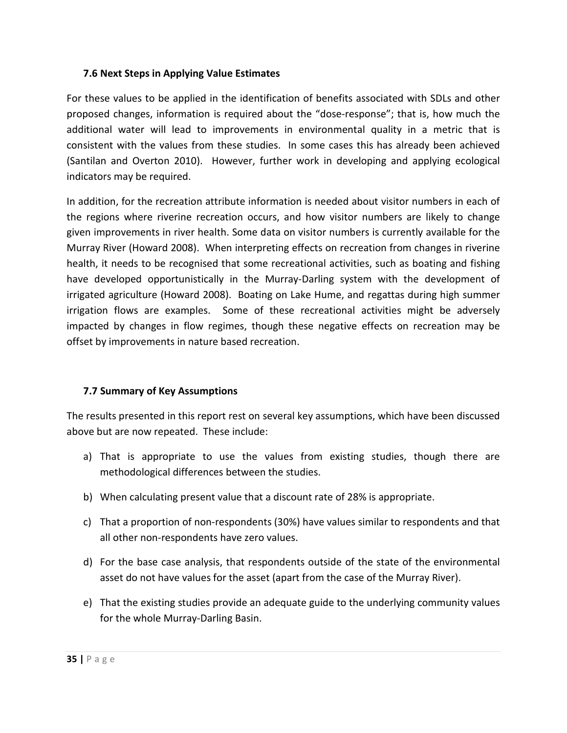### 7.6 Next Steps in Applying Value Estimates

For these values to be applied in the identification of benefits associated with SDLs and other proposed changes, information is required about the "dose-response"; that is, how much the additional water will lead to improvements in environmental quality in a metric that is consistent with the values from these studies. In some cases this has already been achieved (Santilan and Overton 2010). However, further work in developing and applying ecological indicators may be required.

In addition, for the recreation attribute information is needed about visitor numbers in each of the regions where riverine recreation occurs, and how visitor numbers are likely to change given improvements in river health. Some data on visitor numbers is currently available for the Murray River (Howard 2008). When interpreting effects on recreation from changes in riverine health, it needs to be recognised that some recreational activities, such as boating and fishing have developed opportunistically in the Murray-Darling system with the development of irrigated agriculture (Howard 2008). Boating on Lake Hume, and regattas during high summer irrigation flows are examples. Some of these recreational activities might be adversely impacted by changes in flow regimes, though these negative effects on recreation may be offset by improvements in nature based recreation.

### 7.7 Summary of Key Assumptions

The results presented in this report rest on several key assumptions, which have been discussed above but are now repeated. These include:

a) That is appropriate to use the values from existing studies, though there are methodological differences between the studies.

b) When calculating present value that a discount rate of 28% is appropriate.

c) That a proportion of non-respondents (30%) have values similar to respondents and that all other non-respondents have zero values.

d) For the base case analysis, that respondents outside of the state of the environmental asset do not have values for the asset (apart from the case of the Murray River).

e) That the existing studies provide an adequate guide to the underlying community values for the whole Murray-Darling Basin.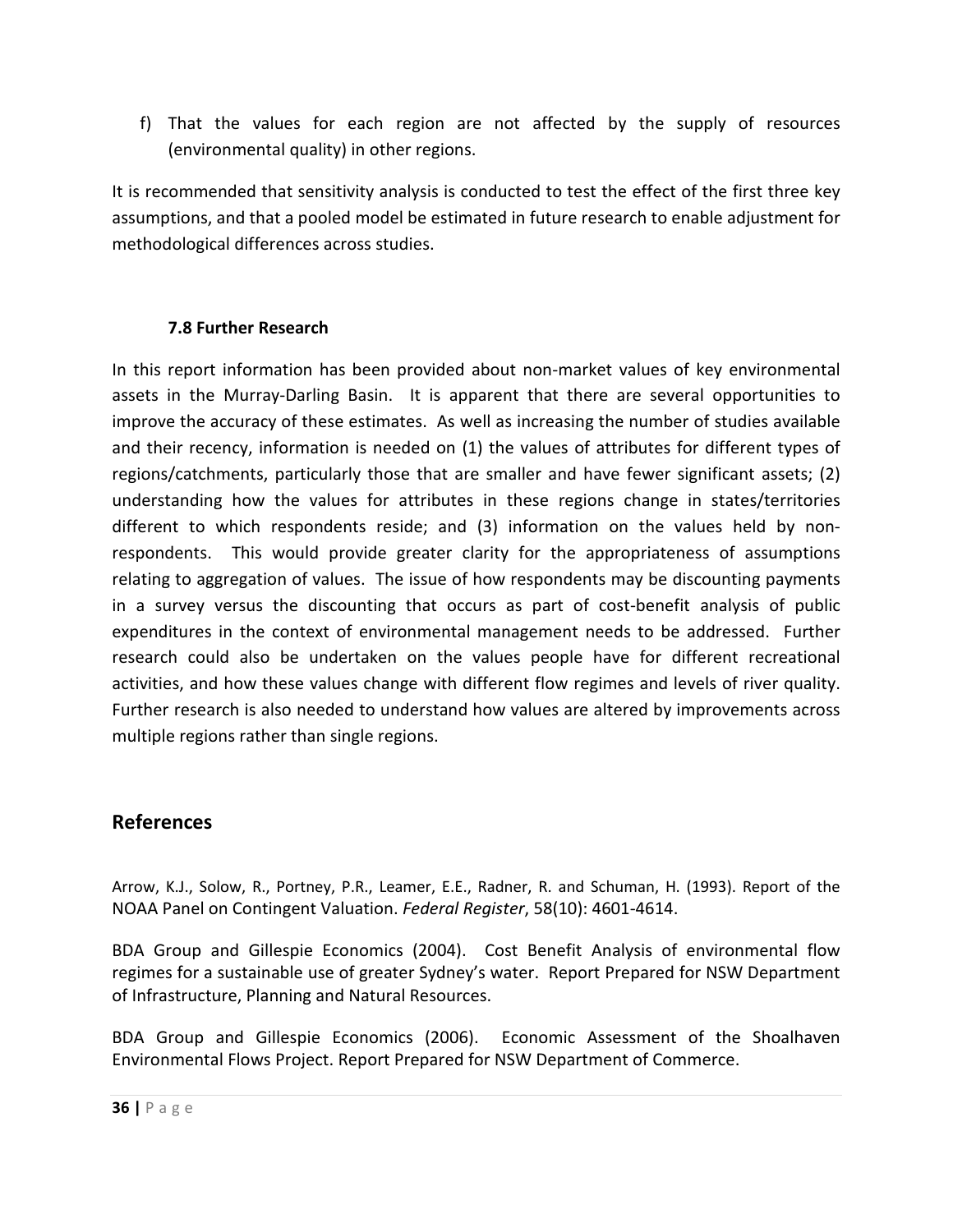f) That the values for each region are not affected by the supply of resources (environmental quality) in other regions.

It is recommended that sensitivity analysis is conducted to test the effect of the first three key assumptions, and that a pooled model be estimated in future research to enable adjustment for methodological differences across studies.

### 7.8 Further Research

In this report information has been provided about non-market values of key environmental assets in the Murray-Darling Basin. It is apparent that there are several opportunities to improve the accuracy of these estimates. As well as increasing the number of studies available and their recency, information is needed on (1) the values of attributes for different types of regions/catchments, particularly those that are smaller and have fewer significant assets; (2) understanding how the values for attributes in these regions change in states/territories different to which respondents reside; and (3) information on the values held by non-respondents. This would provide greater clarity for the appropriateness of assumptions relating to aggregation of values. The issue of how respondents may be discounting payments in a survey versus the discounting that occurs as part of cost-benefit analysis of public expenditures in the context of environmental management needs to be addressed. Further research could also be undertaken on the values people have for different recreational activities, and how these values change with different flow regimes and levels of river quality. Further research is also needed to understand how values are altered by improvements across multiple regions rather than single regions.

## References

Arrow, K.J., Solow, R., Portney, P.R., Leamer, E.E., Radner, R. and Schuman, H. (1993). Report of the NOAA Panel on Contingent Valuation. *Federal Register*, 58(10): 4601-4614.

BDA Group and Gillespie Economics (2004). Cost Benefit Analysis of environmental flow regimes for a sustainable use of greater Sydney's water. Report Prepared for NSW Department of Infrastructure, Planning and Natural Resources.

BDA Group and Gillespie Economics (2006). Economic Assessment of the Shoalhaven Environmental Flows Project. Report Prepared for NSW Department of Commerce.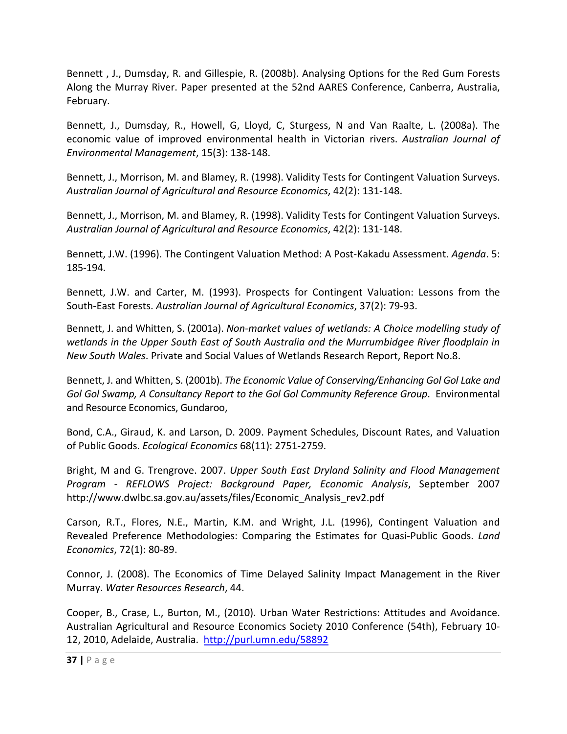Bennett , J., Dumsday, R. and Gillespie, R. (2008b). Analysing Options for the Red Gum Forests Along the Murray River. Paper presented at the 52nd AARES Conference, Canberra, Australia, February.

Bennett, J., Dumsday, R., Howell, G, Lloyd, C, Sturgess, N and Van Raalte, L. (2008a). The economic value of improved environmental health in Victorian rivers. *Australian Journal of Environmental Management*, 15(3): 138-148.

Bennett, J., Morrison, M. and Blamey, R. (1998). Validity Tests for Contingent Valuation Surveys. *Australian Journal of Agricultural and Resource Economics*, 42(2): 131-148.

Bennett, J., Morrison, M. and Blamey, R. (1998). Validity Tests for Contingent Valuation Surveys. *Australian Journal of Agricultural and Resource Economics*, 42(2): 131-148.

Bennett, J.W. (1996). The Contingent Valuation Method: A Post-Kakadu Assessment. *Agenda*. 5: 185-194.

Bennett, J.W. and Carter, M. (1993). Prospects for Contingent Valuation: Lessons from the South-East Forests. *Australian Journal of Agricultural Economics*, 37(2): 79-93.

Bennett, J. and Whitten, S. (2001a). *Non-market values of wetlands: A Choice modelling study of wetlands in the Upper South East of South Australia and the Murrumbidgee River floodplain in New South Wales*. Private and Social Values of Wetlands Research Report, Report No.8.

Bennett, J. and Whitten, S. (2001b). *The Economic Value of Conserving/Enhancing Gol Gol Lake and Gol Gol Swamp, A Consultancy Report to the Gol Gol Community Reference Group*. Environmental and Resource Economics, Gundaroo,

Bond, C.A., Giraud, K. and Larson, D. 2009. Payment Schedules, Discount Rates, and Valuation of Public Goods. *Ecological Economics* 68(11): 2751-2759.

Bright, M and G. Trengrove. 2007. *Upper South East Dryland Salinity and Flood Management Program - REFLOWS Project: Background Paper, Economic Analysis*, September 2007 http://www.dwlbc.sa.gov.au/assets/files/Economic_Analysis_rev2.pdf

Carson, R.T., Flores, N.E., Martin, K.M. and Wright, J.L. (1996), Contingent Valuation and Revealed Preference Methodologies: Comparing the Estimates for Quasi-Public Goods. *Land Economics*, 72(1): 80-89.

Connor, J. (2008). The Economics of Time Delayed Salinity Impact Management in the River Murray. *Water Resources Research*, 44.

Cooper, B., Crase, L., Burton, M., (2010). Urban Water Restrictions: Attitudes and Avoidance. Australian Agricultural and Resource Economics Society 2010 Conference (54th), February 10-12, 2010, Adelaide, Australia. http://purl.umn.edu/58892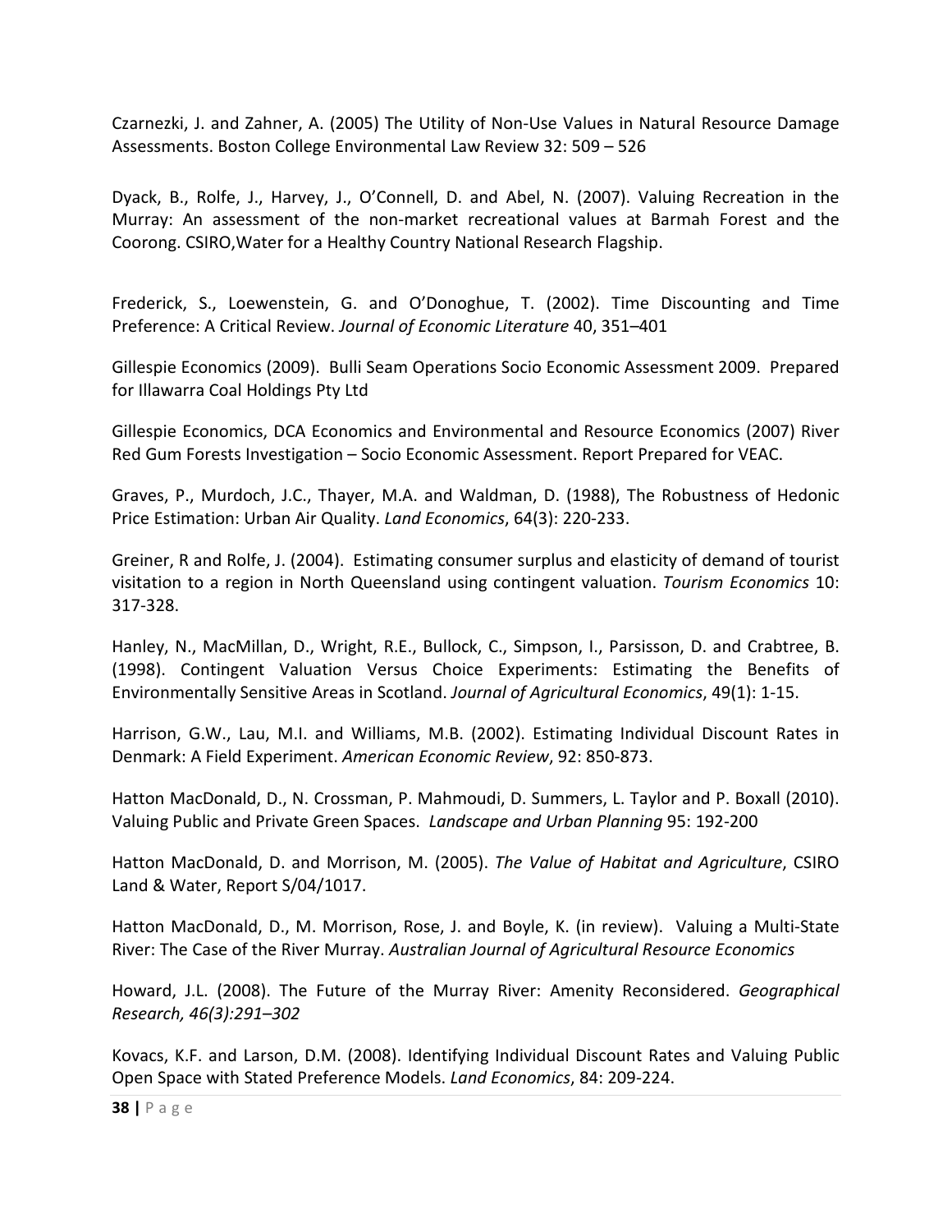Czarnezki, J. and Zahner, A. (2005) The Utility of Non-Use Values in Natural Resource Damage Assessments. Boston College Environmental Law Review 32: 509 – 526

Dyack, B., Rolfe, J., Harvey, J., O'Connell, D. and Abel, N. (2007). Valuing Recreation in the Murray: An assessment of the non-market recreational values at Barmah Forest and the Coorong. CSIRO,Water for a Healthy Country National Research Flagship.

Frederick, S., Loewenstein, G. and O'Donoghue, T. (2002). Time Discounting and Time Preference: A Critical Review. *Journal of Economic Literature* 40, 351–401

Gillespie Economics (2009). Bulli Seam Operations Socio Economic Assessment 2009. Prepared for Illawarra Coal Holdings Pty Ltd

Gillespie Economics, DCA Economics and Environmental and Resource Economics (2007) River Red Gum Forests Investigation – Socio Economic Assessment. Report Prepared for VEAC.

Graves, P., Murdoch, J.C., Thayer, M.A. and Waldman, D. (1988), The Robustness of Hedonic Price Estimation: Urban Air Quality. *Land Economics*, 64(3): 220-233.

Greiner, R and Rolfe, J. (2004). Estimating consumer surplus and elasticity of demand of tourist visitation to a region in North Queensland using contingent valuation. *Tourism Economics* 10: 317-328.

Hanley, N., MacMillan, D., Wright, R.E., Bullock, C., Simpson, I., Parsisson, D. and Crabtree, B. (1998). Contingent Valuation Versus Choice Experiments: Estimating the Benefits of Environmentally Sensitive Areas in Scotland. *Journal of Agricultural Economics*, 49(1): 1-15.

Harrison, G.W., Lau, M.I. and Williams, M.B. (2002). Estimating Individual Discount Rates in Denmark: A Field Experiment. *American Economic Review*, 92: 850-873.

Hatton MacDonald, D., N. Crossman, P. Mahmoudi, D. Summers, L. Taylor and P. Boxall (2010). Valuing Public and Private Green Spaces. *Landscape and Urban Planning* 95: 192-200

Hatton MacDonald, D. and Morrison, M. (2005). *The Value of Habitat and Agriculture*, CSIRO Land & Water, Report S/04/1017.

Hatton MacDonald, D., M. Morrison, Rose, J. and Boyle, K. (in review). Valuing a Multi-State River: The Case of the River Murray. *Australian Journal of Agricultural Resource Economics*

Howard, J.L. (2008). The Future of the Murray River: Amenity Reconsidered. *Geographical Research, 46(3):291–302*

Kovacs, K.F. and Larson, D.M. (2008). Identifying Individual Discount Rates and Valuing Public Open Space with Stated Preference Models. *Land Economics*, 84: 209-224.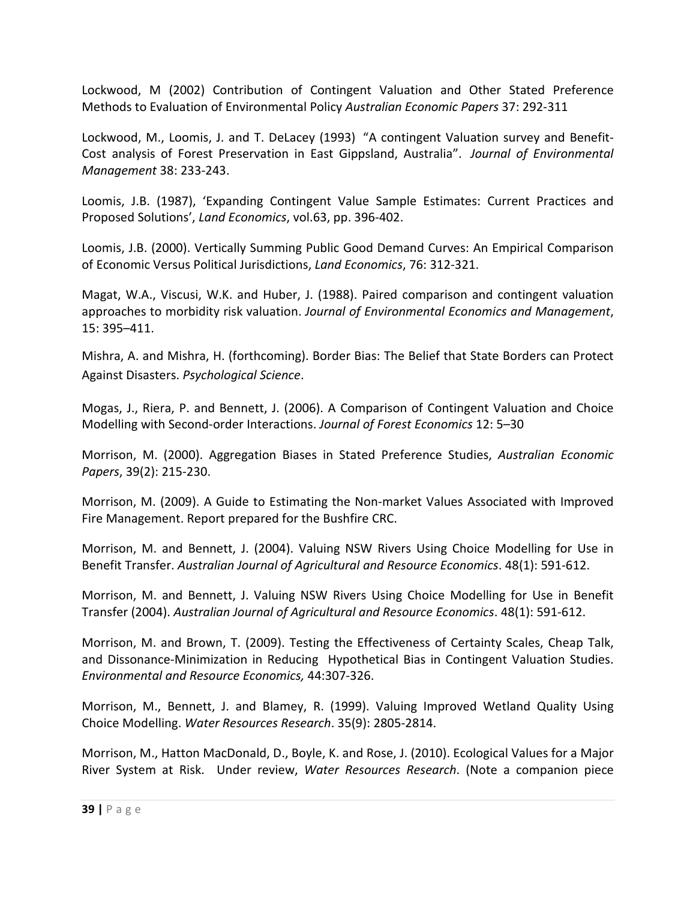Lockwood, M (2002) Contribution of Contingent Valuation and Other Stated Preference Methods to Evaluation of Environmental Policy *Australian Economic Papers* 37: 292-311

Lockwood, M., Loomis, J. and T. DeLacey (1993) "A contingent Valuation survey and Benefit-Cost analysis of Forest Preservation in East Gippsland, Australia". *Journal of Environmental Management* 38: 233-243.

Loomis, J.B. (1987), 'Expanding Contingent Value Sample Estimates: Current Practices and Proposed Solutions', *Land Economics*, vol.63, pp. 396-402.

Loomis, J.B. (2000). Vertically Summing Public Good Demand Curves: An Empirical Comparison of Economic Versus Political Jurisdictions, *Land Economics*, 76: 312-321.

Magat, W.A., Viscusi, W.K. and Huber, J. (1988). Paired comparison and contingent valuation approaches to morbidity risk valuation. *Journal of Environmental Economics and Management*, 15: 395–411.

Mishra, A. and Mishra, H. (forthcoming). Border Bias: The Belief that State Borders can Protect Against Disasters. *Psychological Science*.

Mogas, J., Riera, P. and Bennett, J. (2006). A Comparison of Contingent Valuation and Choice Modelling with Second-order Interactions. *Journal of Forest Economics* 12: 5–30

Morrison, M. (2000). Aggregation Biases in Stated Preference Studies, *Australian Economic Papers*, 39(2): 215-230.

Morrison, M. (2009). A Guide to Estimating the Non-market Values Associated with Improved Fire Management. Report prepared for the Bushfire CRC.

Morrison, M. and Bennett, J. (2004). Valuing NSW Rivers Using Choice Modelling for Use in Benefit Transfer. *Australian Journal of Agricultural and Resource Economics*. 48(1): 591-612.

Morrison, M. and Bennett, J. Valuing NSW Rivers Using Choice Modelling for Use in Benefit Transfer (2004). *Australian Journal of Agricultural and Resource Economics*. 48(1): 591-612.

Morrison, M. and Brown, T. (2009). Testing the Effectiveness of Certainty Scales, Cheap Talk, and Dissonance-Minimization in Reducing Hypothetical Bias in Contingent Valuation Studies. *Environmental and Resource Economics,* 44:307-326.

Morrison, M., Bennett, J. and Blamey, R. (1999). Valuing Improved Wetland Quality Using Choice Modelling. *Water Resources Research*. 35(9): 2805-2814.

Morrison, M., Hatton MacDonald, D., Boyle, K. and Rose, J. (2010). Ecological Values for a Major River System at Risk. Under review, *Water Resources Research*. (Note a companion piece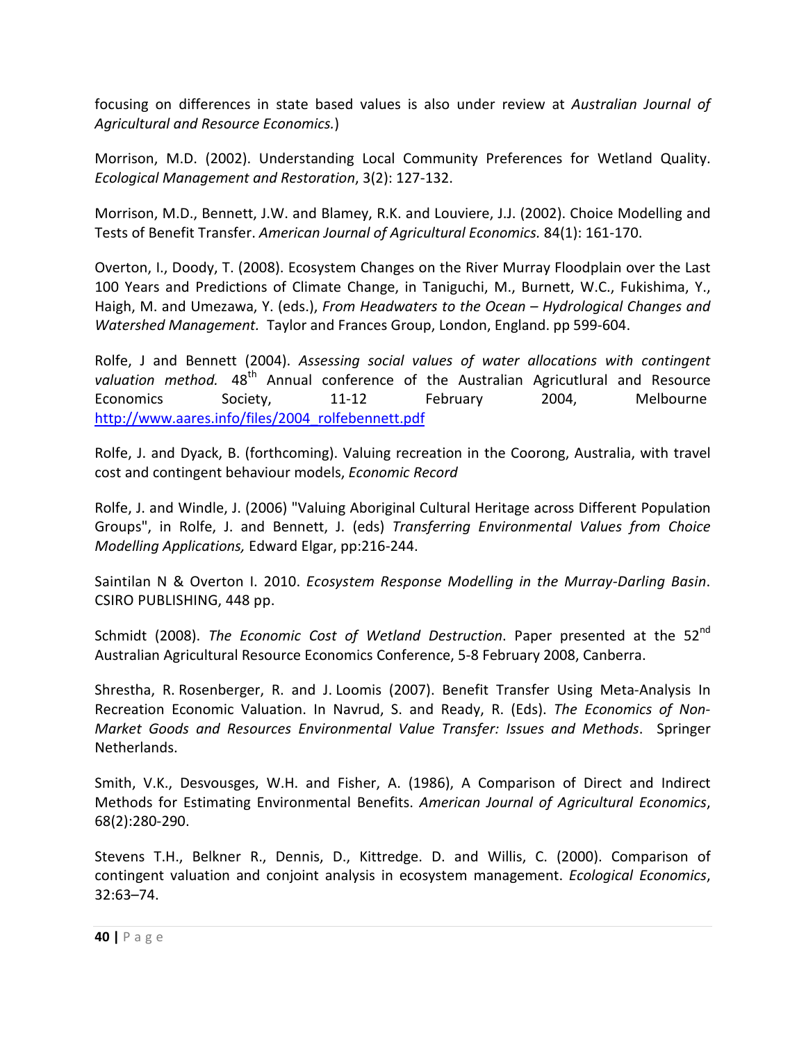focusing on differences in state based values is also under review at *Australian Journal of Agricultural and Resource Economics.*)

Morrison, M.D. (2002). Understanding Local Community Preferences for Wetland Quality. *Ecological Management and Restoration*, 3(2): 127-132.

Morrison, M.D., Bennett, J.W. and Blamey, R.K. and Louviere, J.J. (2002). Choice Modelling and Tests of Benefit Transfer. *American Journal of Agricultural Economics.* 84(1): 161-170.

Overton, I., Doody, T. (2008). Ecosystem Changes on the River Murray Floodplain over the Last 100 Years and Predictions of Climate Change, in Taniguchi, M., Burnett, W.C., Fukishima, Y., Haigh, M. and Umezawa, Y. (eds.), *From Headwaters to the Ocean – Hydrological Changes and Watershed Management.* Taylor and Frances Group, London, England. pp 599-604.

Rolfe, J and Bennett (2004). *Assessing social values of water allocations with contingent valuation method.* 48th Annual conference of the Australian Agricutlural and Resource Economics Society, 11-12 February 2004, Melbourne http://www.aares.info/files/2004_rolfebennett.pdf

Rolfe, J. and Dyack, B. (forthcoming). Valuing recreation in the Coorong, Australia, with travel cost and contingent behaviour models, *Economic Record*

Rolfe, J. and Windle, J. (2006) "Valuing Aboriginal Cultural Heritage across Different Population Groups", in Rolfe, J. and Bennett, J. (eds) *Transferring Environmental Values from Choice Modelling Applications,* Edward Elgar, pp:216-244.

Saintilan N & Overton I. 2010. *Ecosystem Response Modelling in the Murray-Darling Basin*. CSIRO PUBLISHING, 448 pp.

Schmidt (2008). *The Economic Cost of Wetland Destruction*. Paper presented at the 52nd Australian Agricultural Resource Economics Conference, 5-8 February 2008, Canberra.

Shrestha, R. Rosenberger, R. and J. Loomis (2007). Benefit Transfer Using Meta-Analysis In Recreation Economic Valuation. In Navrud, S. and Ready, R. (Eds). *The Economics of Non-Market Goods and Resources Environmental Value Transfer: Issues and Methods*. Springer Netherlands.

Smith, V.K., Desvousges, W.H. and Fisher, A. (1986), A Comparison of Direct and Indirect Methods for Estimating Environmental Benefits. *American Journal of Agricultural Economics*, 68(2):280-290.

Stevens T.H., Belkner R., Dennis, D., Kittredge. D. and Willis, C. (2000). Comparison of contingent valuation and conjoint analysis in ecosystem management. *Ecological Economics*, 32:63–74.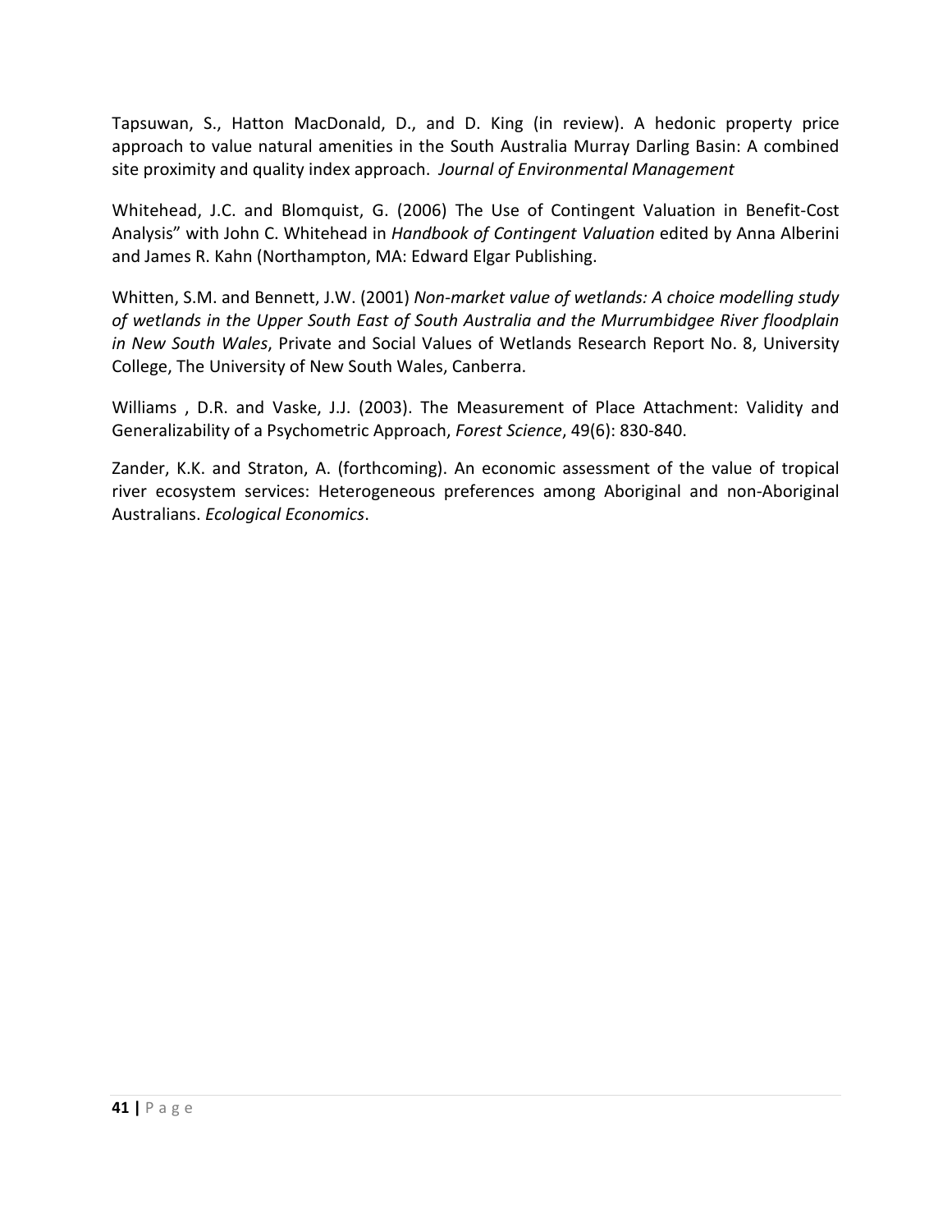Tapsuwan, S., Hatton MacDonald, D., and D. King (in review). A hedonic property price approach to value natural amenities in the South Australia Murray Darling Basin: A combined site proximity and quality index approach. *Journal of Environmental Management*

Whitehead, J.C. and Blomquist, G. (2006) The Use of Contingent Valuation in Benefit-Cost Analysis" with John C. Whitehead in *Handbook of Contingent Valuation* edited by Anna Alberini and James R. Kahn (Northampton, MA: Edward Elgar Publishing.

Whitten, S.M. and Bennett, J.W. (2001) *Non-market value of wetlands: A choice modelling study of wetlands in the Upper South East of South Australia and the Murrumbidgee River floodplain in New South Wales*, Private and Social Values of Wetlands Research Report No. 8, University College, The University of New South Wales, Canberra.

Williams , D.R. and Vaske, J.J. (2003). The Measurement of Place Attachment: Validity and Generalizability of a Psychometric Approach, *Forest Science*, 49(6): 830-840.

Zander, K.K. and Straton, A. (forthcoming). An economic assessment of the value of tropical river ecosystem services: Heterogeneous preferences among Aboriginal and non-Aboriginal Australians. *Ecological Economics*.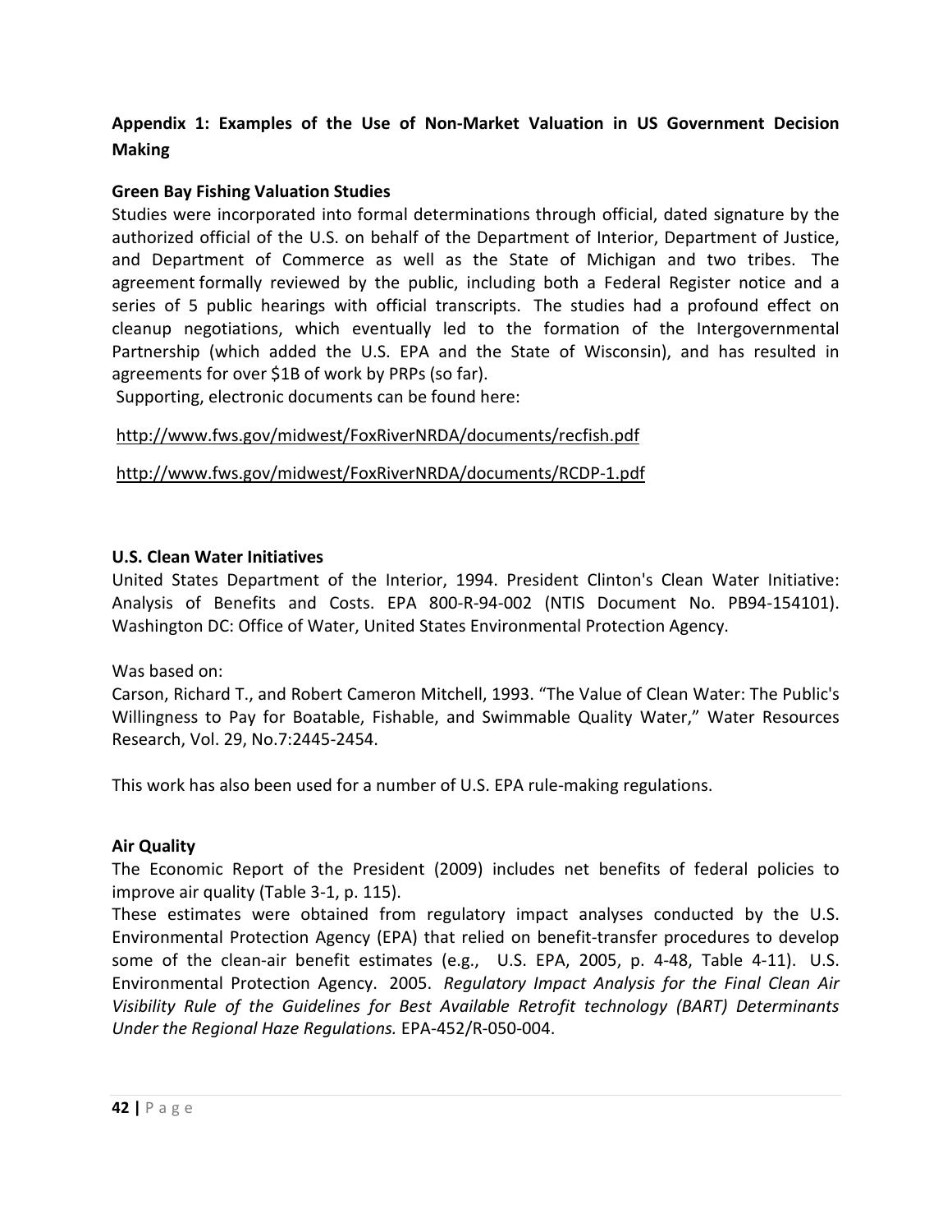## Appendix 1: Examples of the Use of Non-Market Valuation in US Government Decision Making

### Green Bay Fishing Valuation Studies

Studies were incorporated into formal determinations through official, dated signature by the authorized official of the U.S. on behalf of the Department of Interior, Department of Justice, and Department of Commerce as well as the State of Michigan and two tribes. The agreement formally reviewed by the public, including both a Federal Register notice and a series of 5 public hearings with official transcripts. The studies had a profound effect on cleanup negotiations, which eventually led to the formation of the Intergovernmental Partnership (which added the U.S. EPA and the State of Wisconsin), and has resulted in agreements for over $1B of work by PRPs (so far).

Supporting, electronic documents can be found here:

http://www.fws.gov/midwest/FoxRiverNRDA/documents/recfish.pdf

http://www.fws.gov/midwest/FoxRiverNRDA/documents/RCDP-1.pdf

### U.S. Clean Water Initiatives

United States Department of the Interior, 1994. President Clinton's Clean Water Initiative: Analysis of Benefits and Costs. EPA 800-R-94-002 (NTIS Document No. PB94-154101). Washington DC: Office of Water, United States Environmental Protection Agency.

Was based on:

Carson, Richard T., and Robert Cameron Mitchell, 1993. "The Value of Clean Water: The Public's Willingness to Pay for Boatable, Fishable, and Swimmable Quality Water," Water Resources Research, Vol. 29, No.7:2445-2454.

This work has also been used for a number of U.S. EPA rule-making regulations.

### Air Quality

The Economic Report of the President (2009) includes net benefits of federal policies to improve air quality (Table 3-1, p. 115).

These estimates were obtained from regulatory impact analyses conducted by the U.S. Environmental Protection Agency (EPA) that relied on benefit-transfer procedures to develop some of the clean-air benefit estimates (e.g., U.S. EPA, 2005, p. 4-48, Table 4-11). U.S. Environmental Protection Agency. 2005. *Regulatory Impact Analysis for the Final Clean Air Visibility Rule of the Guidelines for Best Available Retrofit technology (BART) Determinants Under the Regional Haze Regulations.* EPA-452/R-050-004.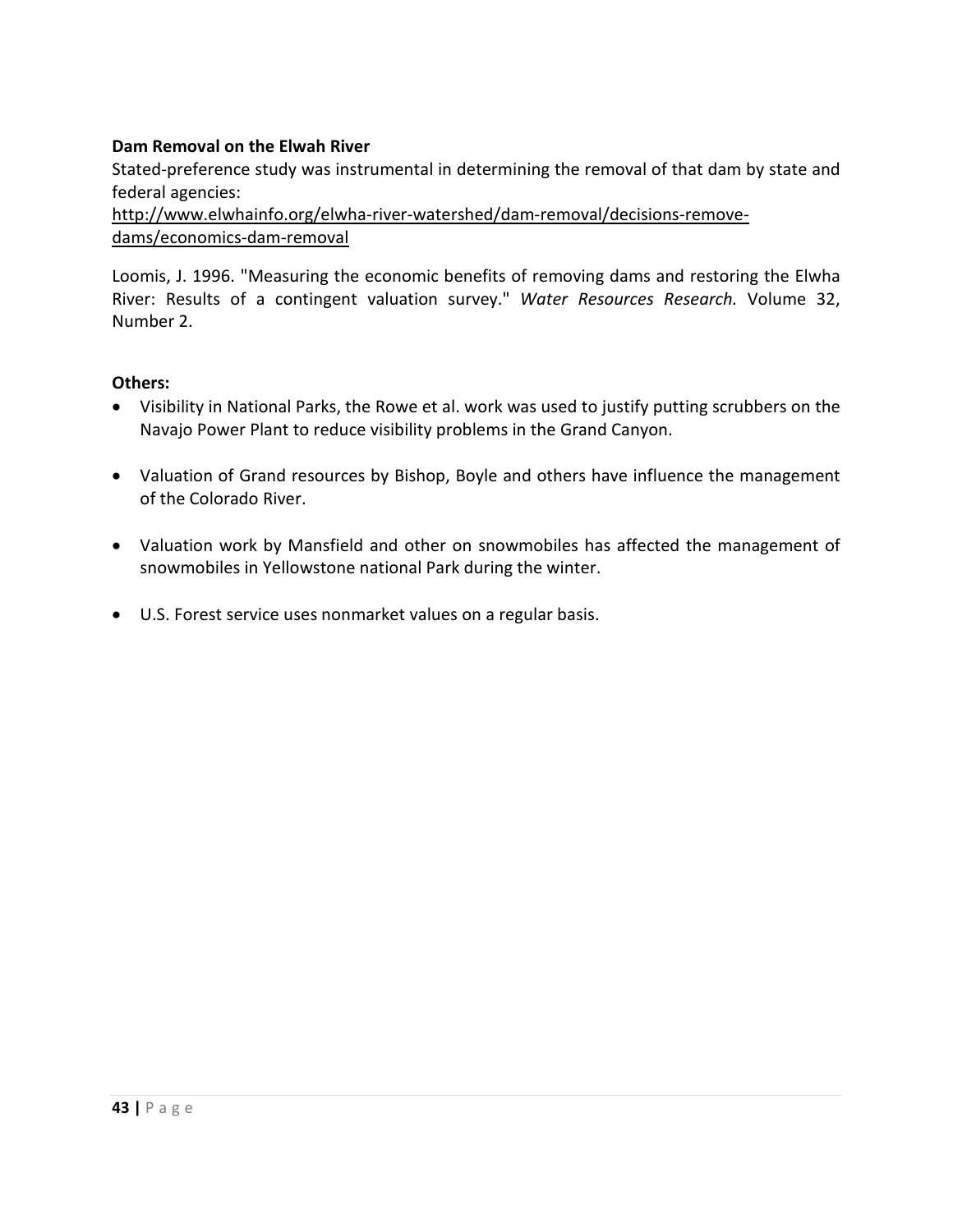**Dam Removal on the Elwah River**

Stated-preference study was instrumental in determining the removal of that dam by state and federal agencies:

http://www.elwhainfo.org/elwha-river-watershed/dam-removal/decisions-remove-dams/economics-dam-removal

Loomis, J. 1996. "Measuring the economic benefits of removing dams and restoring the Elwha River: Results of a contingent valuation survey." *Water Resources Research.* Volume 32, Number 2.

**Others:**

- Visibility in National Parks, the Rowe et al. work was used to justify putting scrubbers on the Navajo Power Plant to reduce visibility problems in the Grand Canyon.
- Valuation of Grand resources by Bishop, Boyle and others have influence the management of the Colorado River.
- Valuation work by Mansfield and other on snowmobiles has affected the management of snowmobiles in Yellowstone national Park during the winter.
- U.S. Forest service uses nonmarket values on a regular basis.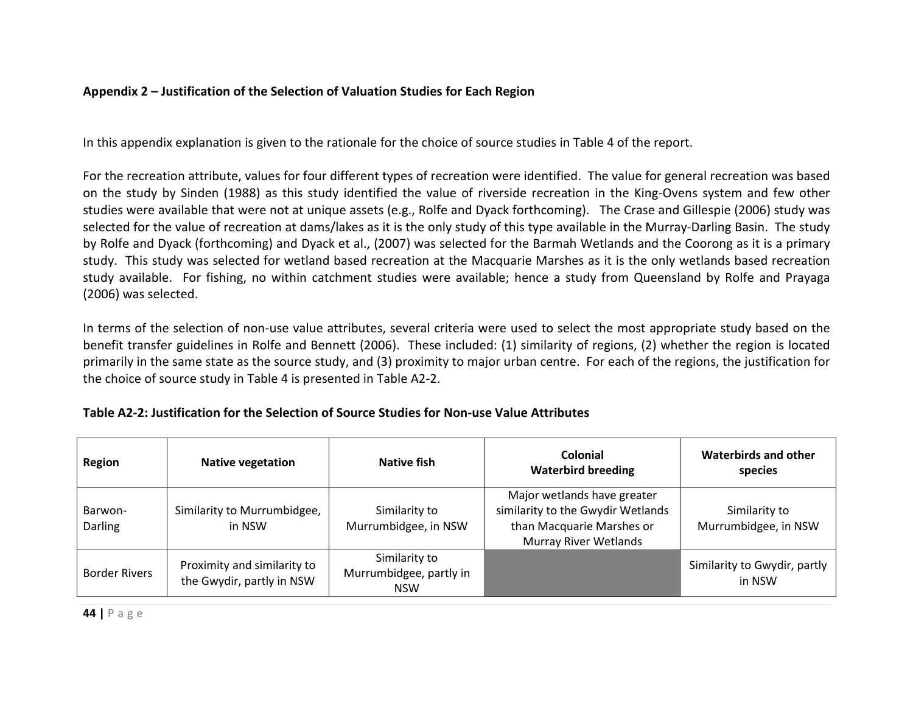## Appendix 2 – Justification of the Selection of Valuation Studies for Each Region

In this appendix explanation is given to the rationale for the choice of source studies in Table 4 of the report.

For the recreation attribute, values for four different types of recreation were identified. The value for general recreation was based on the study by Sinden (1988) as this study identified the value of riverside recreation in the King-Ovens system and few other studies were available that were not at unique assets (e.g., Rolfe and Dyack forthcoming). The Crase and Gillespie (2006) study was selected for the value of recreation at dams/lakes as it is the only study of this type available in the Murray-Darling Basin. The study by Rolfe and Dyack (forthcoming) and Dyack et al., (2007) was selected for the Barmah Wetlands and the Coorong as it is a primary study. This study was selected for wetland based recreation at the Macquarie Marshes as it is the only wetlands based recreation study available. For fishing, no within catchment studies were available; hence a study from Queensland by Rolfe and Prayaga (2006) was selected.

In terms of the selection of non-use value attributes, several criteria were used to select the most appropriate study based on the benefit transfer guidelines in Rolfe and Bennett (2006). These included: (1) similarity of regions, (2) whether the region is located primarily in the same state as the source study, and (3) proximity to major urban centre. For each of the regions, the justification for the choice of source study in Table 4 is presented in Table A2-2.

**Table A2-2: Justification for the Selection of Source Studies for Non-use Value Attributes**

| Region | Native vegetation | Native fish | Colonial Waterbird breeding | Waterbirds and other species |
|---|---|---|---|---|
| Barwon-Darling | Similarity to Murrumbidgee, in NSW | Similarity to Murrumbidgee, in NSW | Major wetlands have greater similarity to the Gwydir Wetlands than Macquarie Marshes or Murray River Wetlands | Similarity to Murrumbidgee, in NSW |
| Border Rivers | Proximity and similarity to the Gwydir, partly in NSW | Similarity to Murrumbidgee, partly in NSW | | Similarity to Gwydir, partly in NSW |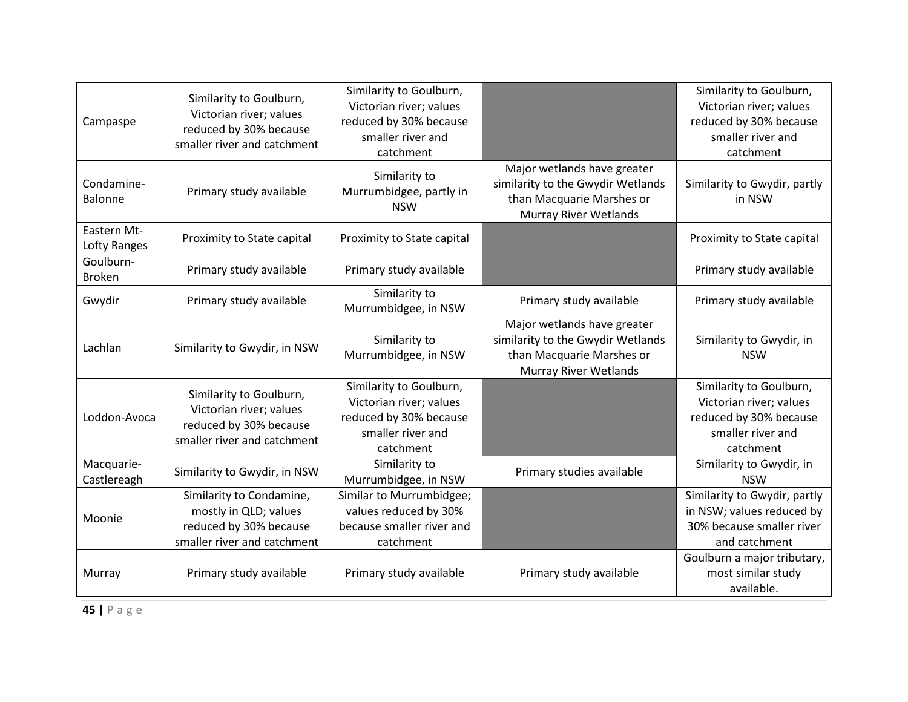| | | | | |
|---|---|---|---|---|
| Campaspe | Similarity to Goulburn, Victorian river; values reduced by 30% because smaller river and catchment | Similarity to Goulburn, Victorian river; values reduced by 30% because smaller river and catchment | | Similarity to Goulburn, Victorian river; values reduced by 30% because smaller river and catchment |
| Condamine-Balonne | Primary study available | Similarity to Murrumbidgee, partly in NSW | Major wetlands have greater similarity to the Gwydir Wetlands than Macquarie Marshes or Murray River Wetlands | Similarity to Gwydir, partly in NSW |
| Eastern Mt-Lofty Ranges | Proximity to State capital | Proximity to State capital | | Proximity to State capital |
| Goulburn-Broken | Primary study available | Primary study available | | Primary study available |
| Gwydir | Primary study available | Similarity to Murrumbidgee, in NSW | Primary study available | Primary study available |
| Lachlan | Similarity to Gwydir, in NSW | Similarity to Murrumbidgee, in NSW | Major wetlands have greater similarity to the Gwydir Wetlands than Macquarie Marshes or Murray River Wetlands | Similarity to Gwydir, in NSW |
| Loddon-Avoca | Similarity to Goulburn, Victorian river; values reduced by 30% because smaller river and catchment | Similarity to Goulburn, Victorian river; values reduced by 30% because smaller river and catchment | | Similarity to Goulburn, Victorian river; values reduced by 30% because smaller river and catchment |
| Macquarie-Castlereagh | Similarity to Gwydir, in NSW | Similarity to Murrumbidgee, in NSW | Primary studies available | Similarity to Gwydir, in NSW |
| Moonie | Similarity to Condamine, mostly in QLD; values reduced by 30% because smaller river and catchment | Similar to Murrumbidgee; values reduced by 30% because smaller river and catchment | | Similarity to Gwydir, partly in NSW; values reduced by 30% because smaller river and catchment |
| Murray | Primary study available | Primary study available | Primary study available | Goulburn a major tributary, most similar study available. |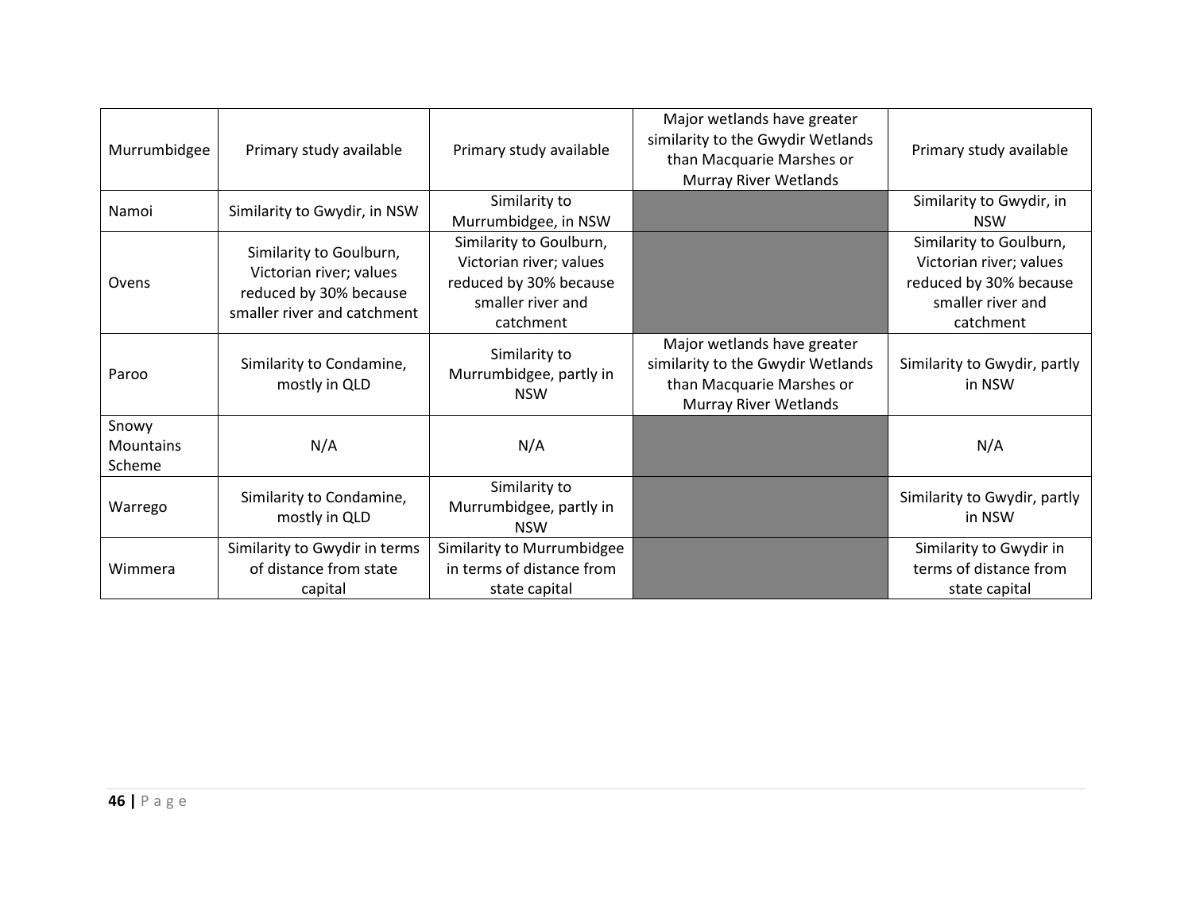| | | | | |
|---|---|---|---|---|
| Murrumbidgee | Primary study available | Primary study available | Major wetlands have greater similarity to the Gwydir Wetlands than Macquarie Marshes or Murray River Wetlands | Primary study available |
| Namoi | Similarity to Gwydir, in NSW | Similarity to Murrumbidgee, in NSW | | Similarity to Gwydir, in NSW |
| Ovens | Similarity to Goulburn, Victorian river; values reduced by 30% because smaller river and catchment | Similarity to Goulburn, Victorian river; values reduced by 30% because smaller river and catchment | | Similarity to Goulburn, Victorian river; values reduced by 30% because smaller river and catchment |
| Paroo | Similarity to Condamine, mostly in QLD | Similarity to Murrumbidgee, partly in NSW | Major wetlands have greater similarity to the Gwydir Wetlands than Macquarie Marshes or Murray River Wetlands | Similarity to Gwydir, partly in NSW |
| Snowy Mountains Scheme | N/A | N/A | | N/A |
| Warrego | Similarity to Condamine, mostly in QLD | Similarity to Murrumbidgee, partly in NSW | | Similarity to Gwydir, partly in NSW |
| Wimmera | Similarity to Gwydir in terms of distance from state capital | Similarity to Murrumbidgee in terms of distance from state capital | | Similarity to Gwydir in terms of distance from state capital |